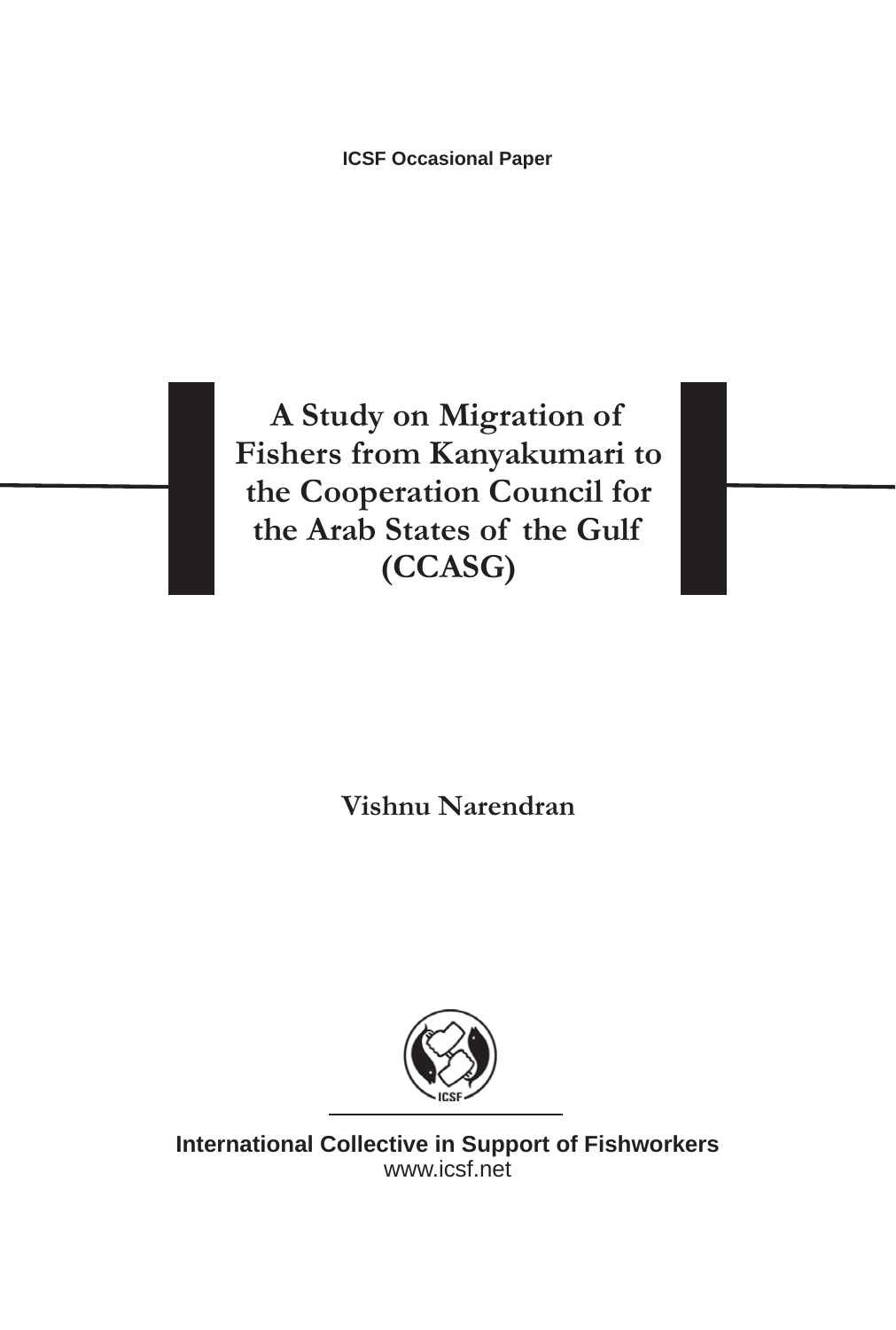ICSF Occasional Paper

# A Study on Migration of Fishers from Kanyakumari to the Cooperation Council for the Arab States of the Gulf (CCASG)

**Vishnu Narendran**

**International Collective in Support of Fishworkers**

www.icsf.net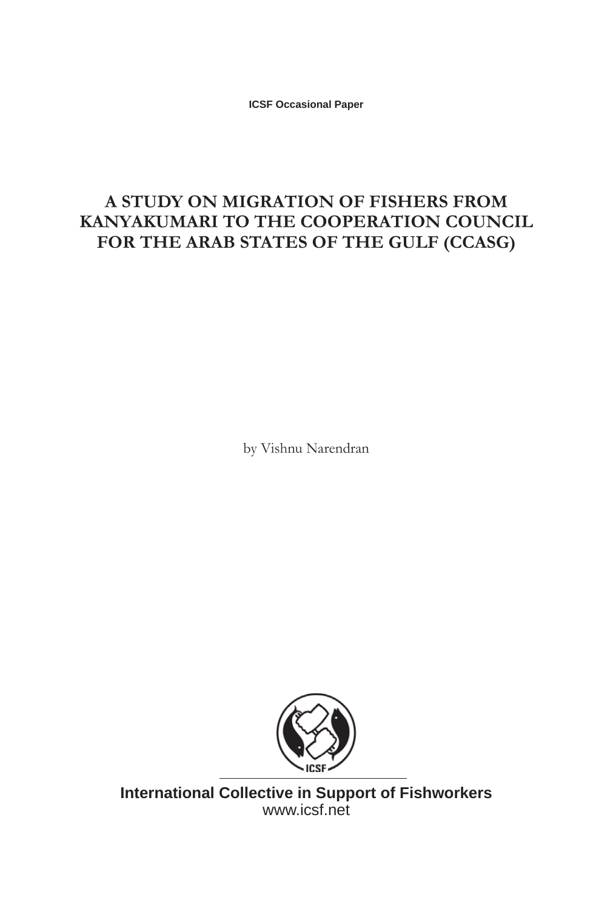ICSF Occasional Paper

# A STUDY ON MIGRATION OF FISHERS FROM KANYAKUMARI TO THE COOPERATION COUNCIL FOR THE ARAB STATES OF THE GULF (CCASG)

by Vishnu Narendran

**International Collective in Support of Fishworkers**
www.icsf.net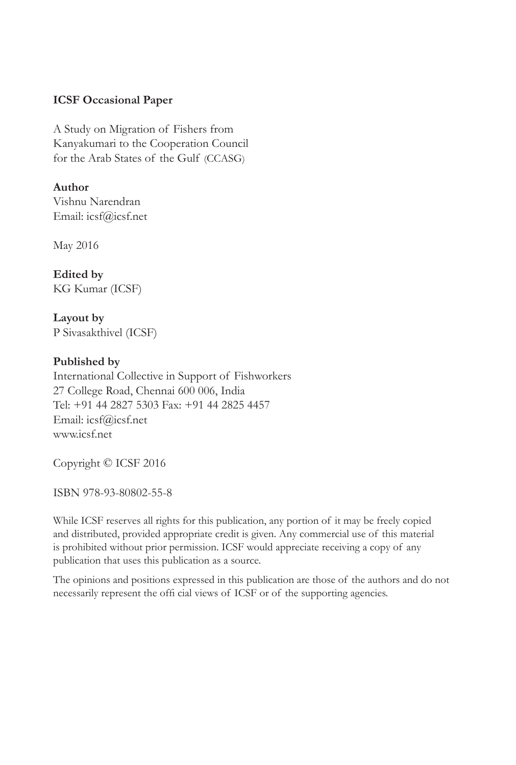**ICSF Occasional Paper**

A Study on Migration of Fishers from Kanyakumari to the Cooperation Council for the Arab States of the Gulf (CCASG)

**Author**
Vishnu Narendran
Email: icsf@icsf.net

May 2016

**Edited by**
KG Kumar (ICSF)

**Layout by**
P Sivasakthivel (ICSF)

**Published by**
International Collective in Support of Fishworkers
27 College Road, Chennai 600 006, India
Tel: +91 44 2827 5303 Fax: +91 44 2825 4457
Email: icsf@icsf.net
www.icsf.net

Copyright © ICSF 2016

ISBN 978-93-80802-55-8

While ICSF reserves all rights for this publication, any portion of it may be freely copied and distributed, provided appropriate credit is given. Any commercial use of this material is prohibited without prior permission. ICSF would appreciate receiving a copy of any publication that uses this publication as a source.

The opinions and positions expressed in this publication are those of the authors and do not necessarily represent the offi cial views of ICSF or of the supporting agencies.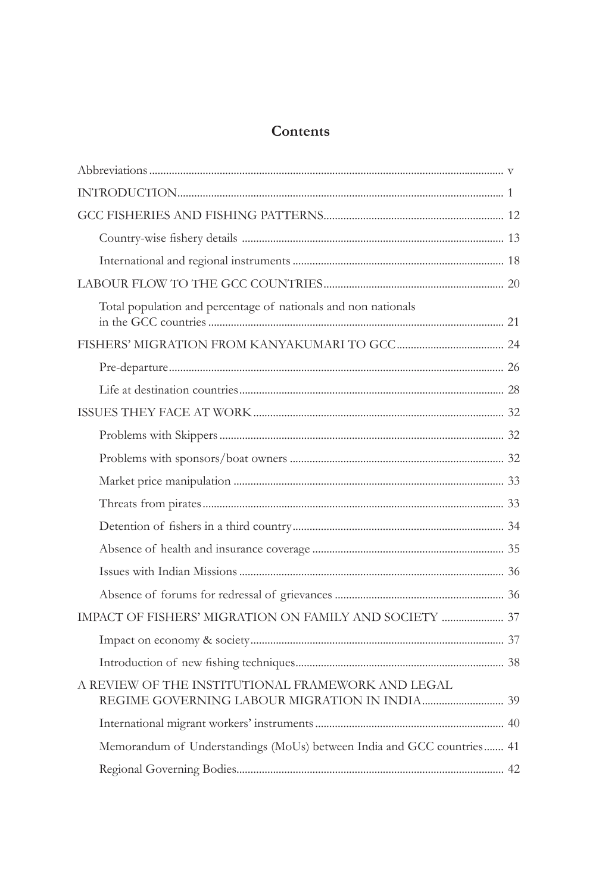# Contents

| | |
|---|---|
| Abbreviations | v |
| INTRODUCTION | 1 |
| GCC FISHERIES AND FISHING PATTERNS | 12 |
| Country-wise fishery details | 13 |
| International and regional instruments | 18 |
| LABOUR FLOW TO THE GCC COUNTRIES | 20 |
| Total population and percentage of nationals and non nationals in the GCC countries | 21 |
| FISHERS' MIGRATION FROM KANYAKUMARI TO GCC | 24 |
| Pre-departure | 26 |
| Life at destination countries | 28 |
| ISSUES THEY FACE AT WORK | 32 |
| Problems with Skippers | 32 |
| Problems with sponsors/boat owners | 32 |
| Market price manipulation | 33 |
| Threats from pirates | 33 |
| Detention of fishers in a third country | 34 |
| Absence of health and insurance coverage | 35 |
| Issues with Indian Missions | 36 |
| Absence of forums for redressal of grievances | 36 |
| IMPACT OF FISHERS' MIGRATION ON FAMILY AND SOCIETY | 37 |
| Impact on economy & society | 37 |
| Introduction of new fishing techniques | 38 |
| A REVIEW OF THE INSTITUTIONAL FRAMEWORK AND LEGAL REGIME GOVERNING LABOUR MIGRATION IN INDIA | 39 |
| International migrant workers' instruments | 40 |
| Memorandum of Understandings (MoUs) between India and GCC countries | 41 |
| Regional Governing Bodies | 42 |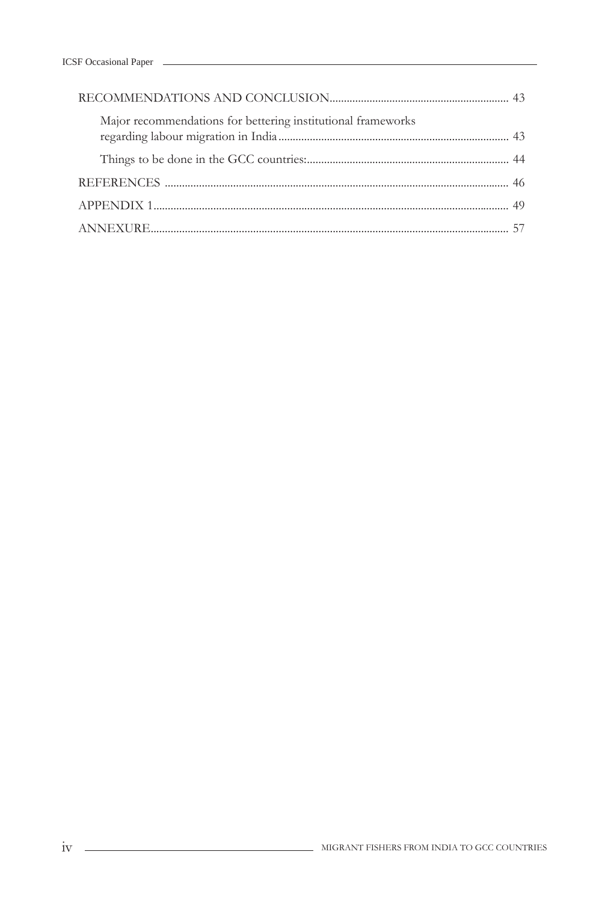RECOMMENDATIONS AND CONCLUSION............................................................. 43

Major recommendations for bettering institutional frameworks regarding labour migration in India................................................................................ 43

Things to be done in the GCC countries:...................................................................... 44

REFERENCES ........................................................................................................ 46

APPENDIX 1............................................................................................................. 49

ANNEXURE............................................................................................................. 57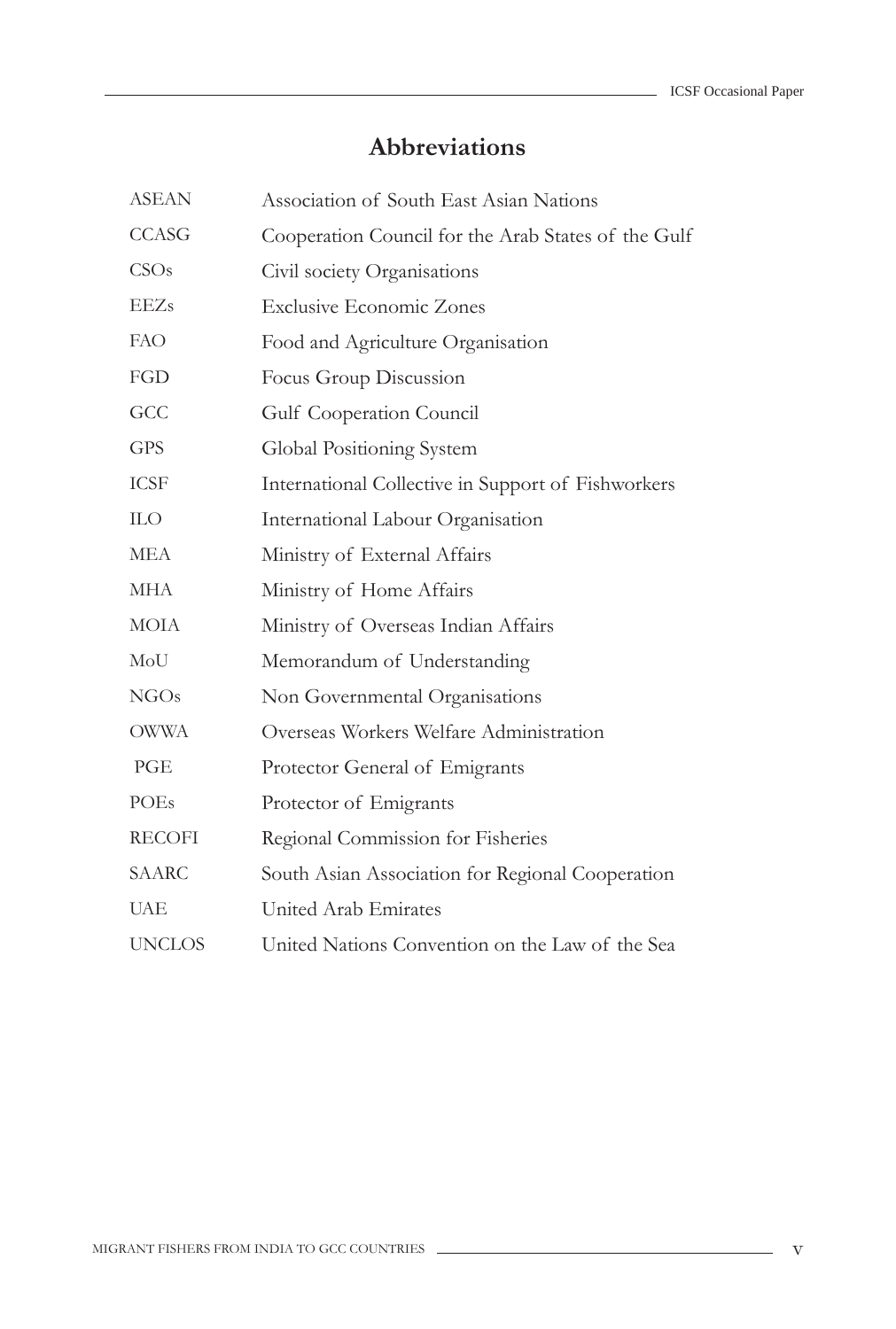# Abbreviations

| | |
|---|---|
| ASEAN | Association of South East Asian Nations |
| CCASG | Cooperation Council for the Arab States of the Gulf |
| CSOs | Civil society Organisations |
| EEZs | Exclusive Economic Zones |
| FAO | Food and Agriculture Organisation |
| FGD | Focus Group Discussion |
| GCC | Gulf Cooperation Council |
| GPS | Global Positioning System |
| ICSF | International Collective in Support of Fishworkers |
| ILO | International Labour Organisation |
| MEA | Ministry of External Affairs |
| MHA | Ministry of Home Affairs |
| MOIA | Ministry of Overseas Indian Affairs |
| MoU | Memorandum of Understanding |
| NGOs | Non Governmental Organisations |
| OWWA | Overseas Workers Welfare Administration |
| PGE | Protector General of Emigrants |
| POEs | Protector of Emigrants |
| RECOFI | Regional Commission for Fisheries |
| SAARC | South Asian Association for Regional Cooperation |
| UAE | United Arab Emirates |
| UNCLOS | United Nations Convention on the Law of the Sea |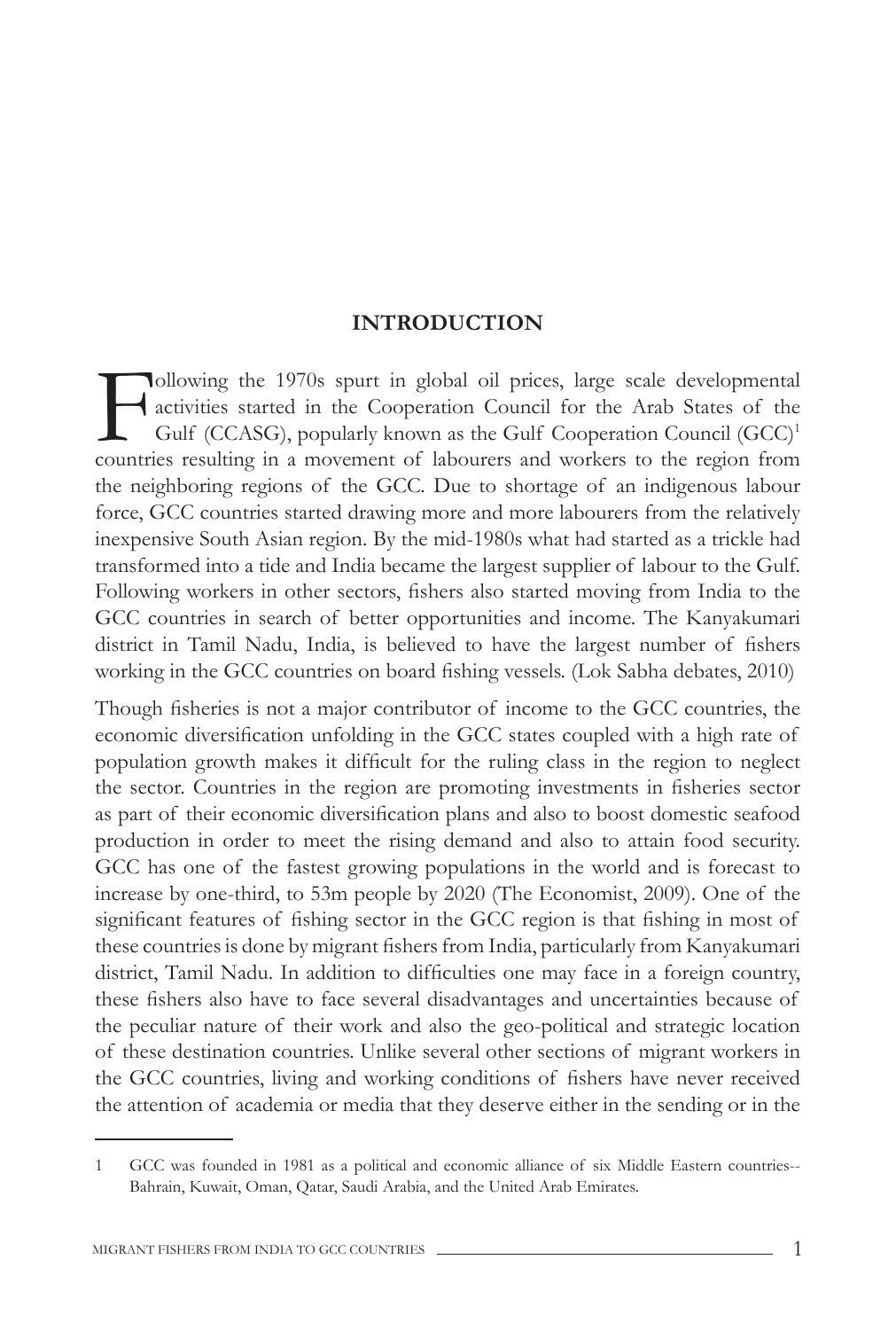# INTRODUCTION

Following the 1970s spurt in global oil prices, large scale developmental activities started in the Cooperation Council for the Arab States of the Gulf (CCASG), popularly known as the Gulf Cooperation Council (GCC)[1] countries resulting in a movement of labourers and workers to the region from the neighboring regions of the GCC. Due to shortage of an indigenous labour force, GCC countries started drawing more and more labourers from the relatively inexpensive South Asian region. By the mid-1980s what had started as a trickle had transformed into a tide and India became the largest supplier of labour to the Gulf. Following workers in other sectors, fishers also started moving from India to the GCC countries in search of better opportunities and income. The Kanyakumari district in Tamil Nadu, India, is believed to have the largest number of fishers working in the GCC countries on board fishing vessels. (Lok Sabha debates, 2010)

Though fisheries is not a major contributor of income to the GCC countries, the economic diversification unfolding in the GCC states coupled with a high rate of population growth makes it difficult for the ruling class in the region to neglect the sector. Countries in the region are promoting investments in fisheries sector as part of their economic diversification plans and also to boost domestic seafood production in order to meet the rising demand and also to attain food security. GCC has one of the fastest growing populations in the world and is forecast to increase by one-third, to 53m people by 2020 (The Economist, 2009). One of the significant features of fishing sector in the GCC region is that fishing in most of these countries is done by migrant fishers from India, particularly from Kanyakumari district, Tamil Nadu. In addition to difficulties one may face in a foreign country, these fishers also have to face several disadvantages and uncertainties because of the peculiar nature of their work and also the geo-political and strategic location of these destination countries. Unlike several other sections of migrant workers in the GCC countries, living and working conditions of fishers have never received the attention of academia or media that they deserve either in the sending or in the

---

1 GCC was founded in 1981 as a political and economic alliance of six Middle Eastern countries-- Bahrain, Kuwait, Oman, Qatar, Saudi Arabia, and the United Arab Emirates.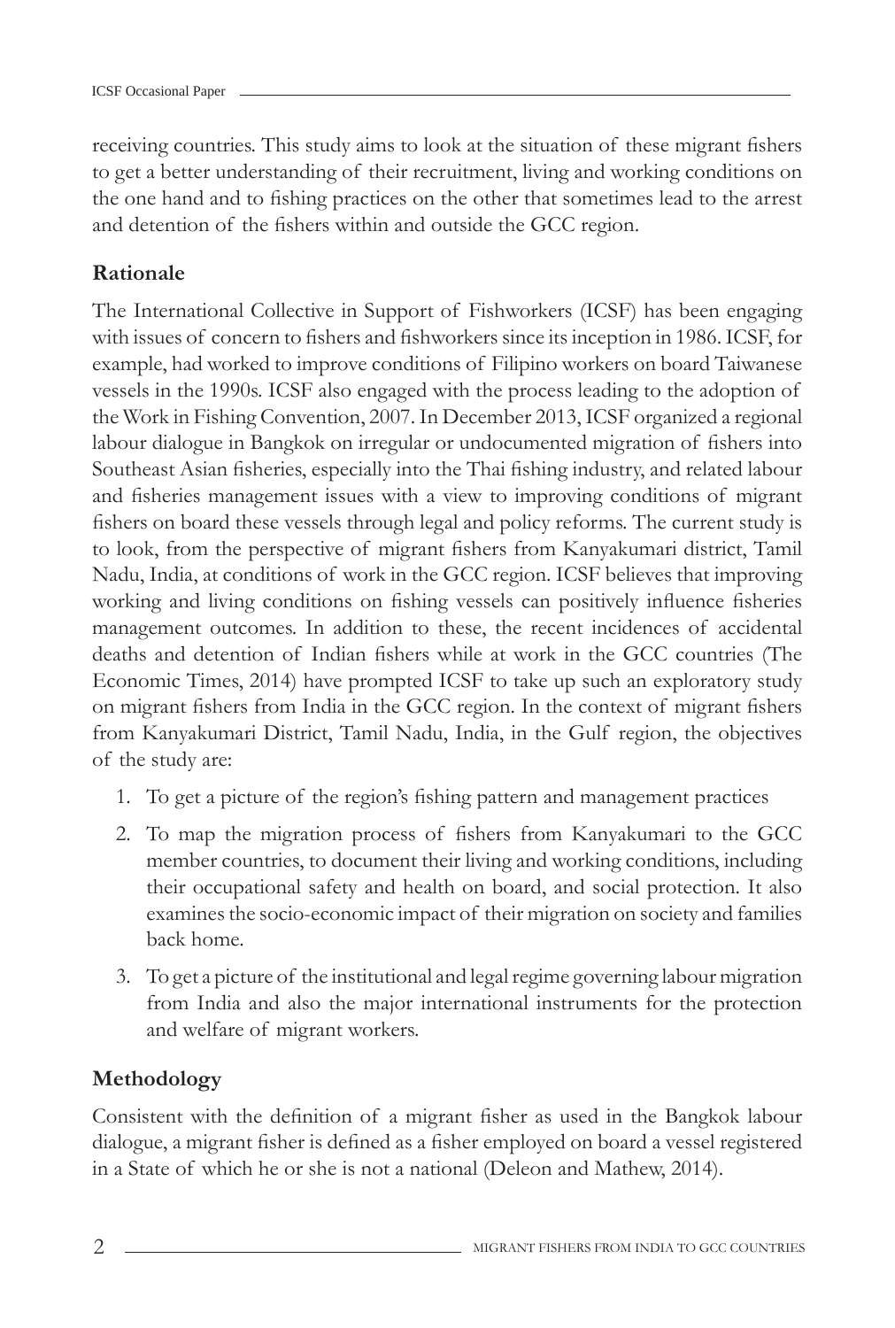receiving countries. This study aims to look at the situation of these migrant fishers to get a better understanding of their recruitment, living and working conditions on the one hand and to fishing practices on the other that sometimes lead to the arrest and detention of the fishers within and outside the GCC region.

## Rationale

The International Collective in Support of Fishworkers (ICSF) has been engaging with issues of concern to fishers and fishworkers since its inception in 1986. ICSF, for example, had worked to improve conditions of Filipino workers on board Taiwanese vessels in the 1990s. ICSF also engaged with the process leading to the adoption of the Work in Fishing Convention, 2007. In December 2013, ICSF organized a regional labour dialogue in Bangkok on irregular or undocumented migration of fishers into Southeast Asian fisheries, especially into the Thai fishing industry, and related labour and fisheries management issues with a view to improving conditions of migrant fishers on board these vessels through legal and policy reforms. The current study is to look, from the perspective of migrant fishers from Kanyakumari district, Tamil Nadu, India, at conditions of work in the GCC region. ICSF believes that improving working and living conditions on fishing vessels can positively influence fisheries management outcomes. In addition to these, the recent incidences of accidental deaths and detention of Indian fishers while at work in the GCC countries (The Economic Times, 2014) have prompted ICSF to take up such an exploratory study on migrant fishers from India in the GCC region. In the context of migrant fishers from Kanyakumari District, Tamil Nadu, India, in the Gulf region, the objectives of the study are:

1. To get a picture of the region's fishing pattern and management practices
2. To map the migration process of fishers from Kanyakumari to the GCC member countries, to document their living and working conditions, including their occupational safety and health on board, and social protection. It also examines the socio-economic impact of their migration on society and families back home.
3. To get a picture of the institutional and legal regime governing labour migration from India and also the major international instruments for the protection and welfare of migrant workers.

## Methodology

Consistent with the definition of a migrant fisher as used in the Bangkok labour dialogue, a migrant fisher is defined as a fisher employed on board a vessel registered in a State of which he or she is not a national (Deleon and Mathew, 2014).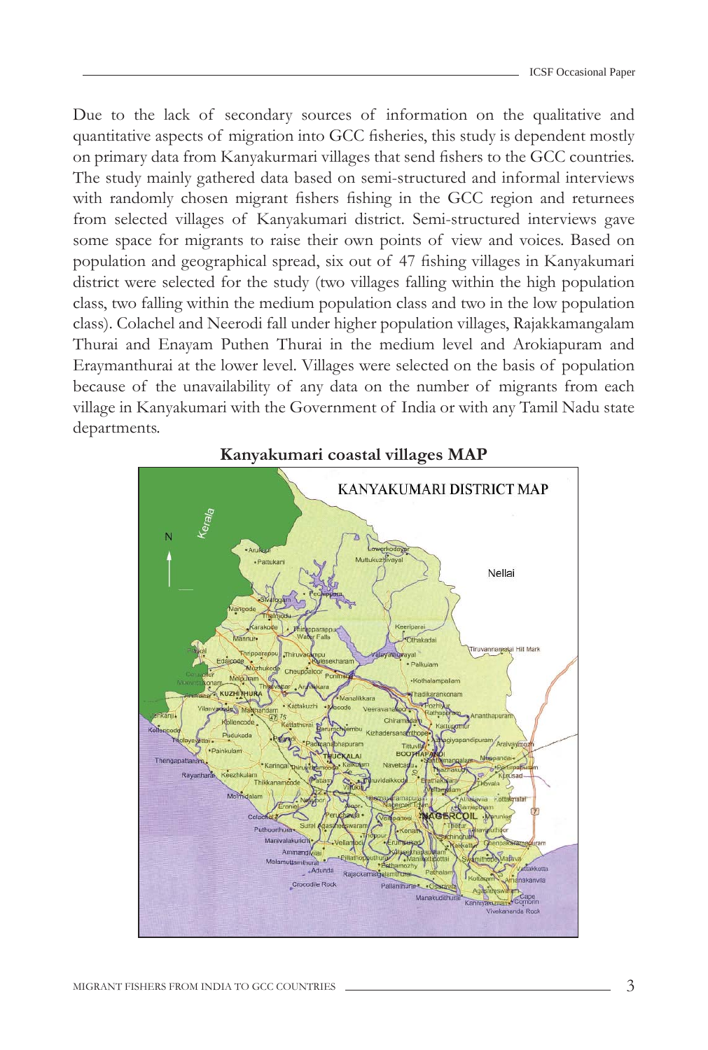Due to the lack of secondary sources of information on the qualitative and quantitative aspects of migration into GCC fisheries, this study is dependent mostly on primary data from Kanyakurmari villages that send fishers to the GCC countries. The study mainly gathered data based on semi-structured and informal interviews with randomly chosen migrant fishers fishing in the GCC region and returnees from selected villages of Kanyakumari district. Semi-structured interviews gave some space for migrants to raise their own points of view and voices. Based on population and geographical spread, six out of 47 fishing villages in Kanyakumari district were selected for the study (two villages falling within the high population class, two falling within the medium population class and two in the low population class). Colachel and Neerodi fall under higher population villages, Rajakkamangalam Thurai and Enayam Puthen Thurai in the medium level and Arokiapuram and Eraymanthurai at the lower level. Villages were selected on the basis of population because of the unavailability of any data on the number of migrants from each village in Kanyakumari with the Government of India or with any Tamil Nadu state departments.

**Kanyakumari coastal villages MAP**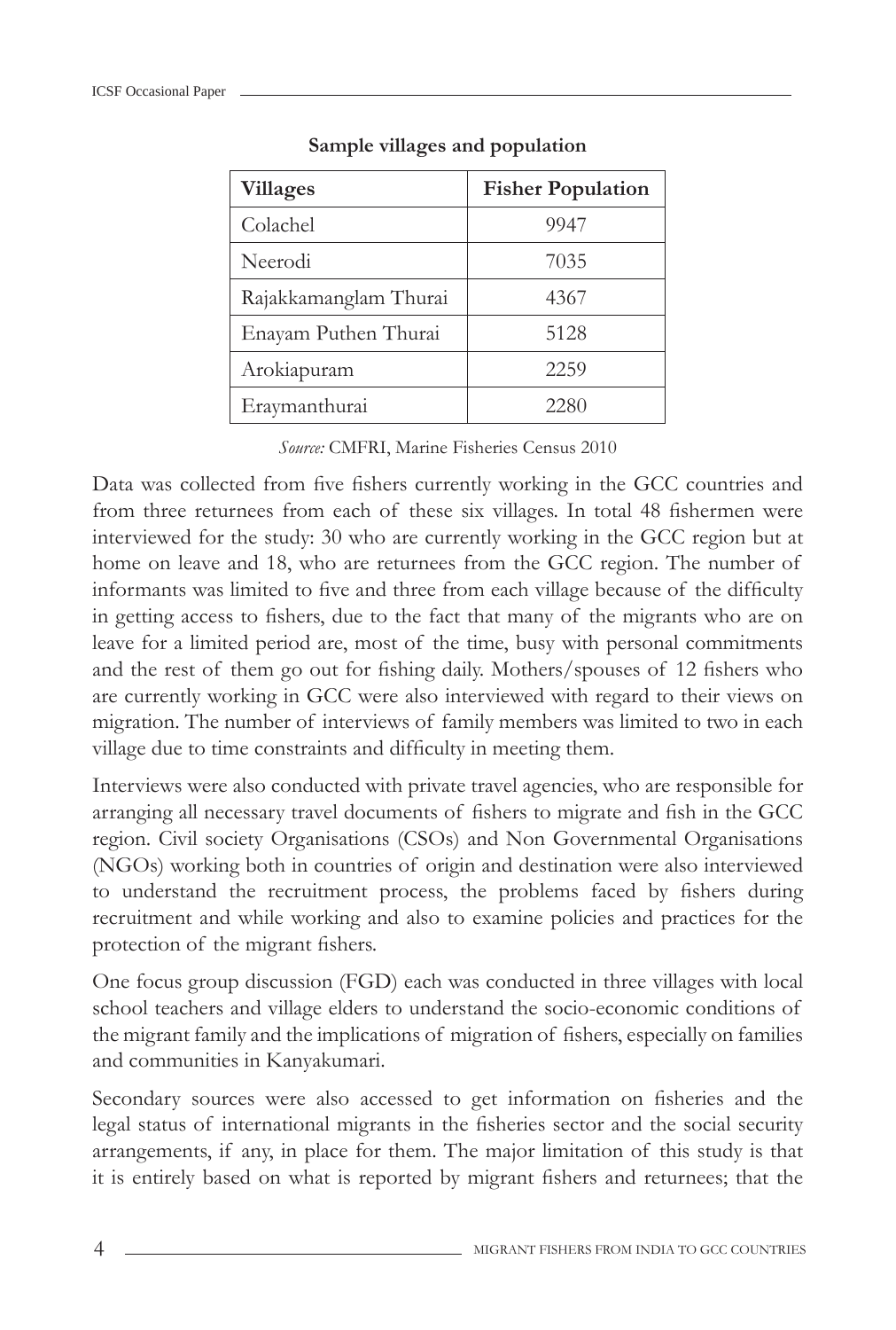**Sample villages and population**

| Villages | Fisher Population |
|---|---|
| Colachel | 9947 |
| Neerodi | 7035 |
| Rajakkamanglam Thurai | 4367 |
| Enayam Puthen Thurai | 5128 |
| Arokiapuram | 2259 |
| Eraymanthurai | 2280 |

*Source:* CMFRI, Marine Fisheries Census 2010

Data was collected from five fishers currently working in the GCC countries and from three returnees from each of these six villages. In total 48 fishermen were interviewed for the study: 30 who are currently working in the GCC region but at home on leave and 18, who are returnees from the GCC region. The number of informants was limited to five and three from each village because of the difficulty in getting access to fishers, due to the fact that many of the migrants who are on leave for a limited period are, most of the time, busy with personal commitments and the rest of them go out for fishing daily. Mothers/spouses of 12 fishers who are currently working in GCC were also interviewed with regard to their views on migration. The number of interviews of family members was limited to two in each village due to time constraints and difficulty in meeting them.

Interviews were also conducted with private travel agencies, who are responsible for arranging all necessary travel documents of fishers to migrate and fish in the GCC region. Civil society Organisations (CSOs) and Non Governmental Organisations (NGOs) working both in countries of origin and destination were also interviewed to understand the recruitment process, the problems faced by fishers during recruitment and while working and also to examine policies and practices for the protection of the migrant fishers.

One focus group discussion (FGD) each was conducted in three villages with local school teachers and village elders to understand the socio-economic conditions of the migrant family and the implications of migration of fishers, especially on families and communities in Kanyakumari.

Secondary sources were also accessed to get information on fisheries and the legal status of international migrants in the fisheries sector and the social security arrangements, if any, in place for them. The major limitation of this study is that it is entirely based on what is reported by migrant fishers and returnees; that the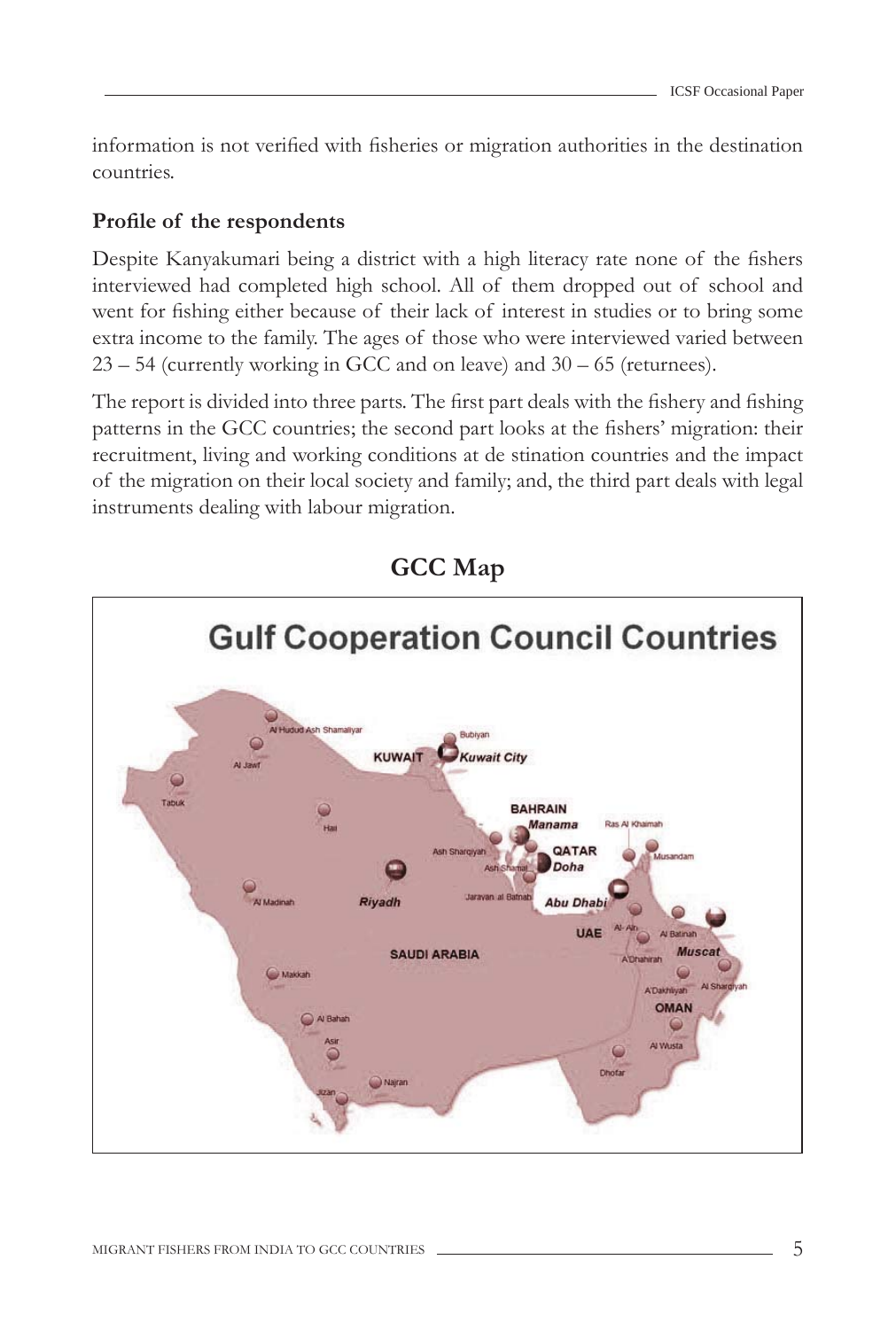information is not verified with fisheries or migration authorities in the destination countries.

### Profile of the respondents

Despite Kanyakumari being a district with a high literacy rate none of the fishers interviewed had completed high school. All of them dropped out of school and went for fishing either because of their lack of interest in studies or to bring some extra income to the family. The ages of those who were interviewed varied between 23 – 54 (currently working in GCC and on leave) and 30 – 65 (returnees).

The report is divided into three parts. The first part deals with the fishery and fishing patterns in the GCC countries; the second part looks at the fishers' migration: their recruitment, living and working conditions at de stination countries and the impact of the migration on their local society and family; and, the third part deals with legal instruments dealing with labour migration.

## GCC Map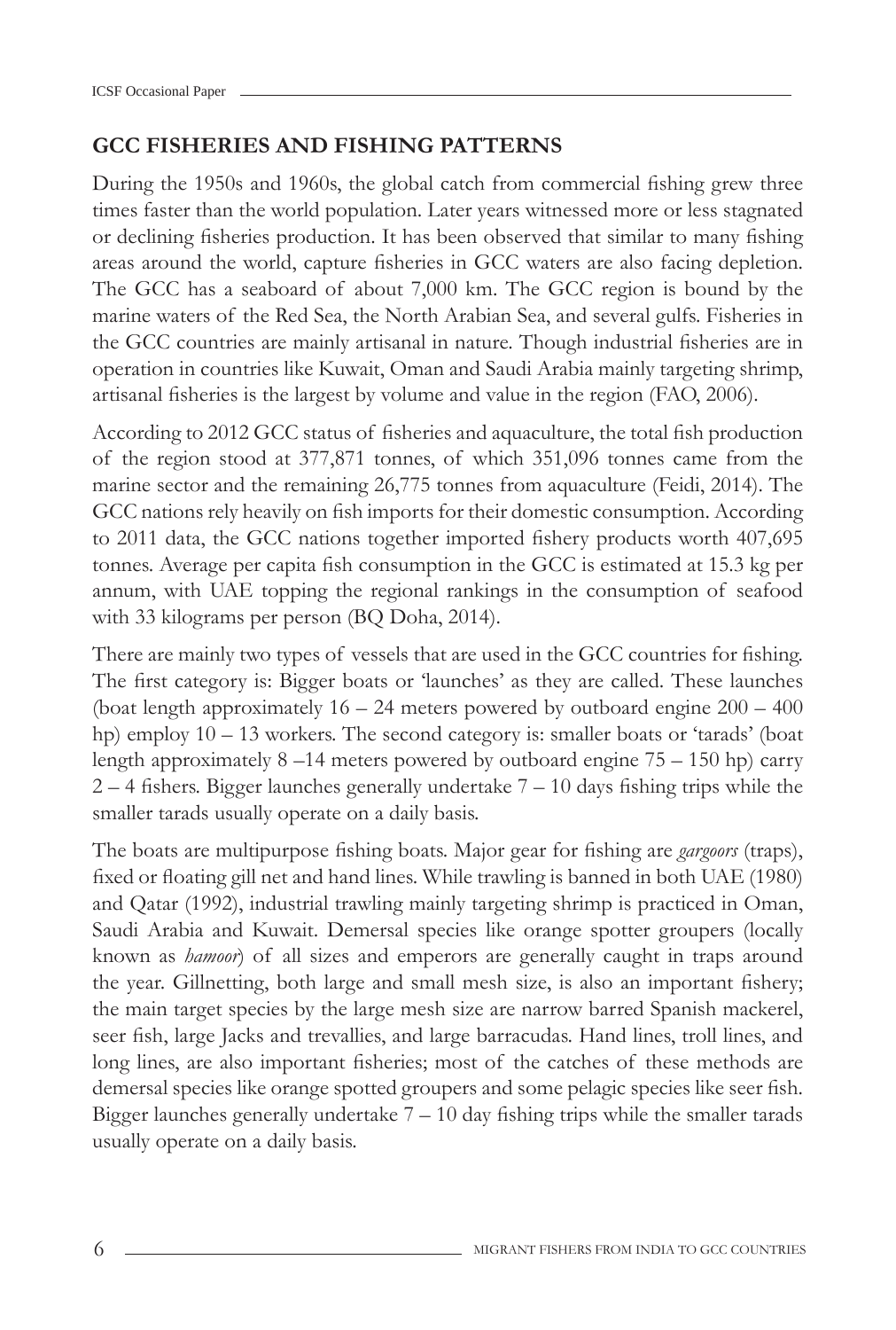## GCC FISHERIES AND FISHING PATTERNS

During the 1950s and 1960s, the global catch from commercial fishing grew three times faster than the world population. Later years witnessed more or less stagnated or declining fisheries production. It has been observed that similar to many fishing areas around the world, capture fisheries in GCC waters are also facing depletion. The GCC has a seaboard of about 7,000 km. The GCC region is bound by the marine waters of the Red Sea, the North Arabian Sea, and several gulfs. Fisheries in the GCC countries are mainly artisanal in nature. Though industrial fisheries are in operation in countries like Kuwait, Oman and Saudi Arabia mainly targeting shrimp, artisanal fisheries is the largest by volume and value in the region (FAO, 2006).

According to 2012 GCC status of fisheries and aquaculture, the total fish production of the region stood at 377,871 tonnes, of which 351,096 tonnes came from the marine sector and the remaining 26,775 tonnes from aquaculture (Feidi, 2014). The GCC nations rely heavily on fish imports for their domestic consumption. According to 2011 data, the GCC nations together imported fishery products worth 407,695 tonnes. Average per capita fish consumption in the GCC is estimated at 15.3 kg per annum, with UAE topping the regional rankings in the consumption of seafood with 33 kilograms per person (BQ Doha, 2014).

There are mainly two types of vessels that are used in the GCC countries for fishing. The first category is: Bigger boats or 'launches' as they are called. These launches (boat length approximately 16 – 24 meters powered by outboard engine 200 – 400 hp) employ 10 – 13 workers. The second category is: smaller boats or 'tarads' (boat length approximately 8 –14 meters powered by outboard engine 75 – 150 hp) carry 2 – 4 fishers. Bigger launches generally undertake 7 – 10 days fishing trips while the smaller tarads usually operate on a daily basis.

The boats are multipurpose fishing boats. Major gear for fishing are *gargoors* (traps), fixed or floating gill net and hand lines. While trawling is banned in both UAE (1980) and Qatar (1992), industrial trawling mainly targeting shrimp is practiced in Oman, Saudi Arabia and Kuwait. Demersal species like orange spotter groupers (locally known as *hamoor*) of all sizes and emperors are generally caught in traps around the year. Gillnetting, both large and small mesh size, is also an important fishery; the main target species by the large mesh size are narrow barred Spanish mackerel, seer fish, large Jacks and trevallies, and large barracudas. Hand lines, troll lines, and long lines, are also important fisheries; most of the catches of these methods are demersal species like orange spotted groupers and some pelagic species like seer fish. Bigger launches generally undertake 7 – 10 day fishing trips while the smaller tarads usually operate on a daily basis.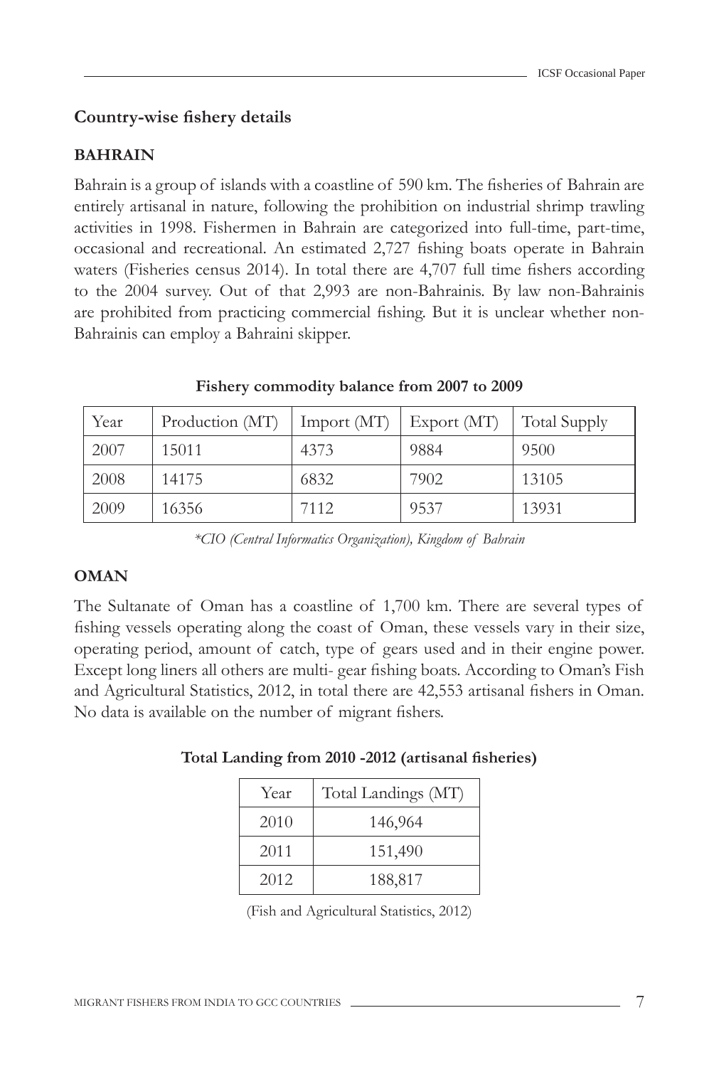## Country-wise fishery details

### BAHRAIN

Bahrain is a group of islands with a coastline of 590 km. The fisheries of Bahrain are entirely artisanal in nature, following the prohibition on industrial shrimp trawling activities in 1998. Fishermen in Bahrain are categorized into full-time, part-time, occasional and recreational. An estimated 2,727 fishing boats operate in Bahrain waters (Fisheries census 2014). In total there are 4,707 full time fishers according to the 2004 survey. Out of that 2,993 are non-Bahrainis. By law non-Bahrainis are prohibited from practicing commercial fishing. But it is unclear whether non-Bahrainis can employ a Bahraini skipper.

**Fishery commodity balance from 2007 to 2009**

| Year | Production (MT) | Import (MT) | Export (MT) | Total Supply |
|---|---|---|---|---|
| 2007 | 15011 | 4373 | 9884 | 9500 |
| 2008 | 14175 | 6832 | 7902 | 13105 |
| 2009 | 16356 | 7112 | 9537 | 13931 |

*\*CIO (Central Informatics Organization), Kingdom of Bahrain*

### OMAN

The Sultanate of Oman has a coastline of 1,700 km. There are several types of fishing vessels operating along the coast of Oman, these vessels vary in their size, operating period, amount of catch, type of gears used and in their engine power. Except long liners all others are multi- gear fishing boats. According to Oman's Fish and Agricultural Statistics, 2012, in total there are 42,553 artisanal fishers in Oman. No data is available on the number of migrant fishers.

**Total Landing from 2010 -2012 (artisanal fisheries)**

| Year | Total Landings (MT) |
|---|---|
| 2010 | 146,964 |
| 2011 | 151,490 |
| 2012 | 188,817 |

(Fish and Agricultural Statistics, 2012)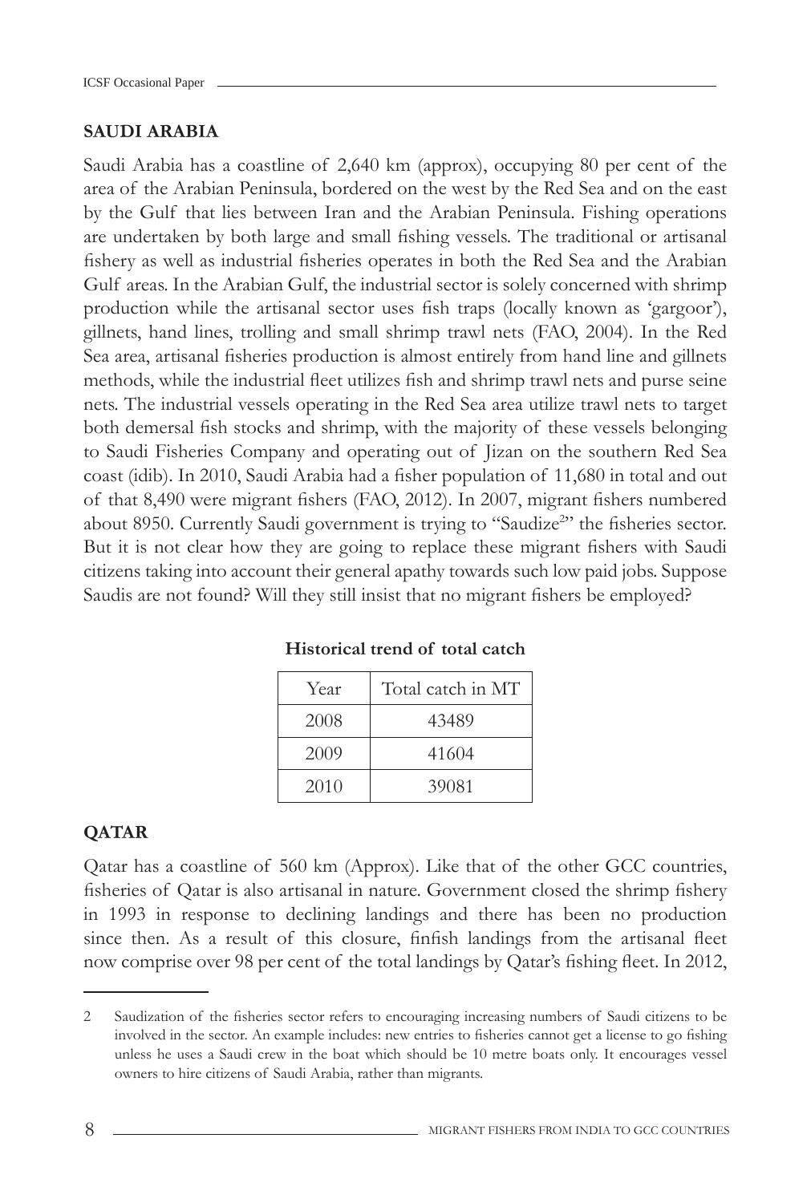## SAUDI ARABIA

Saudi Arabia has a coastline of 2,640 km (approx), occupying 80 per cent of the area of the Arabian Peninsula, bordered on the west by the Red Sea and on the east by the Gulf that lies between Iran and the Arabian Peninsula. Fishing operations are undertaken by both large and small fishing vessels. The traditional or artisanal fishery as well as industrial fisheries operates in both the Red Sea and the Arabian Gulf areas. In the Arabian Gulf, the industrial sector is solely concerned with shrimp production while the artisanal sector uses fish traps (locally known as 'gargoor'), gillnets, hand lines, trolling and small shrimp trawl nets (FAO, 2004). In the Red Sea area, artisanal fisheries production is almost entirely from hand line and gillnets methods, while the industrial fleet utilizes fish and shrimp trawl nets and purse seine nets. The industrial vessels operating in the Red Sea area utilize trawl nets to target both demersal fish stocks and shrimp, with the majority of these vessels belonging to Saudi Fisheries Company and operating out of Jizan on the southern Red Sea coast (idib). In 2010, Saudi Arabia had a fisher population of 11,680 in total and out of that 8,490 were migrant fishers (FAO, 2012). In 2007, migrant fishers numbered about 8950. Currently Saudi government is trying to "Saudize[2]" the fisheries sector. But it is not clear how they are going to replace these migrant fishers with Saudi citizens taking into account their general apathy towards such low paid jobs. Suppose Saudis are not found? Will they still insist that no migrant fishers be employed?

**Historical trend of total catch**

| Year | Total catch in MT |
|---|---|
| 2008 | 43489 |
| 2009 | 41604 |
| 2010 | 39081 |

## QATAR

Qatar has a coastline of 560 km (Approx). Like that of the other GCC countries, fisheries of Qatar is also artisanal in nature. Government closed the shrimp fishery in 1993 in response to declining landings and there has been no production since then. As a result of this closure, finfish landings from the artisanal fleet now comprise over 98 per cent of the total landings by Qatar's fishing fleet. In 2012,

---

2 Saudization of the fisheries sector refers to encouraging increasing numbers of Saudi citizens to be involved in the sector. An example includes: new entries to fisheries cannot get a license to go fishing unless he uses a Saudi crew in the boat which should be 10 metre boats only. It encourages vessel owners to hire citizens of Saudi Arabia, rather than migrants.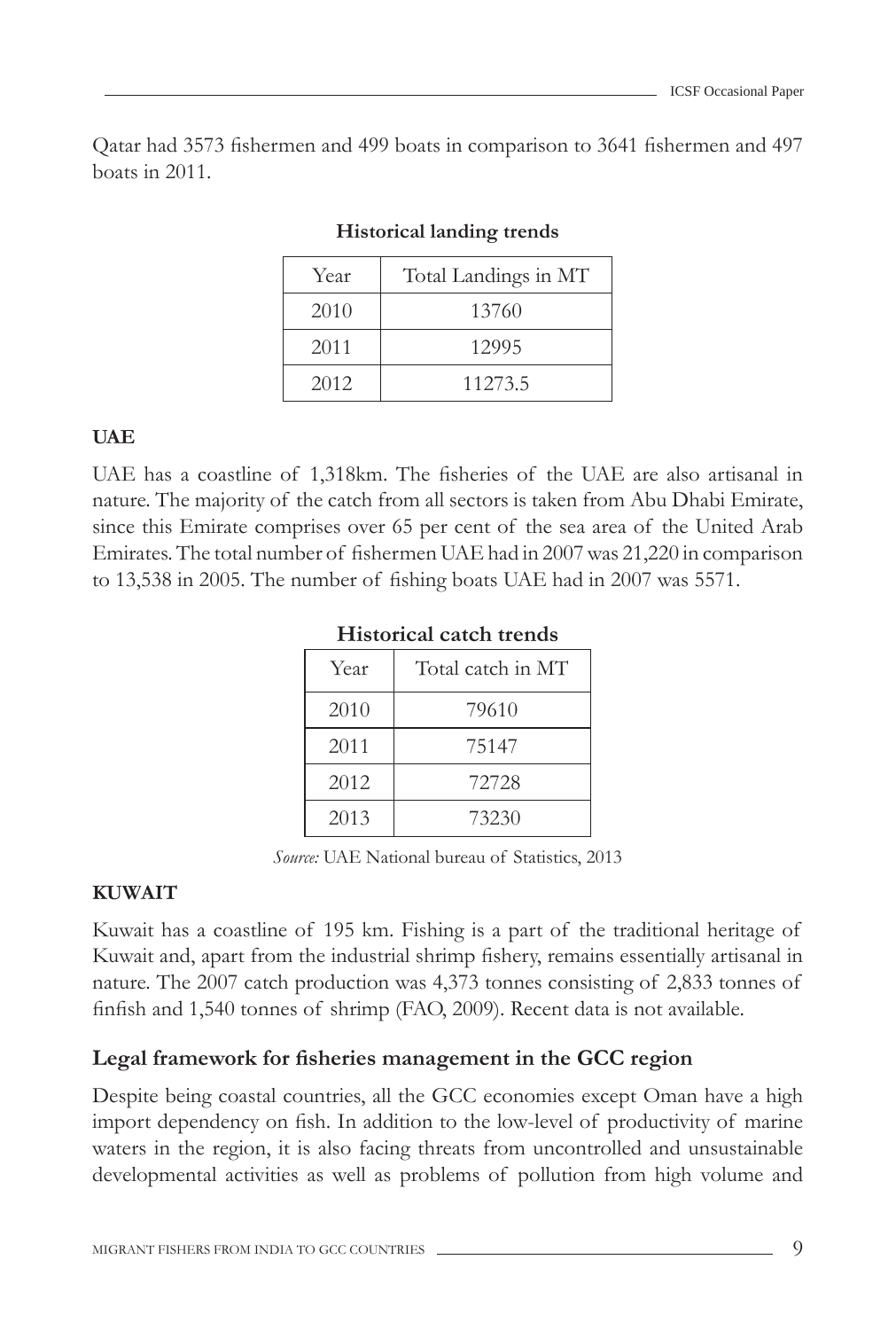Qatar had 3573 fishermen and 499 boats in comparison to 3641 fishermen and 497 boats in 2011.

**Historical landing trends**

| Year | Total Landings in MT |
| --- | --- |
| 2010 | 13760 |
| 2011 | 12995 |
| 2012 | 11273.5 |

**UAE**

UAE has a coastline of 1,318km. The fisheries of the UAE are also artisanal in nature. The majority of the catch from all sectors is taken from Abu Dhabi Emirate, since this Emirate comprises over 65 per cent of the sea area of the United Arab Emirates. The total number of fishermen UAE had in 2007 was 21,220 in comparison to 13,538 in 2005. The number of fishing boats UAE had in 2007 was 5571.

**Historical catch trends**

| Year | Total catch in MT |
| --- | --- |
| 2010 | 79610 |
| 2011 | 75147 |
| 2012 | 72728 |
| 2013 | 73230 |

*Source:* UAE National bureau of Statistics, 2013

**KUWAIT**

Kuwait has a coastline of 195 km. Fishing is a part of the traditional heritage of Kuwait and, apart from the industrial shrimp fishery, remains essentially artisanal in nature. The 2007 catch production was 4,373 tonnes consisting of 2,833 tonnes of finfish and 1,540 tonnes of shrimp (FAO, 2009). Recent data is not available.

## Legal framework for fisheries management in the GCC region

Despite being coastal countries, all the GCC economies except Oman have a high import dependency on fish. In addition to the low-level of productivity of marine waters in the region, it is also facing threats from uncontrolled and unsustainable developmental activities as well as problems of pollution from high volume and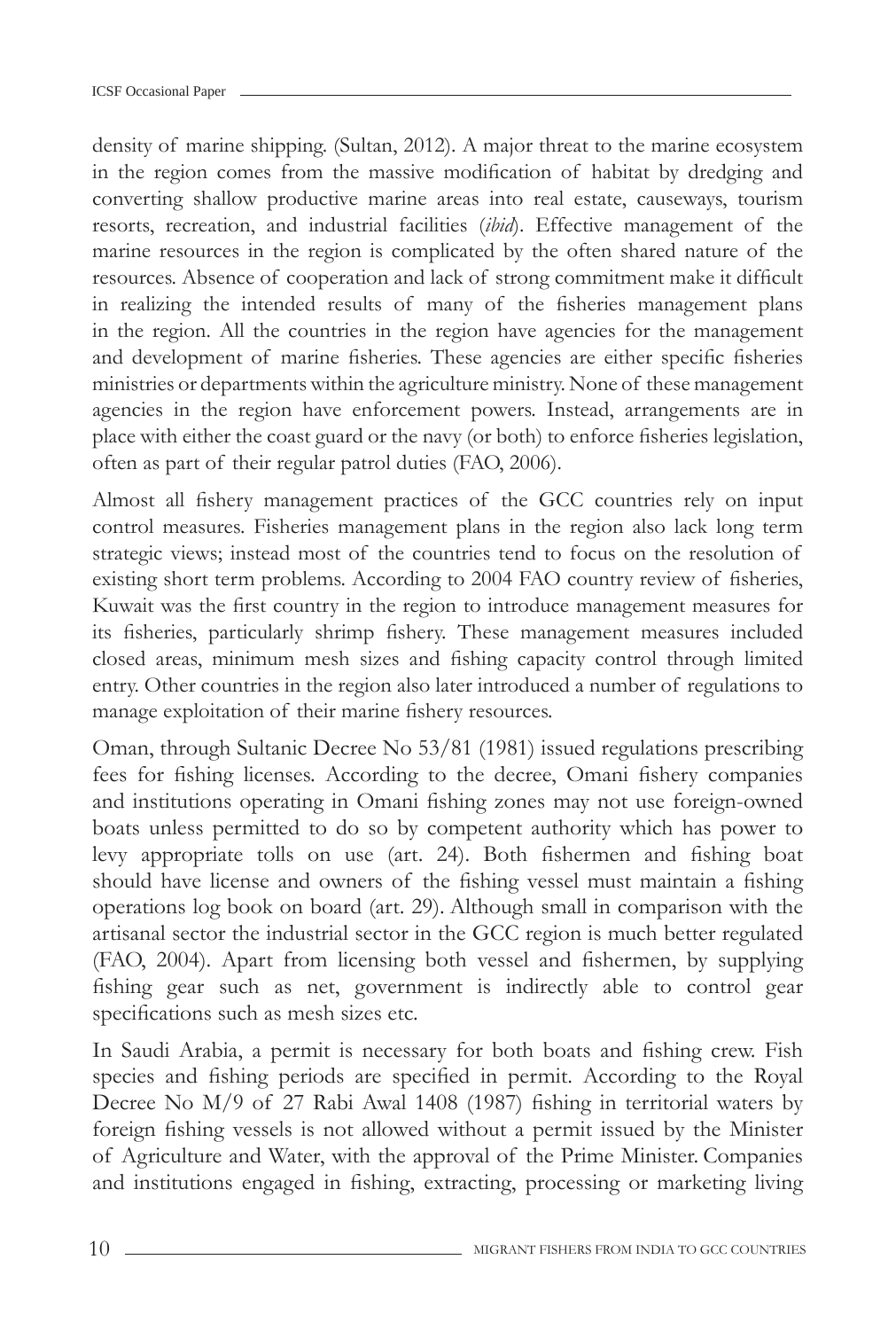density of marine shipping. (Sultan, 2012). A major threat to the marine ecosystem in the region comes from the massive modification of habitat by dredging and converting shallow productive marine areas into real estate, causeways, tourism resorts, recreation, and industrial facilities (*ibid*). Effective management of the marine resources in the region is complicated by the often shared nature of the resources. Absence of cooperation and lack of strong commitment make it difficult in realizing the intended results of many of the fisheries management plans in the region. All the countries in the region have agencies for the management and development of marine fisheries. These agencies are either specific fisheries ministries or departments within the agriculture ministry. None of these management agencies in the region have enforcement powers. Instead, arrangements are in place with either the coast guard or the navy (or both) to enforce fisheries legislation, often as part of their regular patrol duties (FAO, 2006).

Almost all fishery management practices of the GCC countries rely on input control measures. Fisheries management plans in the region also lack long term strategic views; instead most of the countries tend to focus on the resolution of existing short term problems. According to 2004 FAO country review of fisheries, Kuwait was the first country in the region to introduce management measures for its fisheries, particularly shrimp fishery. These management measures included closed areas, minimum mesh sizes and fishing capacity control through limited entry. Other countries in the region also later introduced a number of regulations to manage exploitation of their marine fishery resources.

Oman, through Sultanic Decree No 53/81 (1981) issued regulations prescribing fees for fishing licenses. According to the decree, Omani fishery companies and institutions operating in Omani fishing zones may not use foreign-owned boats unless permitted to do so by competent authority which has power to levy appropriate tolls on use (art. 24). Both fishermen and fishing boat should have license and owners of the fishing vessel must maintain a fishing operations log book on board (art. 29). Although small in comparison with the artisanal sector the industrial sector in the GCC region is much better regulated (FAO, 2004). Apart from licensing both vessel and fishermen, by supplying fishing gear such as net, government is indirectly able to control gear specifications such as mesh sizes etc.

In Saudi Arabia, a permit is necessary for both boats and fishing crew. Fish species and fishing periods are specified in permit. According to the Royal Decree No M/9 of 27 Rabi Awal 1408 (1987) fishing in territorial waters by foreign fishing vessels is not allowed without a permit issued by the Minister of Agriculture and Water, with the approval of the Prime Minister. Companies and institutions engaged in fishing, extracting, processing or marketing living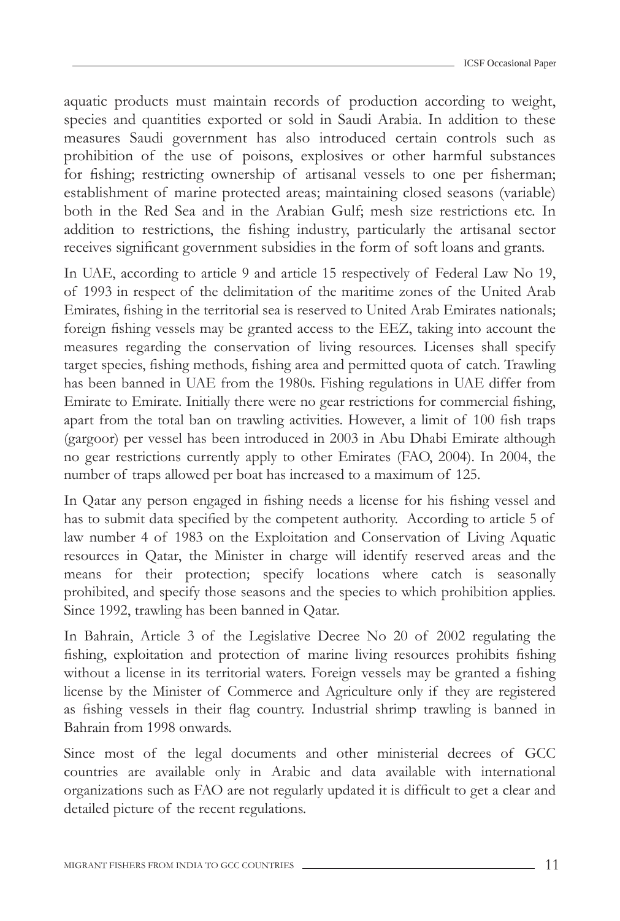aquatic products must maintain records of production according to weight, species and quantities exported or sold in Saudi Arabia. In addition to these measures Saudi government has also introduced certain controls such as prohibition of the use of poisons, explosives or other harmful substances for fishing; restricting ownership of artisanal vessels to one per fisherman; establishment of marine protected areas; maintaining closed seasons (variable) both in the Red Sea and in the Arabian Gulf; mesh size restrictions etc. In addition to restrictions, the fishing industry, particularly the artisanal sector receives significant government subsidies in the form of soft loans and grants.

In UAE, according to article 9 and article 15 respectively of Federal Law No 19, of 1993 in respect of the delimitation of the maritime zones of the United Arab Emirates, fishing in the territorial sea is reserved to United Arab Emirates nationals; foreign fishing vessels may be granted access to the EEZ, taking into account the measures regarding the conservation of living resources. Licenses shall specify target species, fishing methods, fishing area and permitted quota of catch. Trawling has been banned in UAE from the 1980s. Fishing regulations in UAE differ from Emirate to Emirate. Initially there were no gear restrictions for commercial fishing, apart from the total ban on trawling activities. However, a limit of 100 fish traps (gargoor) per vessel has been introduced in 2003 in Abu Dhabi Emirate although no gear restrictions currently apply to other Emirates (FAO, 2004). In 2004, the number of traps allowed per boat has increased to a maximum of 125.

In Qatar any person engaged in fishing needs a license for his fishing vessel and has to submit data specified by the competent authority. According to article 5 of law number 4 of 1983 on the Exploitation and Conservation of Living Aquatic resources in Qatar, the Minister in charge will identify reserved areas and the means for their protection; specify locations where catch is seasonally prohibited, and specify those seasons and the species to which prohibition applies. Since 1992, trawling has been banned in Qatar.

In Bahrain, Article 3 of the Legislative Decree No 20 of 2002 regulating the fishing, exploitation and protection of marine living resources prohibits fishing without a license in its territorial waters. Foreign vessels may be granted a fishing license by the Minister of Commerce and Agriculture only if they are registered as fishing vessels in their flag country. Industrial shrimp trawling is banned in Bahrain from 1998 onwards.

Since most of the legal documents and other ministerial decrees of GCC countries are available only in Arabic and data available with international organizations such as FAO are not regularly updated it is difficult to get a clear and detailed picture of the recent regulations.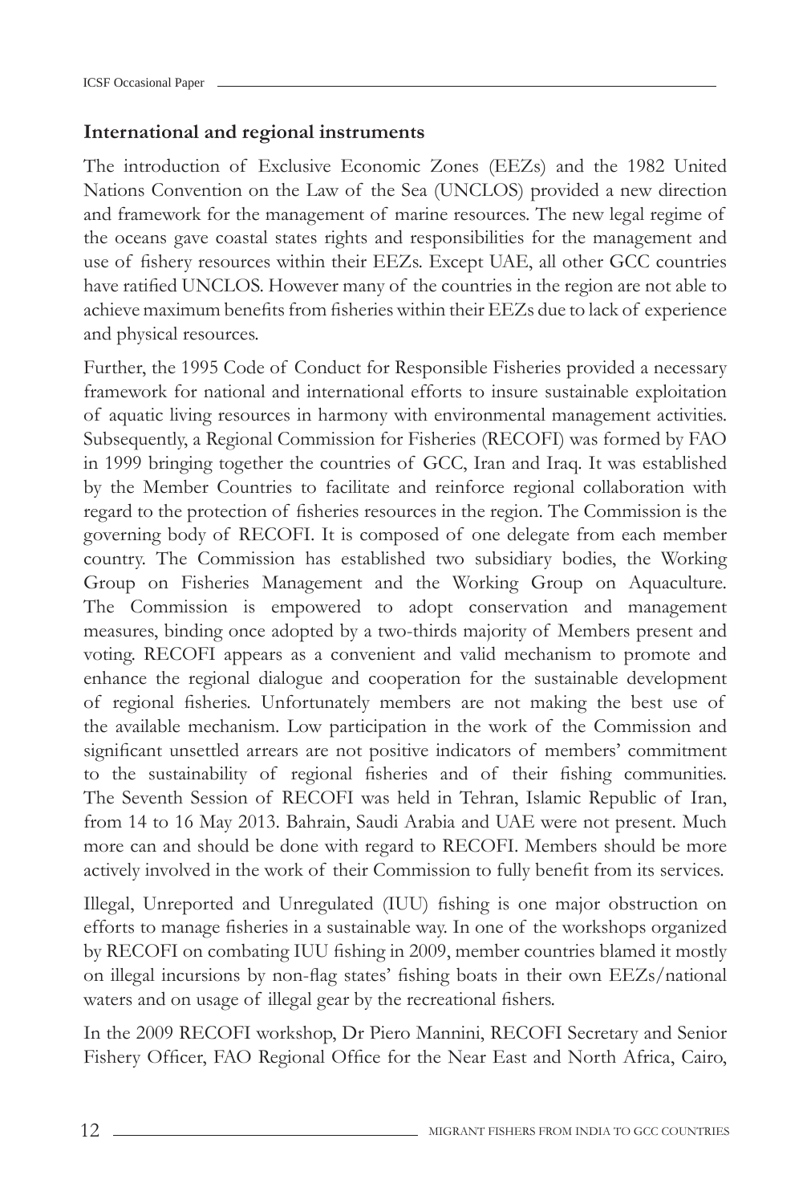### International and regional instruments

The introduction of Exclusive Economic Zones (EEZs) and the 1982 United Nations Convention on the Law of the Sea (UNCLOS) provided a new direction and framework for the management of marine resources. The new legal regime of the oceans gave coastal states rights and responsibilities for the management and use of fishery resources within their EEZs. Except UAE, all other GCC countries have ratified UNCLOS. However many of the countries in the region are not able to achieve maximum benefits from fisheries within their EEZs due to lack of experience and physical resources.

Further, the 1995 Code of Conduct for Responsible Fisheries provided a necessary framework for national and international efforts to insure sustainable exploitation of aquatic living resources in harmony with environmental management activities. Subsequently, a Regional Commission for Fisheries (RECOFI) was formed by FAO in 1999 bringing together the countries of GCC, Iran and Iraq. It was established by the Member Countries to facilitate and reinforce regional collaboration with regard to the protection of fisheries resources in the region. The Commission is the governing body of RECOFI. It is composed of one delegate from each member country. The Commission has established two subsidiary bodies, the Working Group on Fisheries Management and the Working Group on Aquaculture. The Commission is empowered to adopt conservation and management measures, binding once adopted by a two-thirds majority of Members present and voting. RECOFI appears as a convenient and valid mechanism to promote and enhance the regional dialogue and cooperation for the sustainable development of regional fisheries. Unfortunately members are not making the best use of the available mechanism. Low participation in the work of the Commission and significant unsettled arrears are not positive indicators of members' commitment to the sustainability of regional fisheries and of their fishing communities. The Seventh Session of RECOFI was held in Tehran, Islamic Republic of Iran, from 14 to 16 May 2013. Bahrain, Saudi Arabia and UAE were not present. Much more can and should be done with regard to RECOFI. Members should be more actively involved in the work of their Commission to fully benefit from its services.

Illegal, Unreported and Unregulated (IUU) fishing is one major obstruction on efforts to manage fisheries in a sustainable way. In one of the workshops organized by RECOFI on combating IUU fishing in 2009, member countries blamed it mostly on illegal incursions by non-flag states' fishing boats in their own EEZs/national waters and on usage of illegal gear by the recreational fishers.

In the 2009 RECOFI workshop, Dr Piero Mannini, RECOFI Secretary and Senior Fishery Officer, FAO Regional Office for the Near East and North Africa, Cairo,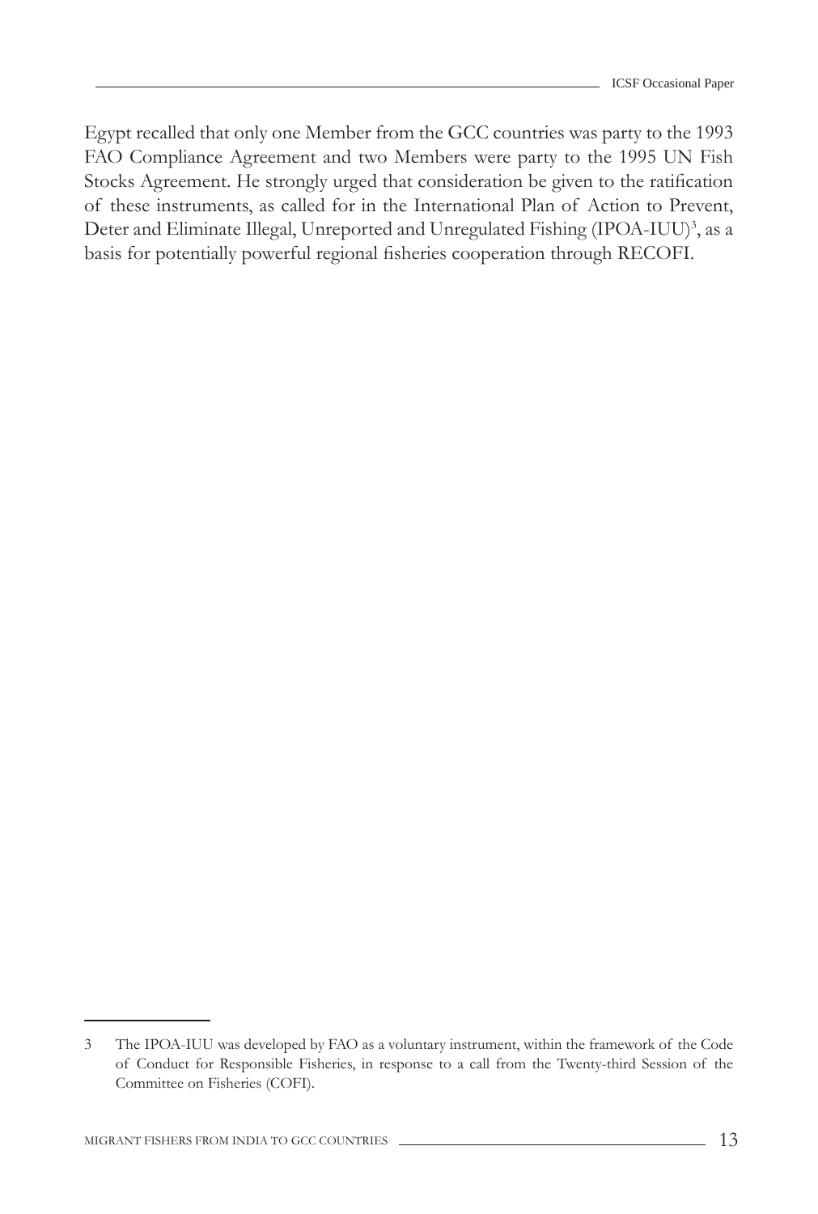Egypt recalled that only one Member from the GCC countries was party to the 1993 FAO Compliance Agreement and two Members were party to the 1995 UN Fish Stocks Agreement. He strongly urged that consideration be given to the ratification of these instruments, as called for in the International Plan of Action to Prevent, Deter and Eliminate Illegal, Unreported and Unregulated Fishing (IPOA-IUU)[3], as a basis for potentially powerful regional fisheries cooperation through RECOFI.

---

3 The IPOA-IUU was developed by FAO as a voluntary instrument, within the framework of the Code of Conduct for Responsible Fisheries, in response to a call from the Twenty-third Session of the Committee on Fisheries (COFI).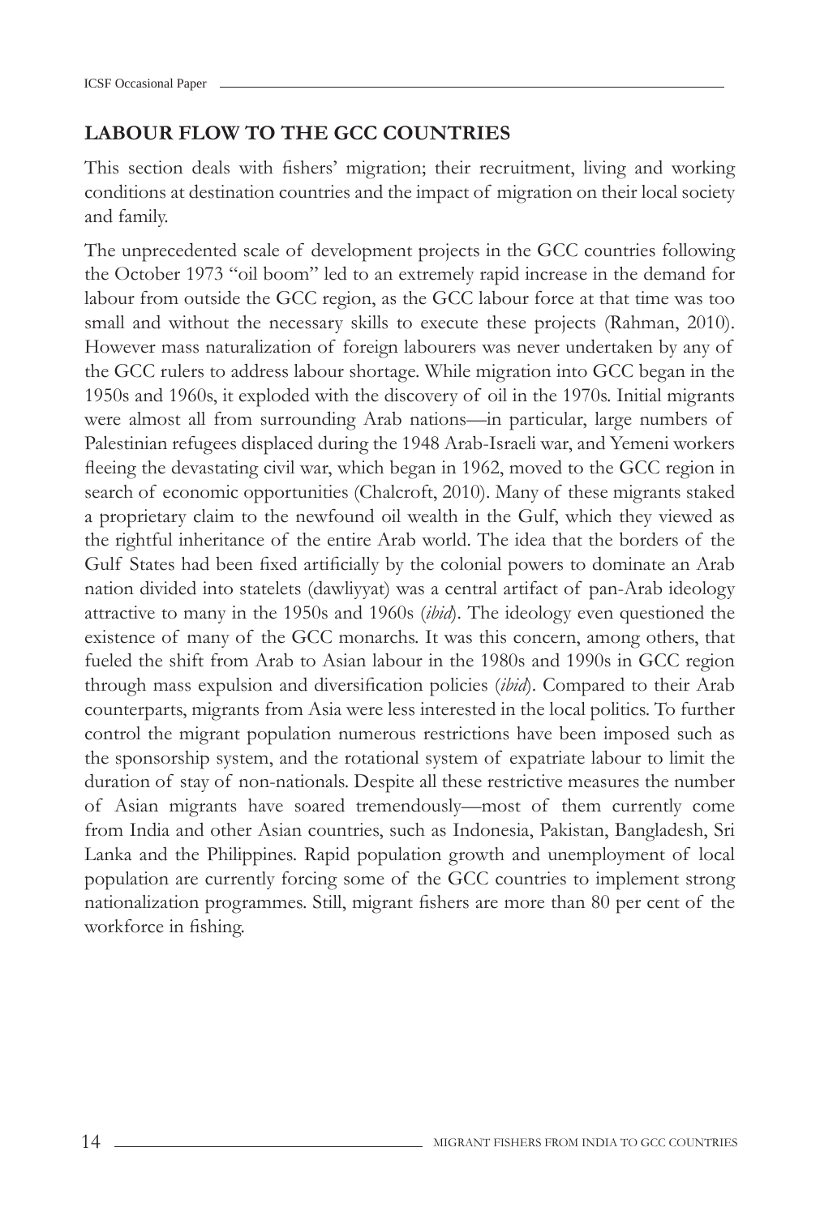## LABOUR FLOW TO THE GCC COUNTRIES

This section deals with fishers' migration; their recruitment, living and working conditions at destination countries and the impact of migration on their local society and family.

The unprecedented scale of development projects in the GCC countries following the October 1973 "oil boom" led to an extremely rapid increase in the demand for labour from outside the GCC region, as the GCC labour force at that time was too small and without the necessary skills to execute these projects (Rahman, 2010). However mass naturalization of foreign labourers was never undertaken by any of the GCC rulers to address labour shortage. While migration into GCC began in the 1950s and 1960s, it exploded with the discovery of oil in the 1970s. Initial migrants were almost all from surrounding Arab nations—in particular, large numbers of Palestinian refugees displaced during the 1948 Arab-Israeli war, and Yemeni workers fleeing the devastating civil war, which began in 1962, moved to the GCC region in search of economic opportunities (Chalcroft, 2010). Many of these migrants staked a proprietary claim to the newfound oil wealth in the Gulf, which they viewed as the rightful inheritance of the entire Arab world. The idea that the borders of the Gulf States had been fixed artificially by the colonial powers to dominate an Arab nation divided into statelets (dawliyyat) was a central artifact of pan-Arab ideology attractive to many in the 1950s and 1960s (*ibid*). The ideology even questioned the existence of many of the GCC monarchs. It was this concern, among others, that fueled the shift from Arab to Asian labour in the 1980s and 1990s in GCC region through mass expulsion and diversification policies (*ibid*). Compared to their Arab counterparts, migrants from Asia were less interested in the local politics. To further control the migrant population numerous restrictions have been imposed such as the sponsorship system, and the rotational system of expatriate labour to limit the duration of stay of non-nationals. Despite all these restrictive measures the number of Asian migrants have soared tremendously—most of them currently come from India and other Asian countries, such as Indonesia, Pakistan, Bangladesh, Sri Lanka and the Philippines. Rapid population growth and unemployment of local population are currently forcing some of the GCC countries to implement strong nationalization programmes. Still, migrant fishers are more than 80 per cent of the workforce in fishing.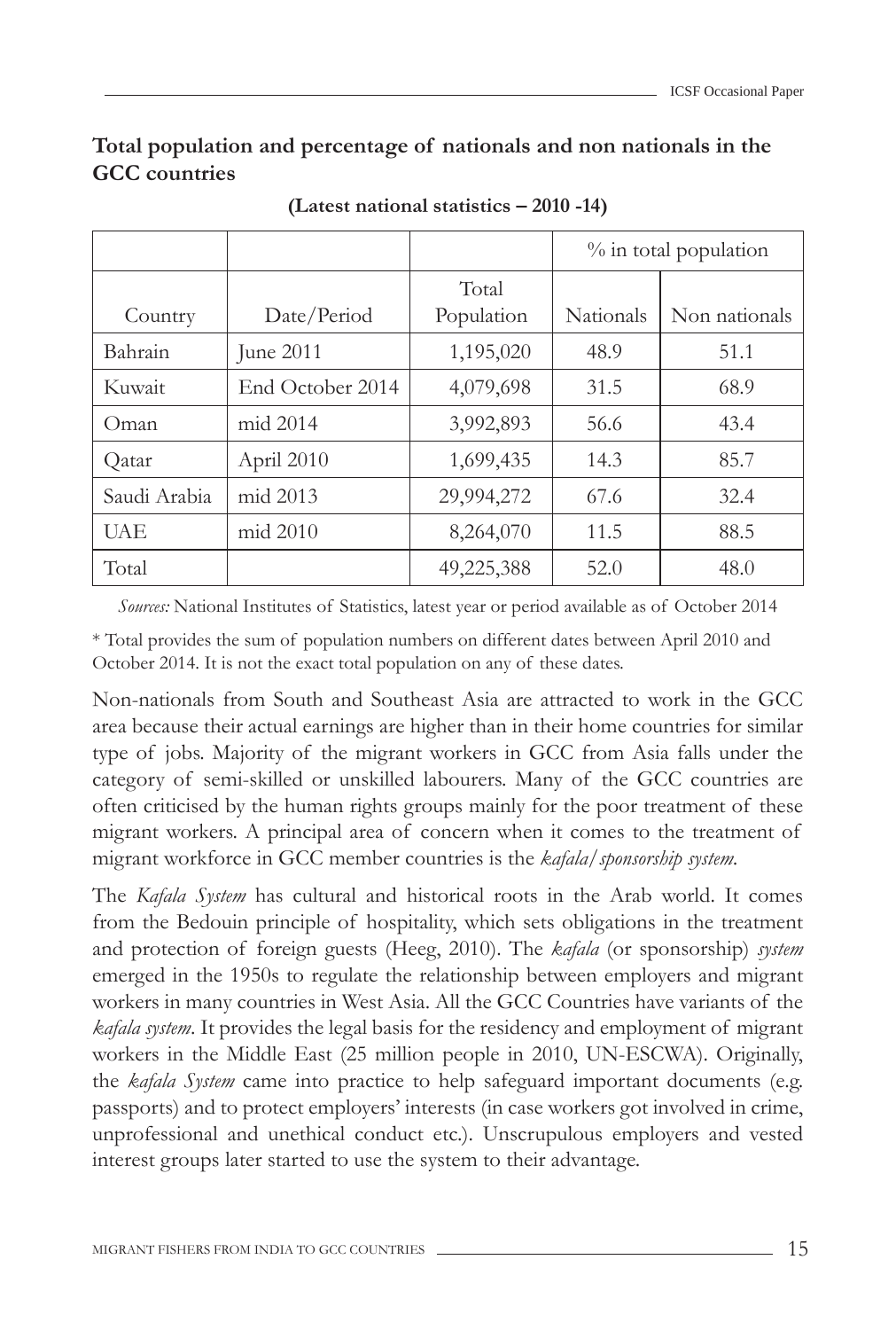**Total population and percentage of nationals and non nationals in the GCC countries**

**(Latest national statistics – 2010 -14)**

| | | | % in total population | |
|---|---|---|---|---|
| Country | Date/Period | Total Population | Nationals | Non nationals |
| Bahrain | June 2011 | 1,195,020 | 48.9 | 51.1 |
| Kuwait | End October 2014 | 4,079,698 | 31.5 | 68.9 |
| Oman | mid 2014 | 3,992,893 | 56.6 | 43.4 |
| Qatar | April 2010 | 1,699,435 | 14.3 | 85.7 |
| Saudi Arabia | mid 2013 | 29,994,272 | 67.6 | 32.4 |
| UAE | mid 2010 | 8,264,070 | 11.5 | 88.5 |
| Total | | 49,225,388 | 52.0 | 48.0 |

*Sources:* National Institutes of Statistics, latest year or period available as of October 2014

* Total provides the sum of population numbers on different dates between April 2010 and October 2014. It is not the exact total population on any of these dates.

Non-nationals from South and Southeast Asia are attracted to work in the GCC area because their actual earnings are higher than in their home countries for similar type of jobs. Majority of the migrant workers in GCC from Asia falls under the category of semi-skilled or unskilled labourers. Many of the GCC countries are often criticised by the human rights groups mainly for the poor treatment of these migrant workers. A principal area of concern when it comes to the treatment of migrant workforce in GCC member countries is the *kafala/sponsorship system*.

The *Kafala System* has cultural and historical roots in the Arab world. It comes from the Bedouin principle of hospitality, which sets obligations in the treatment and protection of foreign guests (Heeg, 2010). The *kafala* (or sponsorship) *system* emerged in the 1950s to regulate the relationship between employers and migrant workers in many countries in West Asia. All the GCC Countries have variants of the *kafala system*. It provides the legal basis for the residency and employment of migrant workers in the Middle East (25 million people in 2010, UN-ESCWA). Originally, the *kafala System* came into practice to help safeguard important documents (e.g. passports) and to protect employers' interests (in case workers got involved in crime, unprofessional and unethical conduct etc.). Unscrupulous employers and vested interest groups later started to use the system to their advantage.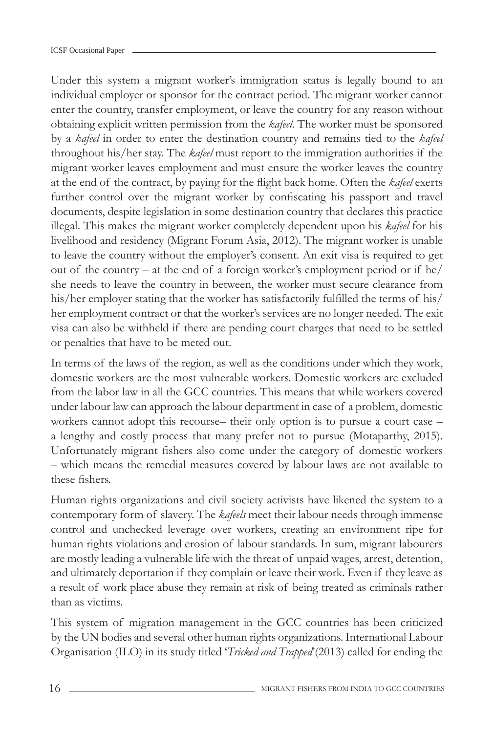Under this system a migrant worker's immigration status is legally bound to an individual employer or sponsor for the contract period. The migrant worker cannot enter the country, transfer employment, or leave the country for any reason without obtaining explicit written permission from the *kafeel*. The worker must be sponsored by a *kafeel* in order to enter the destination country and remains tied to the *kafeel* throughout his/her stay. The *kafeel* must report to the immigration authorities if the migrant worker leaves employment and must ensure the worker leaves the country at the end of the contract, by paying for the flight back home. Often the *kafeel* exerts further control over the migrant worker by confiscating his passport and travel documents, despite legislation in some destination country that declares this practice illegal. This makes the migrant worker completely dependent upon his *kafeel* for his livelihood and residency (Migrant Forum Asia, 2012). The migrant worker is unable to leave the country without the employer's consent. An exit visa is required to get out of the country – at the end of a foreign worker's employment period or if he/she needs to leave the country in between, the worker must secure clearance from his/her employer stating that the worker has satisfactorily fulfilled the terms of his/her employment contract or that the worker's services are no longer needed. The exit visa can also be withheld if there are pending court charges that need to be settled or penalties that have to be meted out.

In terms of the laws of the region, as well as the conditions under which they work, domestic workers are the most vulnerable workers. Domestic workers are excluded from the labor law in all the GCC countries. This means that while workers covered under labour law can approach the labour department in case of a problem, domestic workers cannot adopt this recourse– their only option is to pursue a court case – a lengthy and costly process that many prefer not to pursue (Motaparthy, 2015). Unfortunately migrant fishers also come under the category of domestic workers – which means the remedial measures covered by labour laws are not available to these fishers.

Human rights organizations and civil society activists have likened the system to a contemporary form of slavery. The *kafeels* meet their labour needs through immense control and unchecked leverage over workers, creating an environment ripe for human rights violations and erosion of labour standards. In sum, migrant labourers are mostly leading a vulnerable life with the threat of unpaid wages, arrest, detention, and ultimately deportation if they complain or leave their work. Even if they leave as a result of work place abuse they remain at risk of being treated as criminals rather than as victims.

This system of migration management in the GCC countries has been criticized by the UN bodies and several other human rights organizations. International Labour Organisation (ILO) in its study titled '*Tricked and Trapped*' (2013) called for ending the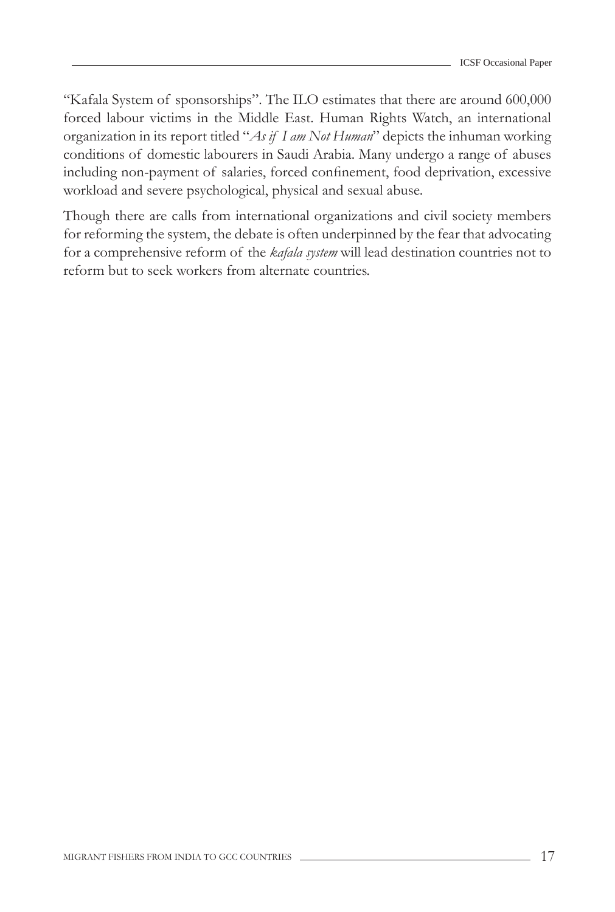"Kafala System of sponsorships". The ILO estimates that there are around 600,000 forced labour victims in the Middle East. Human Rights Watch, an international organization in its report titled "*As if I am Not Human*" depicts the inhuman working conditions of domestic labourers in Saudi Arabia. Many undergo a range of abuses including non-payment of salaries, forced confinement, food deprivation, excessive workload and severe psychological, physical and sexual abuse.

Though there are calls from international organizations and civil society members for reforming the system, the debate is often underpinned by the fear that advocating for a comprehensive reform of the *kafala system* will lead destination countries not to reform but to seek workers from alternate countries.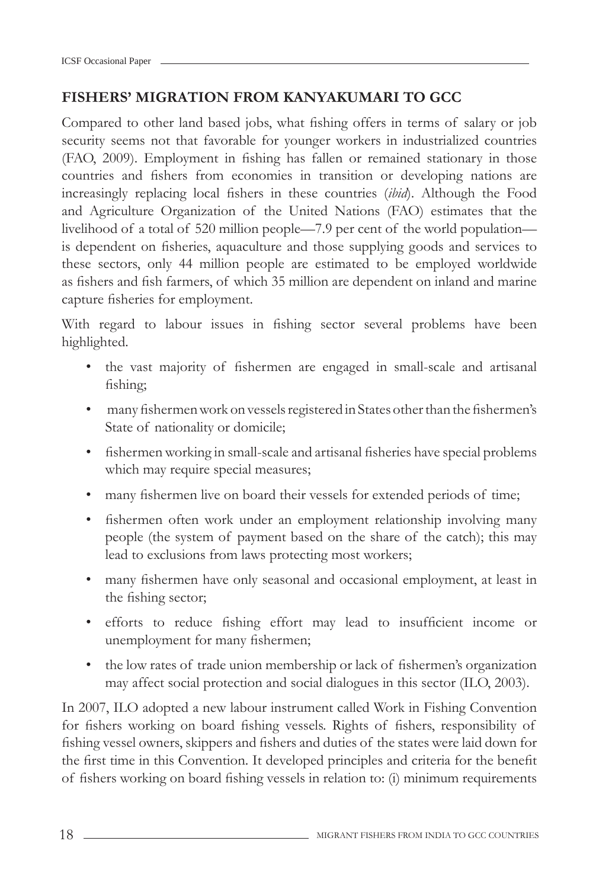## FISHERS' MIGRATION FROM KANYAKUMARI TO GCC

Compared to other land based jobs, what fishing offers in terms of salary or job security seems not that favorable for younger workers in industrialized countries (FAO, 2009). Employment in fishing has fallen or remained stationary in those countries and fishers from economies in transition or developing nations are increasingly replacing local fishers in these countries (*ibid*). Although the Food and Agriculture Organization of the United Nations (FAO) estimates that the livelihood of a total of 520 million people—7.9 per cent of the world population—is dependent on fisheries, aquaculture and those supplying goods and services to these sectors, only 44 million people are estimated to be employed worldwide as fishers and fish farmers, of which 35 million are dependent on inland and marine capture fisheries for employment.

With regard to labour issues in fishing sector several problems have been highlighted.

- the vast majority of fishermen are engaged in small-scale and artisanal fishing;
- many fishermen work on vessels registered in States other than the fishermen's State of nationality or domicile;
- fishermen working in small-scale and artisanal fisheries have special problems which may require special measures;
- many fishermen live on board their vessels for extended periods of time;
- fishermen often work under an employment relationship involving many people (the system of payment based on the share of the catch); this may lead to exclusions from laws protecting most workers;
- many fishermen have only seasonal and occasional employment, at least in the fishing sector;
- efforts to reduce fishing effort may lead to insufficient income or unemployment for many fishermen;
- the low rates of trade union membership or lack of fishermen's organization may affect social protection and social dialogues in this sector (ILO, 2003).

In 2007, ILO adopted a new labour instrument called Work in Fishing Convention for fishers working on board fishing vessels. Rights of fishers, responsibility of fishing vessel owners, skippers and fishers and duties of the states were laid down for the first time in this Convention. It developed principles and criteria for the benefit of fishers working on board fishing vessels in relation to: (i) minimum requirements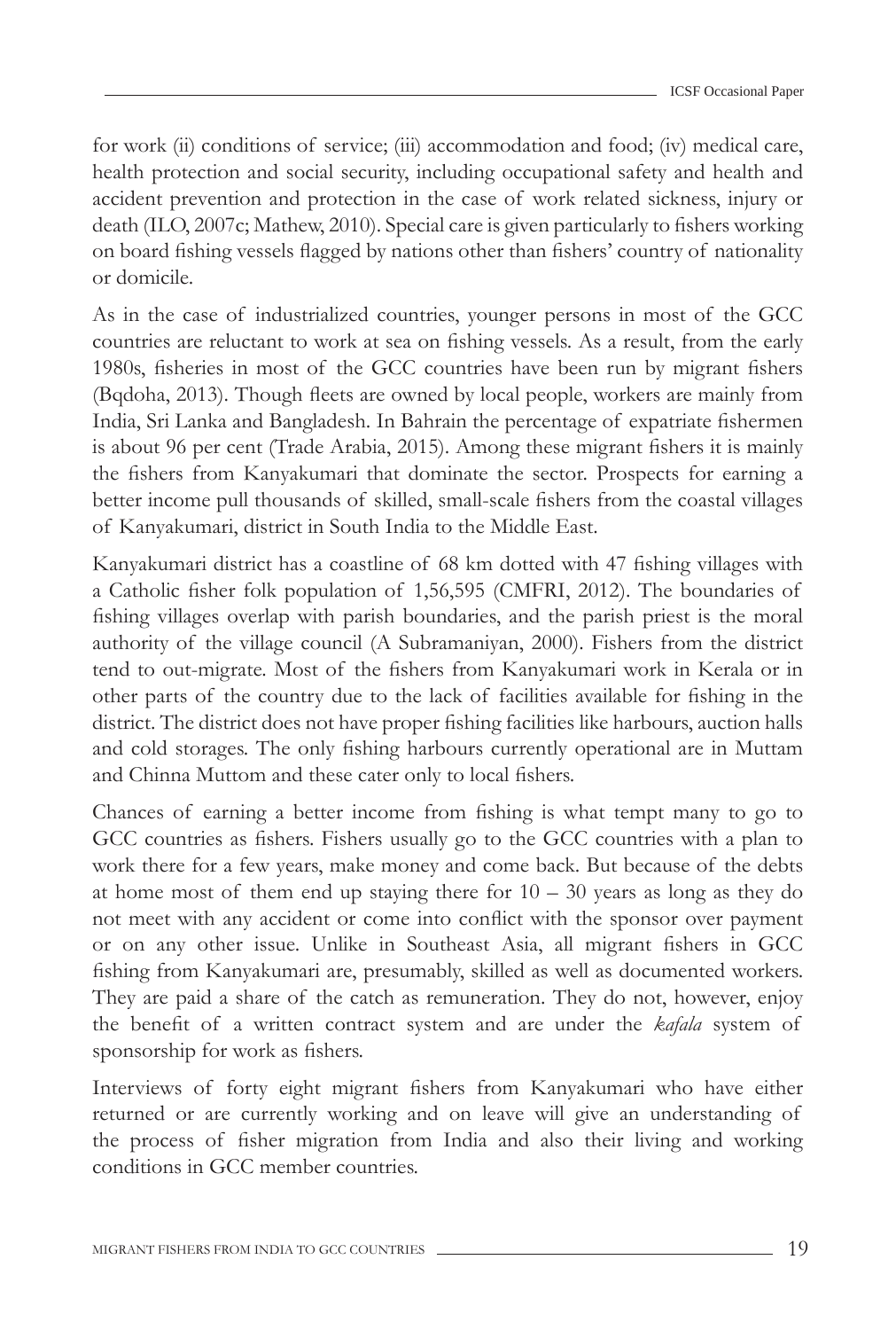for work (ii) conditions of service; (iii) accommodation and food; (iv) medical care, health protection and social security, including occupational safety and health and accident prevention and protection in the case of work related sickness, injury or death (ILO, 2007c; Mathew, 2010). Special care is given particularly to fishers working on board fishing vessels flagged by nations other than fishers' country of nationality or domicile.

As in the case of industrialized countries, younger persons in most of the GCC countries are reluctant to work at sea on fishing vessels. As a result, from the early 1980s, fisheries in most of the GCC countries have been run by migrant fishers (Bqdoha, 2013). Though fleets are owned by local people, workers are mainly from India, Sri Lanka and Bangladesh. In Bahrain the percentage of expatriate fishermen is about 96 per cent (Trade Arabia, 2015). Among these migrant fishers it is mainly the fishers from Kanyakumari that dominate the sector. Prospects for earning a better income pull thousands of skilled, small-scale fishers from the coastal villages of Kanyakumari, district in South India to the Middle East.

Kanyakumari district has a coastline of 68 km dotted with 47 fishing villages with a Catholic fisher folk population of 1,56,595 (CMFRI, 2012). The boundaries of fishing villages overlap with parish boundaries, and the parish priest is the moral authority of the village council (A Subramaniyan, 2000). Fishers from the district tend to out-migrate. Most of the fishers from Kanyakumari work in Kerala or in other parts of the country due to the lack of facilities available for fishing in the district. The district does not have proper fishing facilities like harbours, auction halls and cold storages. The only fishing harbours currently operational are in Muttam and Chinna Muttom and these cater only to local fishers.

Chances of earning a better income from fishing is what tempt many to go to GCC countries as fishers. Fishers usually go to the GCC countries with a plan to work there for a few years, make money and come back. But because of the debts at home most of them end up staying there for 10 – 30 years as long as they do not meet with any accident or come into conflict with the sponsor over payment or on any other issue. Unlike in Southeast Asia, all migrant fishers in GCC fishing from Kanyakumari are, presumably, skilled as well as documented workers. They are paid a share of the catch as remuneration. They do not, however, enjoy the benefit of a written contract system and are under the *kafala* system of sponsorship for work as fishers.

Interviews of forty eight migrant fishers from Kanyakumari who have either returned or are currently working and on leave will give an understanding of the process of fisher migration from India and also their living and working conditions in GCC member countries.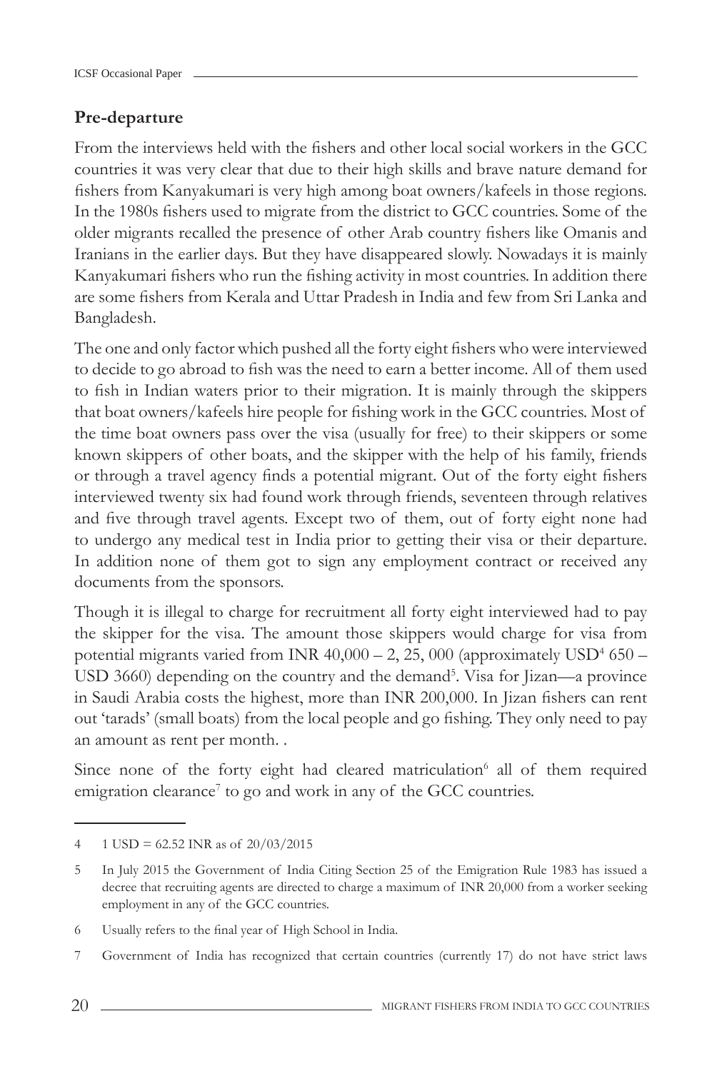## Pre-departure

From the interviews held with the fishers and other local social workers in the GCC countries it was very clear that due to their high skills and brave nature demand for fishers from Kanyakumari is very high among boat owners/kafeels in those regions. In the 1980s fishers used to migrate from the district to GCC countries. Some of the older migrants recalled the presence of other Arab country fishers like Omanis and Iranians in the earlier days. But they have disappeared slowly. Nowadays it is mainly Kanyakumari fishers who run the fishing activity in most countries. In addition there are some fishers from Kerala and Uttar Pradesh in India and few from Sri Lanka and Bangladesh.

The one and only factor which pushed all the forty eight fishers who were interviewed to decide to go abroad to fish was the need to earn a better income. All of them used to fish in Indian waters prior to their migration. It is mainly through the skippers that boat owners/kafeels hire people for fishing work in the GCC countries. Most of the time boat owners pass over the visa (usually for free) to their skippers or some known skippers of other boats, and the skipper with the help of his family, friends or through a travel agency finds a potential migrant. Out of the forty eight fishers interviewed twenty six had found work through friends, seventeen through relatives and five through travel agents. Except two of them, out of forty eight none had to undergo any medical test in India prior to getting their visa or their departure. In addition none of them got to sign any employment contract or received any documents from the sponsors.

Though it is illegal to charge for recruitment all forty eight interviewed had to pay the skipper for the visa. The amount those skippers would charge for visa from potential migrants varied from INR 40,000 – 2, 25, 000 (approximately USD[4] 650 – USD 3660) depending on the country and the demand[5]. Visa for Jizan—a province in Saudi Arabia costs the highest, more than INR 200,000. In Jizan fishers can rent out 'tarads' (small boats) from the local people and go fishing. They only need to pay an amount as rent per month. .

Since none of the forty eight had cleared matriculation[6] all of them required emigration clearance[7] to go and work in any of the GCC countries.

---

4 1 USD = 62.52 INR as of 20/03/2015

5 In July 2015 the Government of India Citing Section 25 of the Emigration Rule 1983 has issued a decree that recruiting agents are directed to charge a maximum of INR 20,000 from a worker seeking employment in any of the GCC countries.

6 Usually refers to the final year of High School in India.

7 Government of India has recognized that certain countries (currently 17) do not have strict laws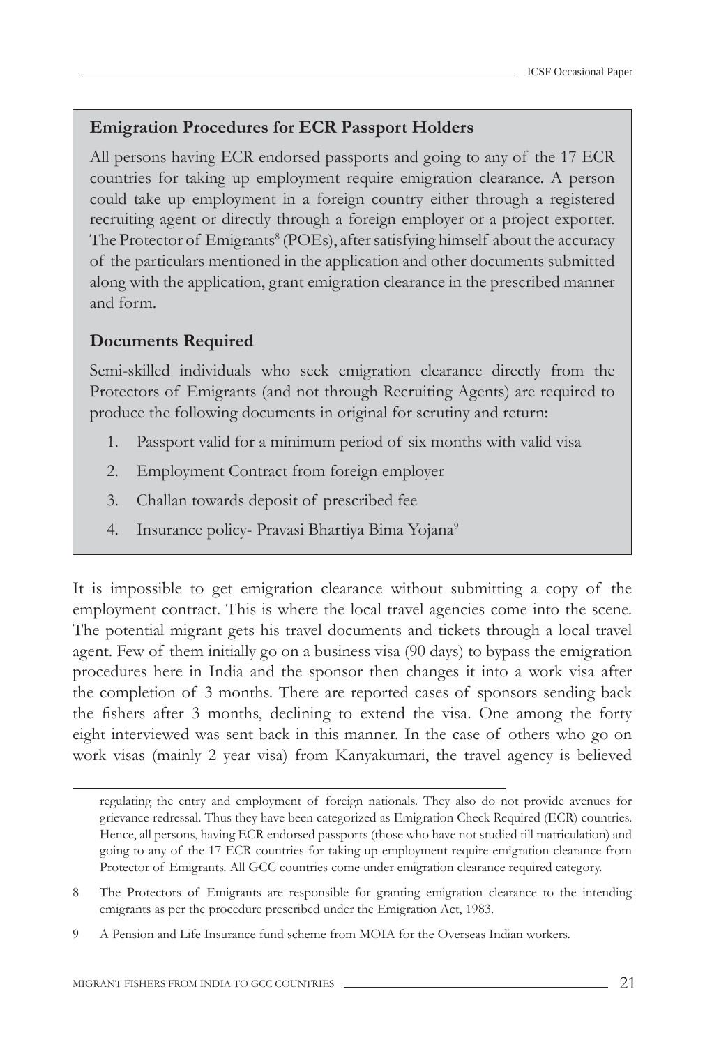### Emigration Procedures for ECR Passport Holders

All persons having ECR endorsed passports and going to any of the 17 ECR countries for taking up employment require emigration clearance. A person could take up employment in a foreign country either through a registered recruiting agent or directly through a foreign employer or a project exporter. The Protector of Emigrants[8] (POEs), after satisfying himself about the accuracy of the particulars mentioned in the application and other documents submitted along with the application, grant emigration clearance in the prescribed manner and form.

### Documents Required

Semi-skilled individuals who seek emigration clearance directly from the Protectors of Emigrants (and not through Recruiting Agents) are required to produce the following documents in original for scrutiny and return:

1. Passport valid for a minimum period of six months with valid visa
2. Employment Contract from foreign employer
3. Challan towards deposit of prescribed fee
4. Insurance policy- Pravasi Bhartiya Bima Yojana[9]

It is impossible to get emigration clearance without submitting a copy of the employment contract. This is where the local travel agencies come into the scene. The potential migrant gets his travel documents and tickets through a local travel agent. Few of them initially go on a business visa (90 days) to bypass the emigration procedures here in India and the sponsor then changes it into a work visa after the completion of 3 months. There are reported cases of sponsors sending back the fishers after 3 months, declining to extend the visa. One among the forty eight interviewed was sent back in this manner. In the case of others who go on work visas (mainly 2 year visa) from Kanyakumari, the travel agency is believed

---

regulating the entry and employment of foreign nationals. They also do not provide avenues for grievance redressal. Thus they have been categorized as Emigration Check Required (ECR) countries. Hence, all persons, having ECR endorsed passports (those who have not studied till matriculation) and going to any of the 17 ECR countries for taking up employment require emigration clearance from Protector of Emigrants. All GCC countries come under emigration clearance required category.

8 The Protectors of Emigrants are responsible for granting emigration clearance to the intending emigrants as per the procedure prescribed under the Emigration Act, 1983.

9 A Pension and Life Insurance fund scheme from MOIA for the Overseas Indian workers.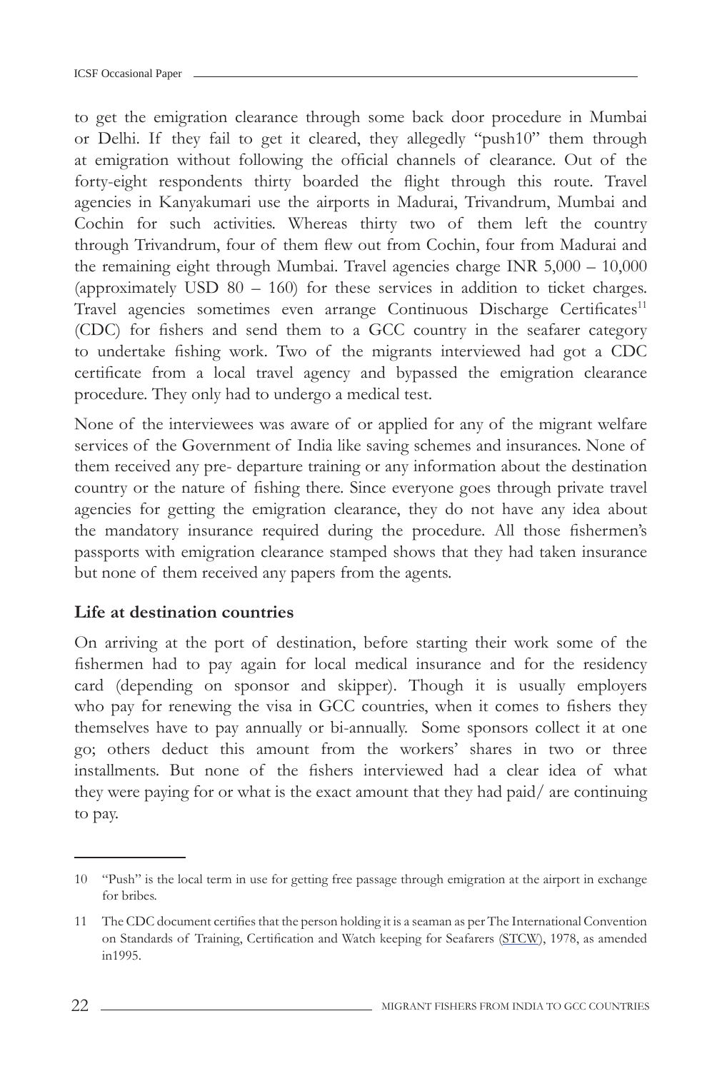to get the emigration clearance through some back door procedure in Mumbai or Delhi. If they fail to get it cleared, they allegedly "push[10]" them through at emigration without following the official channels of clearance. Out of the forty-eight respondents thirty boarded the flight through this route. Travel agencies in Kanyakumari use the airports in Madurai, Trivandrum, Mumbai and Cochin for such activities. Whereas thirty two of them left the country through Trivandrum, four of them flew out from Cochin, four from Madurai and the remaining eight through Mumbai. Travel agencies charge INR 5,000 – 10,000 (approximately USD 80 – 160) for these services in addition to ticket charges. Travel agencies sometimes even arrange Continuous Discharge Certificates[11] (CDC) for fishers and send them to a GCC country in the seafarer category to undertake fishing work. Two of the migrants interviewed had got a CDC certificate from a local travel agency and bypassed the emigration clearance procedure. They only had to undergo a medical test.

None of the interviewees was aware of or applied for any of the migrant welfare services of the Government of India like saving schemes and insurances. None of them received any pre- departure training or any information about the destination country or the nature of fishing there. Since everyone goes through private travel agencies for getting the emigration clearance, they do not have any idea about the mandatory insurance required during the procedure. All those fishermen's passports with emigration clearance stamped shows that they had taken insurance but none of them received any papers from the agents.

## Life at destination countries

On arriving at the port of destination, before starting their work some of the fishermen had to pay again for local medical insurance and for the residency card (depending on sponsor and skipper). Though it is usually employers who pay for renewing the visa in GCC countries, when it comes to fishers they themselves have to pay annually or bi-annually. Some sponsors collect it at one go; others deduct this amount from the workers' shares in two or three installments. But none of the fishers interviewed had a clear idea of what they were paying for or what is the exact amount that they had paid/ are continuing to pay.

---

10 "Push" is the local term in use for getting free passage through emigration at the airport in exchange for bribes.

11 The CDC document certifies that the person holding it is a seaman as per The International Convention on Standards of Training, Certification and Watch keeping for Seafarers (STCW), 1978, as amended in1995.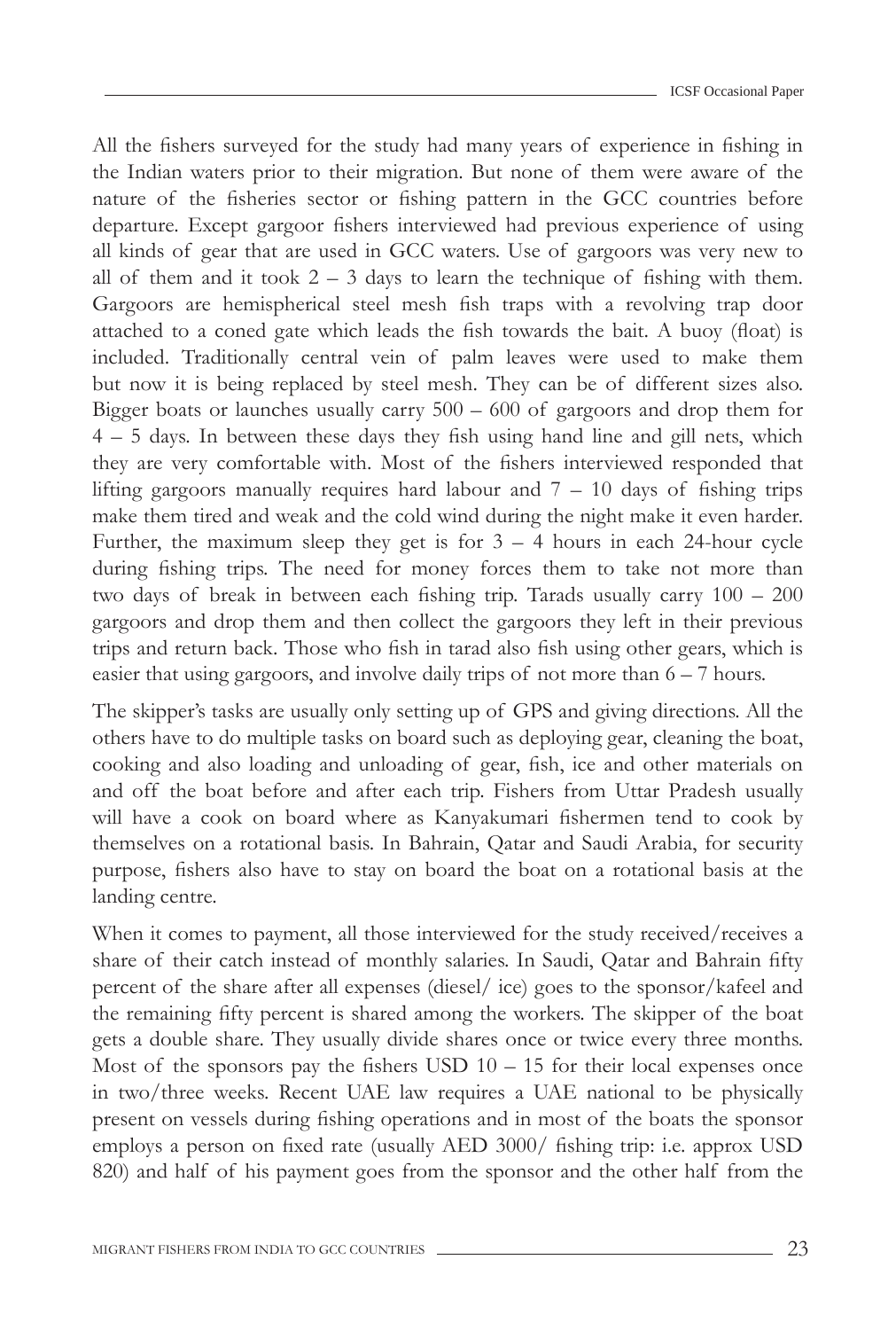All the fishers surveyed for the study had many years of experience in fishing in the Indian waters prior to their migration. But none of them were aware of the nature of the fisheries sector or fishing pattern in the GCC countries before departure. Except gargoor fishers interviewed had previous experience of using all kinds of gear that are used in GCC waters. Use of gargoors was very new to all of them and it took 2 – 3 days to learn the technique of fishing with them. Gargoors are hemispherical steel mesh fish traps with a revolving trap door attached to a coned gate which leads the fish towards the bait. A buoy (float) is included. Traditionally central vein of palm leaves were used to make them but now it is being replaced by steel mesh. They can be of different sizes also. Bigger boats or launches usually carry 500 – 600 of gargoors and drop them for 4 – 5 days. In between these days they fish using hand line and gill nets, which they are very comfortable with. Most of the fishers interviewed responded that lifting gargoors manually requires hard labour and 7 – 10 days of fishing trips make them tired and weak and the cold wind during the night make it even harder. Further, the maximum sleep they get is for 3 – 4 hours in each 24-hour cycle during fishing trips. The need for money forces them to take not more than two days of break in between each fishing trip. Tarads usually carry 100 – 200 gargoors and drop them and then collect the gargoors they left in their previous trips and return back. Those who fish in tarad also fish using other gears, which is easier that using gargoors, and involve daily trips of not more than 6 – 7 hours.

The skipper's tasks are usually only setting up of GPS and giving directions. All the others have to do multiple tasks on board such as deploying gear, cleaning the boat, cooking and also loading and unloading of gear, fish, ice and other materials on and off the boat before and after each trip. Fishers from Uttar Pradesh usually will have a cook on board where as Kanyakumari fishermen tend to cook by themselves on a rotational basis. In Bahrain, Qatar and Saudi Arabia, for security purpose, fishers also have to stay on board the boat on a rotational basis at the landing centre.

When it comes to payment, all those interviewed for the study received/receives a share of their catch instead of monthly salaries. In Saudi, Qatar and Bahrain fifty percent of the share after all expenses (diesel/ ice) goes to the sponsor/kafeel and the remaining fifty percent is shared among the workers. The skipper of the boat gets a double share. They usually divide shares once or twice every three months. Most of the sponsors pay the fishers USD 10 – 15 for their local expenses once in two/three weeks. Recent UAE law requires a UAE national to be physically present on vessels during fishing operations and in most of the boats the sponsor employs a person on fixed rate (usually AED 3000/ fishing trip: i.e. approx USD 820) and half of his payment goes from the sponsor and the other half from the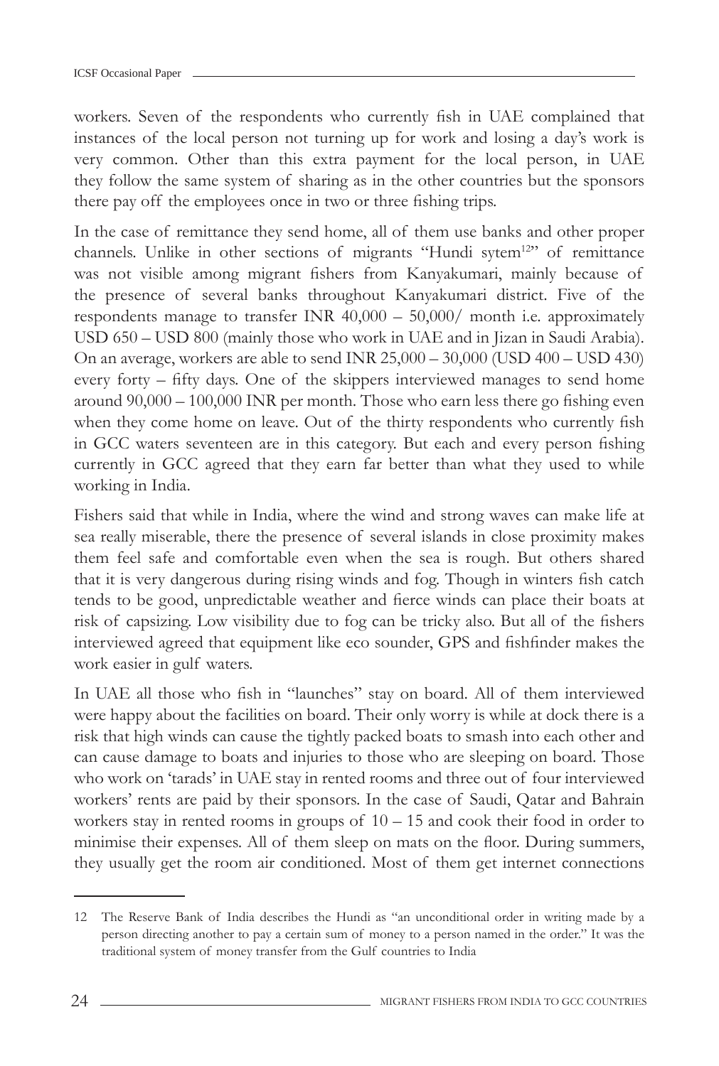workers. Seven of the respondents who currently fish in UAE complained that instances of the local person not turning up for work and losing a day's work is very common. Other than this extra payment for the local person, in UAE they follow the same system of sharing as in the other countries but the sponsors there pay off the employees once in two or three fishing trips.

In the case of remittance they send home, all of them use banks and other proper channels. Unlike in other sections of migrants "Hundi sytem[12]" of remittance was not visible among migrant fishers from Kanyakumari, mainly because of the presence of several banks throughout Kanyakumari district. Five of the respondents manage to transfer INR 40,000 – 50,000/ month i.e. approximately USD 650 – USD 800 (mainly those who work in UAE and in Jizan in Saudi Arabia). On an average, workers are able to send INR 25,000 – 30,000 (USD 400 – USD 430) every forty – fifty days. One of the skippers interviewed manages to send home around 90,000 – 100,000 INR per month. Those who earn less there go fishing even when they come home on leave. Out of the thirty respondents who currently fish in GCC waters seventeen are in this category. But each and every person fishing currently in GCC agreed that they earn far better than what they used to while working in India.

Fishers said that while in India, where the wind and strong waves can make life at sea really miserable, there the presence of several islands in close proximity makes them feel safe and comfortable even when the sea is rough. But others shared that it is very dangerous during rising winds and fog. Though in winters fish catch tends to be good, unpredictable weather and fierce winds can place their boats at risk of capsizing. Low visibility due to fog can be tricky also. But all of the fishers interviewed agreed that equipment like eco sounder, GPS and fishfinder makes the work easier in gulf waters.

In UAE all those who fish in "launches" stay on board. All of them interviewed were happy about the facilities on board. Their only worry is while at dock there is a risk that high winds can cause the tightly packed boats to smash into each other and can cause damage to boats and injuries to those who are sleeping on board. Those who work on 'tarads' in UAE stay in rented rooms and three out of four interviewed workers' rents are paid by their sponsors. In the case of Saudi, Qatar and Bahrain workers stay in rented rooms in groups of 10 – 15 and cook their food in order to minimise their expenses. All of them sleep on mats on the floor. During summers, they usually get the room air conditioned. Most of them get internet connections

---

12 The Reserve Bank of India describes the Hundi as "an unconditional order in writing made by a person directing another to pay a certain sum of money to a person named in the order." It was the traditional system of money transfer from the Gulf countries to India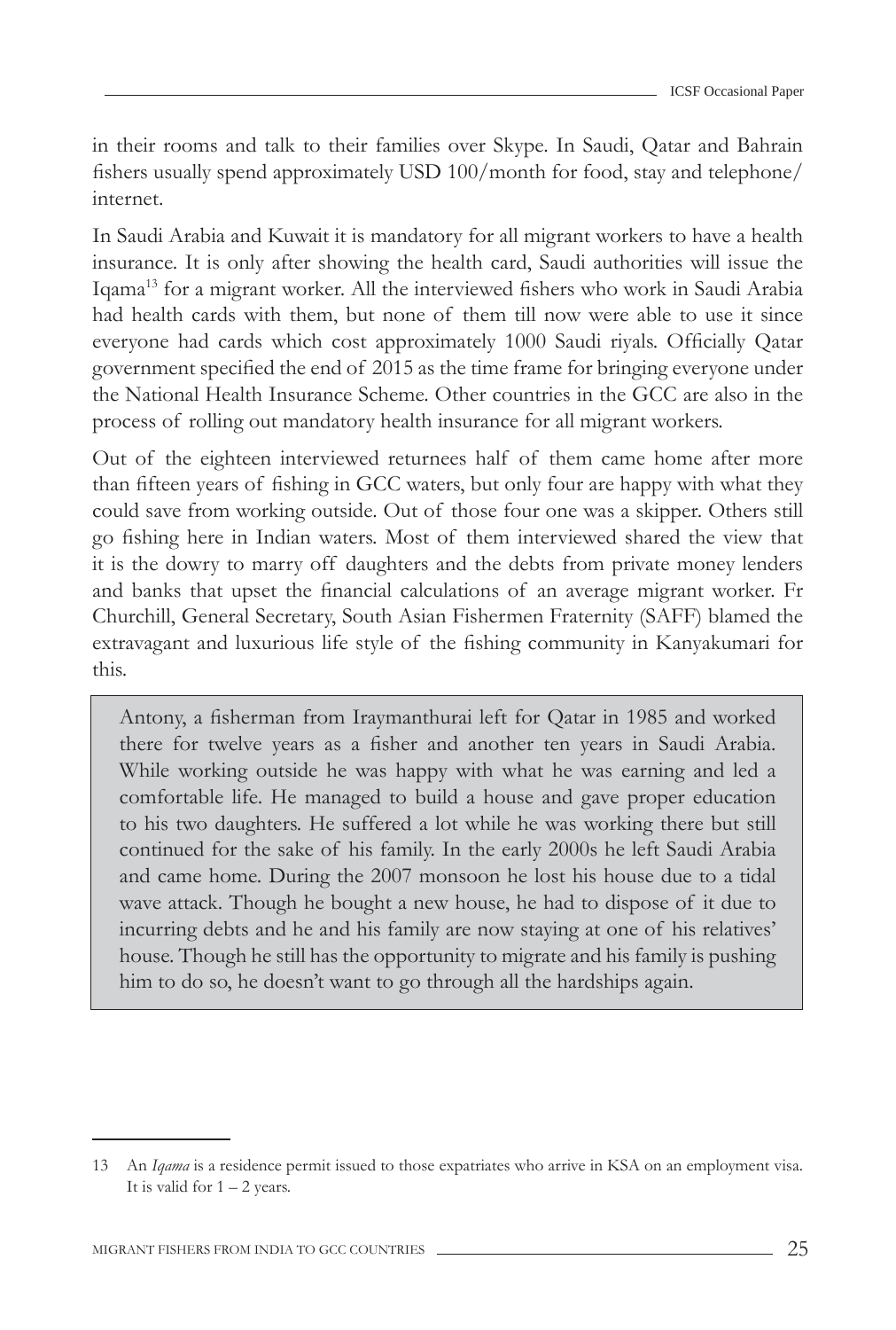in their rooms and talk to their families over Skype. In Saudi, Qatar and Bahrain fishers usually spend approximately USD 100/month for food, stay and telephone/ internet.

In Saudi Arabia and Kuwait it is mandatory for all migrant workers to have a health insurance. It is only after showing the health card, Saudi authorities will issue the Iqama[13] for a migrant worker. All the interviewed fishers who work in Saudi Arabia had health cards with them, but none of them till now were able to use it since everyone had cards which cost approximately 1000 Saudi riyals. Officially Qatar government specified the end of 2015 as the time frame for bringing everyone under the National Health Insurance Scheme. Other countries in the GCC are also in the process of rolling out mandatory health insurance for all migrant workers.

Out of the eighteen interviewed returnees half of them came home after more than fifteen years of fishing in GCC waters, but only four are happy with what they could save from working outside. Out of those four one was a skipper. Others still go fishing here in Indian waters. Most of them interviewed shared the view that it is the dowry to marry off daughters and the debts from private money lenders and banks that upset the financial calculations of an average migrant worker. Fr Churchill, General Secretary, South Asian Fishermen Fraternity (SAFF) blamed the extravagant and luxurious life style of the fishing community in Kanyakumari for this.

> Antony, a fisherman from Iraymanthurai left for Qatar in 1985 and worked there for twelve years as a fisher and another ten years in Saudi Arabia. While working outside he was happy with what he was earning and led a comfortable life. He managed to build a house and gave proper education to his two daughters. He suffered a lot while he was working there but still continued for the sake of his family. In the early 2000s he left Saudi Arabia and came home. During the 2007 monsoon he lost his house due to a tidal wave attack. Though he bought a new house, he had to dispose of it due to incurring debts and he and his family are now staying at one of his relatives' house. Though he still has the opportunity to migrate and his family is pushing him to do so, he doesn't want to go through all the hardships again.

---

13 An *Iqama* is a residence permit issued to those expatriates who arrive in KSA on an employment visa. It is valid for 1 – 2 years.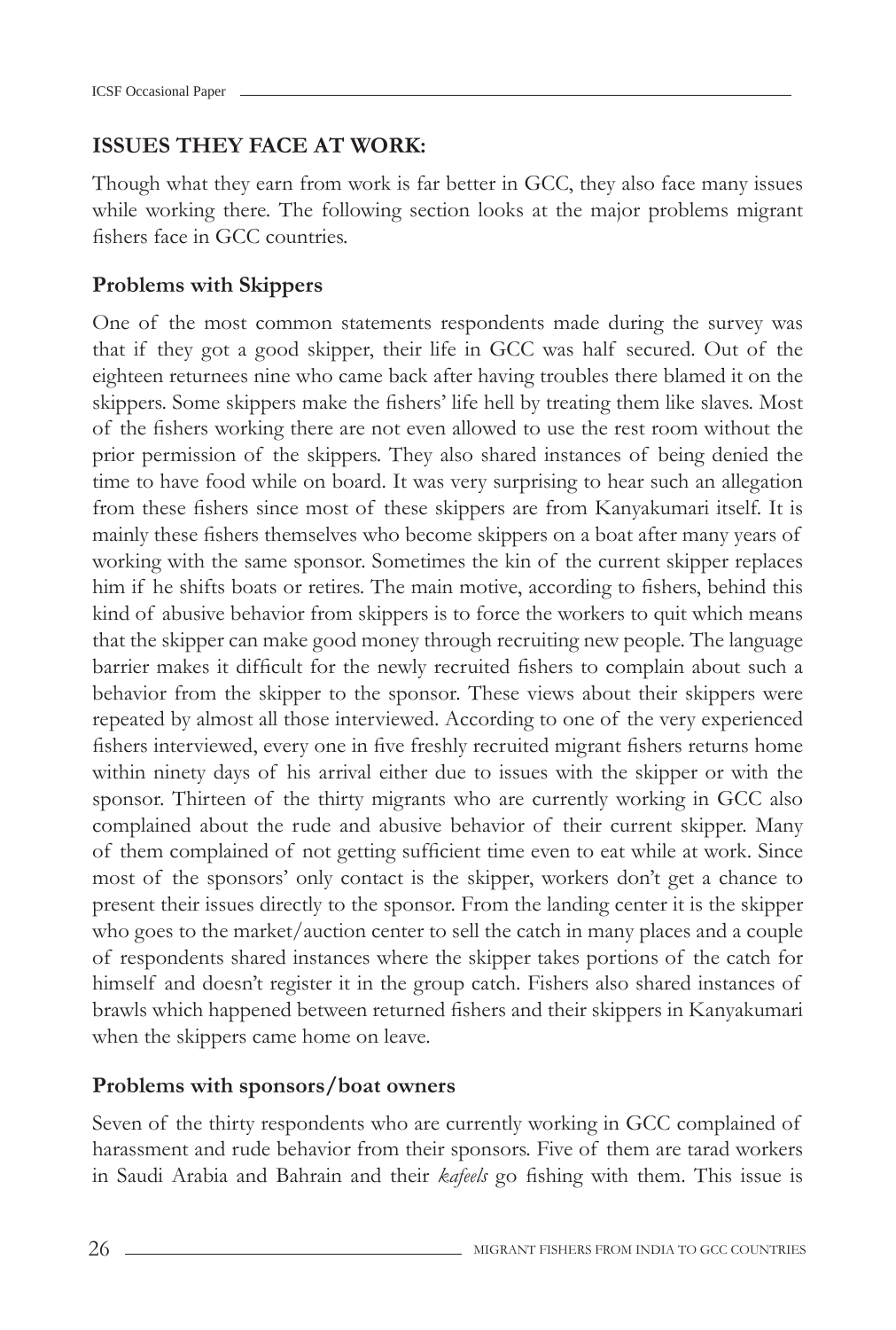## ISSUES THEY FACE AT WORK:

Though what they earn from work is far better in GCC, they also face many issues while working there. The following section looks at the major problems migrant fishers face in GCC countries.

### Problems with Skippers

One of the most common statements respondents made during the survey was that if they got a good skipper, their life in GCC was half secured. Out of the eighteen returnees nine who came back after having troubles there blamed it on the skippers. Some skippers make the fishers' life hell by treating them like slaves. Most of the fishers working there are not even allowed to use the rest room without the prior permission of the skippers. They also shared instances of being denied the time to have food while on board. It was very surprising to hear such an allegation from these fishers since most of these skippers are from Kanyakumari itself. It is mainly these fishers themselves who become skippers on a boat after many years of working with the same sponsor. Sometimes the kin of the current skipper replaces him if he shifts boats or retires. The main motive, according to fishers, behind this kind of abusive behavior from skippers is to force the workers to quit which means that the skipper can make good money through recruiting new people. The language barrier makes it difficult for the newly recruited fishers to complain about such a behavior from the skipper to the sponsor. These views about their skippers were repeated by almost all those interviewed. According to one of the very experienced fishers interviewed, every one in five freshly recruited migrant fishers returns home within ninety days of his arrival either due to issues with the skipper or with the sponsor. Thirteen of the thirty migrants who are currently working in GCC also complained about the rude and abusive behavior of their current skipper. Many of them complained of not getting sufficient time even to eat while at work. Since most of the sponsors' only contact is the skipper, workers don't get a chance to present their issues directly to the sponsor. From the landing center it is the skipper who goes to the market/auction center to sell the catch in many places and a couple of respondents shared instances where the skipper takes portions of the catch for himself and doesn't register it in the group catch. Fishers also shared instances of brawls which happened between returned fishers and their skippers in Kanyakumari when the skippers came home on leave.

### Problems with sponsors/boat owners

Seven of the thirty respondents who are currently working in GCC complained of harassment and rude behavior from their sponsors. Five of them are tarad workers in Saudi Arabia and Bahrain and their *kafeels* go fishing with them. This issue is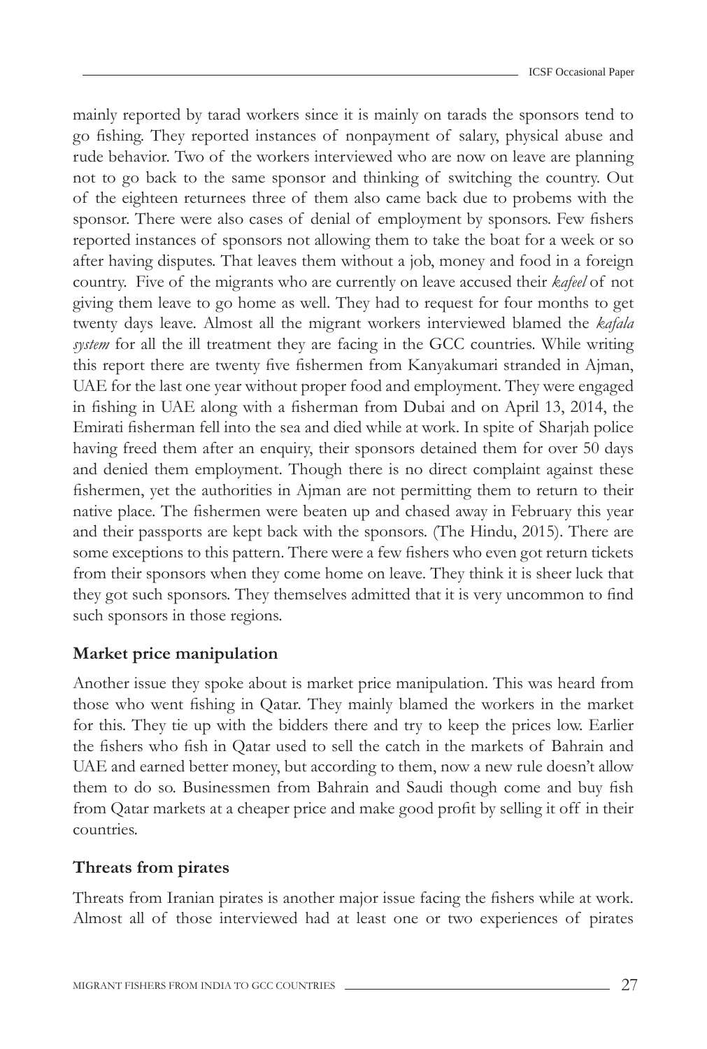mainly reported by tarad workers since it is mainly on tarads the sponsors tend to go fishing. They reported instances of nonpayment of salary, physical abuse and rude behavior. Two of the workers interviewed who are now on leave are planning not to go back to the same sponsor and thinking of switching the country. Out of the eighteen returnees three of them also came back due to probems with the sponsor. There were also cases of denial of employment by sponsors. Few fishers reported instances of sponsors not allowing them to take the boat for a week or so after having disputes. That leaves them without a job, money and food in a foreign country. Five of the migrants who are currently on leave accused their *kafeel* of not giving them leave to go home as well. They had to request for four months to get twenty days leave. Almost all the migrant workers interviewed blamed the *kafala system* for all the ill treatment they are facing in the GCC countries. While writing this report there are twenty five fishermen from Kanyakumari stranded in Ajman, UAE for the last one year without proper food and employment. They were engaged in fishing in UAE along with a fisherman from Dubai and on April 13, 2014, the Emirati fisherman fell into the sea and died while at work. In spite of Sharjah police having freed them after an enquiry, their sponsors detained them for over 50 days and denied them employment. Though there is no direct complaint against these fishermen, yet the authorities in Ajman are not permitting them to return to their native place. The fishermen were beaten up and chased away in February this year and their passports are kept back with the sponsors. (The Hindu, 2015). There are some exceptions to this pattern. There were a few fishers who even got return tickets from their sponsors when they come home on leave. They think it is sheer luck that they got such sponsors. They themselves admitted that it is very uncommon to find such sponsors in those regions.

**Market price manipulation**

Another issue they spoke about is market price manipulation. This was heard from those who went fishing in Qatar. They mainly blamed the workers in the market for this. They tie up with the bidders there and try to keep the prices low. Earlier the fishers who fish in Qatar used to sell the catch in the markets of Bahrain and UAE and earned better money, but according to them, now a new rule doesn't allow them to do so. Businessmen from Bahrain and Saudi though come and buy fish from Qatar markets at a cheaper price and make good profit by selling it off in their countries.

**Threats from pirates**

Threats from Iranian pirates is another major issue facing the fishers while at work. Almost all of those interviewed had at least one or two experiences of pirates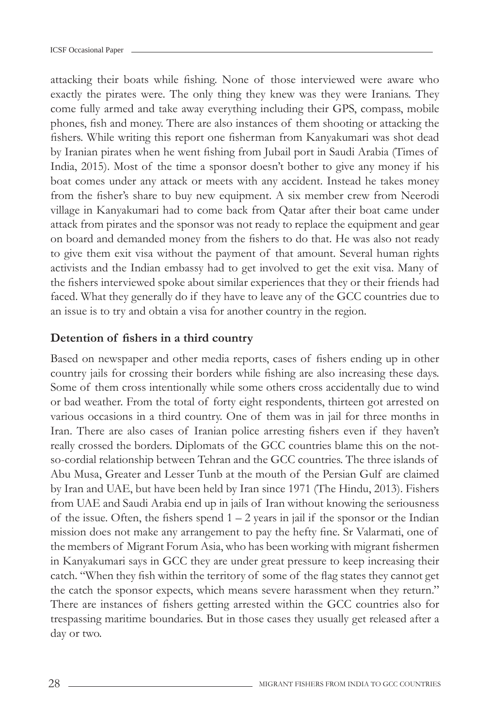attacking their boats while fishing. None of those interviewed were aware who exactly the pirates were. The only thing they knew was they were Iranians. They come fully armed and take away everything including their GPS, compass, mobile phones, fish and money. There are also instances of them shooting or attacking the fishers. While writing this report one fisherman from Kanyakumari was shot dead by Iranian pirates when he went fishing from Jubail port in Saudi Arabia (Times of India, 2015). Most of the time a sponsor doesn't bother to give any money if his boat comes under any attack or meets with any accident. Instead he takes money from the fisher's share to buy new equipment. A six member crew from Neerodi village in Kanyakumari had to come back from Qatar after their boat came under attack from pirates and the sponsor was not ready to replace the equipment and gear on board and demanded money from the fishers to do that. He was also not ready to give them exit visa without the payment of that amount. Several human rights activists and the Indian embassy had to get involved to get the exit visa. Many of the fishers interviewed spoke about similar experiences that they or their friends had faced. What they generally do if they have to leave any of the GCC countries due to an issue is to try and obtain a visa for another country in the region.

### Detention of fishers in a third country

Based on newspaper and other media reports, cases of fishers ending up in other country jails for crossing their borders while fishing are also increasing these days. Some of them cross intentionally while some others cross accidentally due to wind or bad weather. From the total of forty eight respondents, thirteen got arrested on various occasions in a third country. One of them was in jail for three months in Iran. There are also cases of Iranian police arresting fishers even if they haven't really crossed the borders. Diplomats of the GCC countries blame this on the not-so-cordial relationship between Tehran and the GCC countries. The three islands of Abu Musa, Greater and Lesser Tunb at the mouth of the Persian Gulf are claimed by Iran and UAE, but have been held by Iran since 1971 (The Hindu, 2013). Fishers from UAE and Saudi Arabia end up in jails of Iran without knowing the seriousness of the issue. Often, the fishers spend 1 – 2 years in jail if the sponsor or the Indian mission does not make any arrangement to pay the hefty fine. Sr Valarmati, one of the members of Migrant Forum Asia, who has been working with migrant fishermen in Kanyakumari says in GCC they are under great pressure to keep increasing their catch. "When they fish within the territory of some of the flag states they cannot get the catch the sponsor expects, which means severe harassment when they return." There are instances of fishers getting arrested within the GCC countries also for trespassing maritime boundaries. But in those cases they usually get released after a day or two.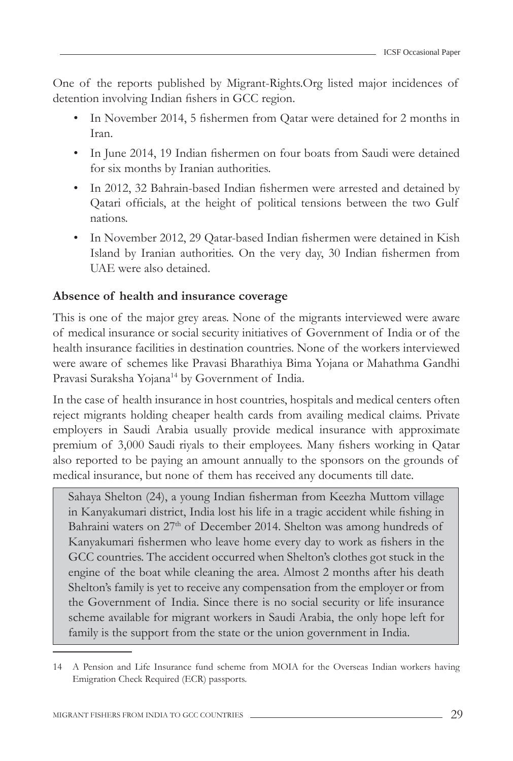One of the reports published by Migrant-Rights.Org listed major incidences of detention involving Indian fishers in GCC region.

- In November 2014, 5 fishermen from Qatar were detained for 2 months in Iran.
- In June 2014, 19 Indian fishermen on four boats from Saudi were detained for six months by Iranian authorities.
- In 2012, 32 Bahrain-based Indian fishermen were arrested and detained by Qatari officials, at the height of political tensions between the two Gulf nations.
- In November 2012, 29 Qatar-based Indian fishermen were detained in Kish Island by Iranian authorities. On the very day, 30 Indian fishermen from UAE were also detained.

### Absence of health and insurance coverage

This is one of the major grey areas. None of the migrants interviewed were aware of medical insurance or social security initiatives of Government of India or of the health insurance facilities in destination countries. None of the workers interviewed were aware of schemes like Pravasi Bharathiya Bima Yojana or Mahathma Gandhi Pravasi Suraksha Yojana[14] by Government of India.

In the case of health insurance in host countries, hospitals and medical centers often reject migrants holding cheaper health cards from availing medical claims. Private employers in Saudi Arabia usually provide medical insurance with approximate premium of 3,000 Saudi riyals to their employees. Many fishers working in Qatar also reported to be paying an amount annually to the sponsors on the grounds of medical insurance, but none of them has received any documents till date.

> Sahaya Shelton (24), a young Indian fisherman from Keezha Muttom village in Kanyakumari district, India lost his life in a tragic accident while fishing in Bahraini waters on 27th of December 2014. Shelton was among hundreds of Kanyakumari fishermen who leave home every day to work as fishers in the GCC countries. The accident occurred when Shelton's clothes got stuck in the engine of the boat while cleaning the area. Almost 2 months after his death Shelton's family is yet to receive any compensation from the employer or from the Government of India. Since there is no social security or life insurance scheme available for migrant workers in Saudi Arabia, the only hope left for family is the support from the state or the union government in India.

---

14 A Pension and Life Insurance fund scheme from MOIA for the Overseas Indian workers having Emigration Check Required (ECR) passports.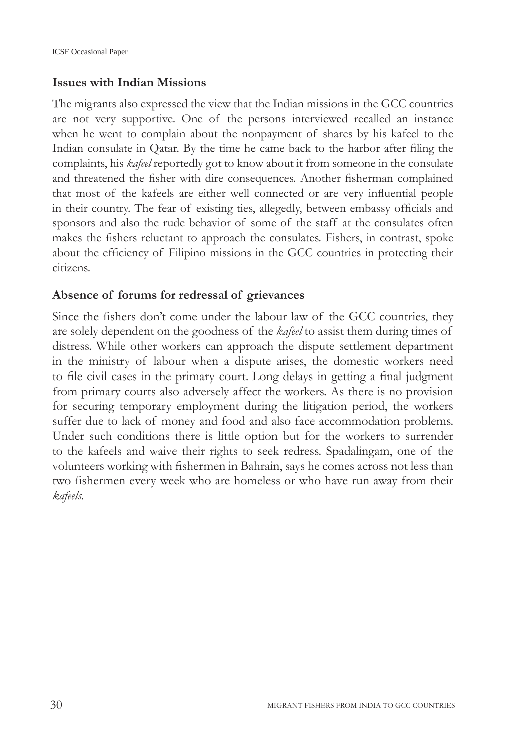### **Issues with Indian Missions**

The migrants also expressed the view that the Indian missions in the GCC countries are not very supportive. One of the persons interviewed recalled an instance when he went to complain about the nonpayment of shares by his kafeel to the Indian consulate in Qatar. By the time he came back to the harbor after filing the complaints, his *kafeel* reportedly got to know about it from someone in the consulate and threatened the fisher with dire consequences. Another fisherman complained that most of the kafeels are either well connected or are very influential people in their country. The fear of existing ties, allegedly, between embassy officials and sponsors and also the rude behavior of some of the staff at the consulates often makes the fishers reluctant to approach the consulates. Fishers, in contrast, spoke about the efficiency of Filipino missions in the GCC countries in protecting their citizens.

### **Absence of forums for redressal of grievances**

Since the fishers don't come under the labour law of the GCC countries, they are solely dependent on the goodness of the *kafeel* to assist them during times of distress. While other workers can approach the dispute settlement department in the ministry of labour when a dispute arises, the domestic workers need to file civil cases in the primary court. Long delays in getting a final judgment from primary courts also adversely affect the workers. As there is no provision for securing temporary employment during the litigation period, the workers suffer due to lack of money and food and also face accommodation problems. Under such conditions there is little option but for the workers to surrender to the kafeels and waive their rights to seek redress. Spadalingam, one of the volunteers working with fishermen in Bahrain, says he comes across not less than two fishermen every week who are homeless or who have run away from their *kafeels*.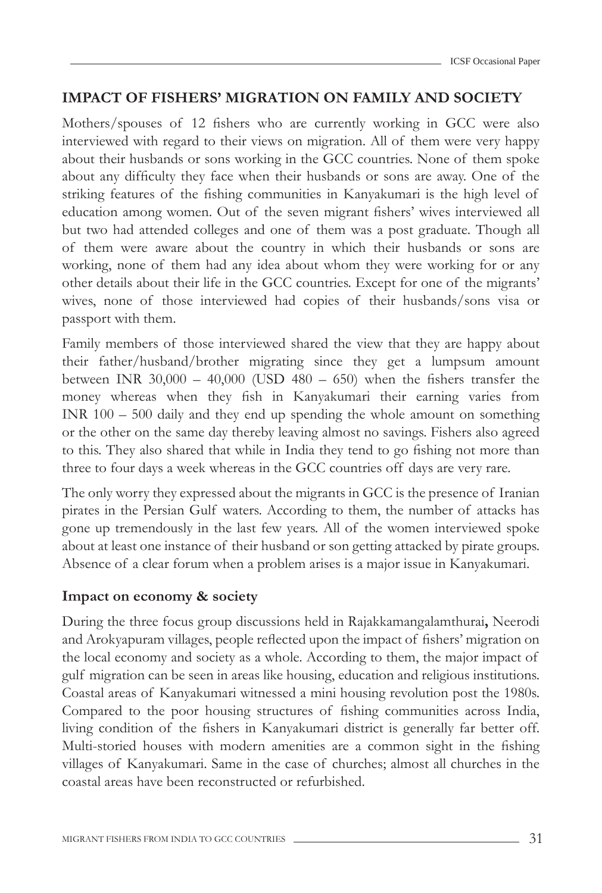## IMPACT OF FISHERS' MIGRATION ON FAMILY AND SOCIETY

Mothers/spouses of 12 fishers who are currently working in GCC were also interviewed with regard to their views on migration. All of them were very happy about their husbands or sons working in the GCC countries. None of them spoke about any difficulty they face when their husbands or sons are away. One of the striking features of the fishing communities in Kanyakumari is the high level of education among women. Out of the seven migrant fishers' wives interviewed all but two had attended colleges and one of them was a post graduate. Though all of them were aware about the country in which their husbands or sons are working, none of them had any idea about whom they were working for or any other details about their life in the GCC countries. Except for one of the migrants' wives, none of those interviewed had copies of their husbands/sons visa or passport with them.

Family members of those interviewed shared the view that they are happy about their father/husband/brother migrating since they get a lumpsum amount between INR 30,000 – 40,000 (USD 480 – 650) when the fishers transfer the money whereas when they fish in Kanyakumari their earning varies from INR 100 – 500 daily and they end up spending the whole amount on something or the other on the same day thereby leaving almost no savings. Fishers also agreed to this. They also shared that while in India they tend to go fishing not more than three to four days a week whereas in the GCC countries off days are very rare.

The only worry they expressed about the migrants in GCC is the presence of Iranian pirates in the Persian Gulf waters. According to them, the number of attacks has gone up tremendously in the last few years. All of the women interviewed spoke about at least one instance of their husband or son getting attacked by pirate groups. Absence of a clear forum when a problem arises is a major issue in Kanyakumari.

### Impact on economy & society

During the three focus group discussions held in Rajakkamangalamthurai**,** Neerodi and Arokyapuram villages, people reflected upon the impact of fishers' migration on the local economy and society as a whole. According to them, the major impact of gulf migration can be seen in areas like housing, education and religious institutions. Coastal areas of Kanyakumari witnessed a mini housing revolution post the 1980s. Compared to the poor housing structures of fishing communities across India, living condition of the fishers in Kanyakumari district is generally far better off. Multi-storied houses with modern amenities are a common sight in the fishing villages of Kanyakumari. Same in the case of churches; almost all churches in the coastal areas have been reconstructed or refurbished.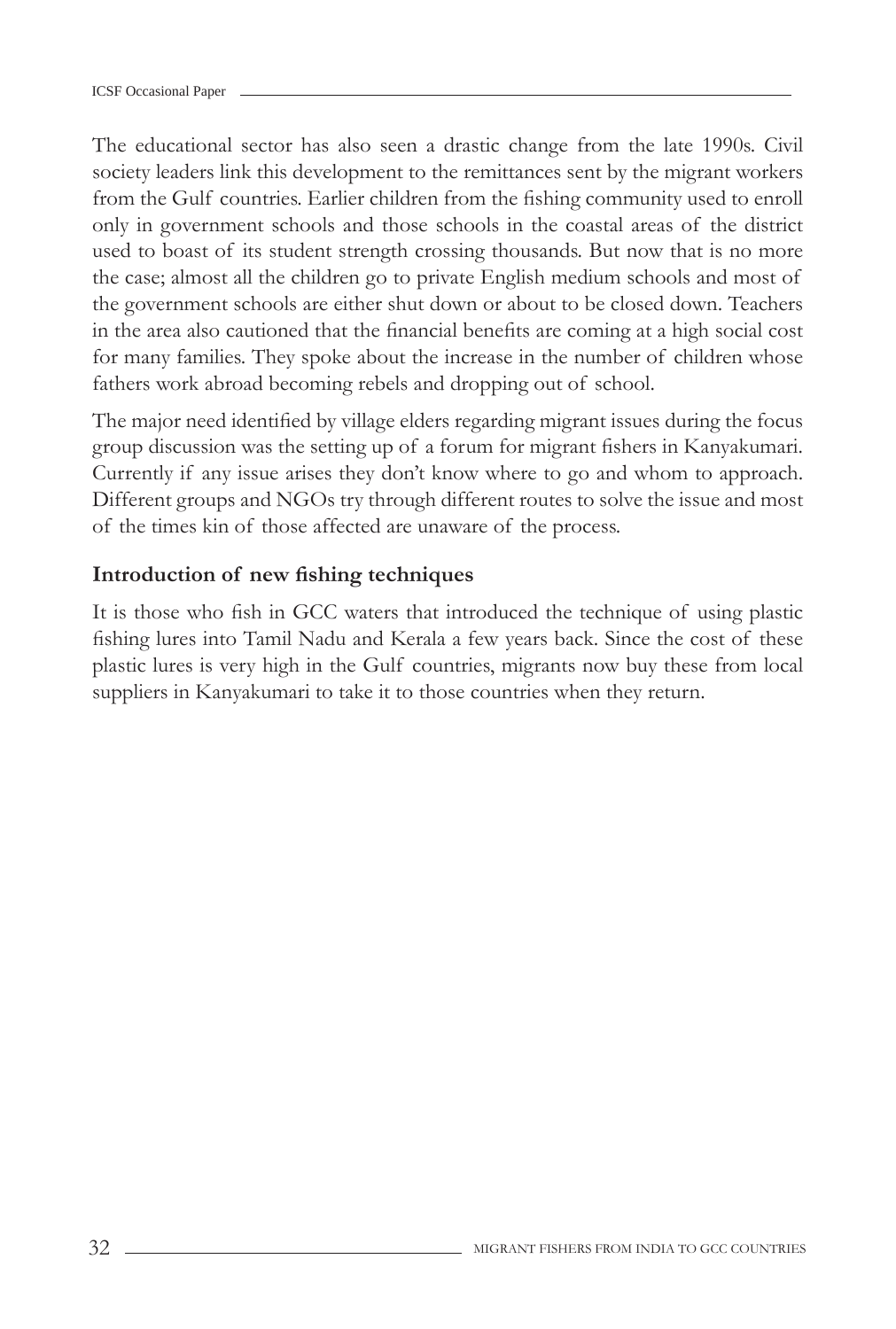The educational sector has also seen a drastic change from the late 1990s. Civil society leaders link this development to the remittances sent by the migrant workers from the Gulf countries. Earlier children from the fishing community used to enroll only in government schools and those schools in the coastal areas of the district used to boast of its student strength crossing thousands. But now that is no more the case; almost all the children go to private English medium schools and most of the government schools are either shut down or about to be closed down. Teachers in the area also cautioned that the financial benefits are coming at a high social cost for many families. They spoke about the increase in the number of children whose fathers work abroad becoming rebels and dropping out of school.

The major need identified by village elders regarding migrant issues during the focus group discussion was the setting up of a forum for migrant fishers in Kanyakumari. Currently if any issue arises they don't know where to go and whom to approach. Different groups and NGOs try through different routes to solve the issue and most of the times kin of those affected are unaware of the process.

### Introduction of new fishing techniques

It is those who fish in GCC waters that introduced the technique of using plastic fishing lures into Tamil Nadu and Kerala a few years back. Since the cost of these plastic lures is very high in the Gulf countries, migrants now buy these from local suppliers in Kanyakumari to take it to those countries when they return.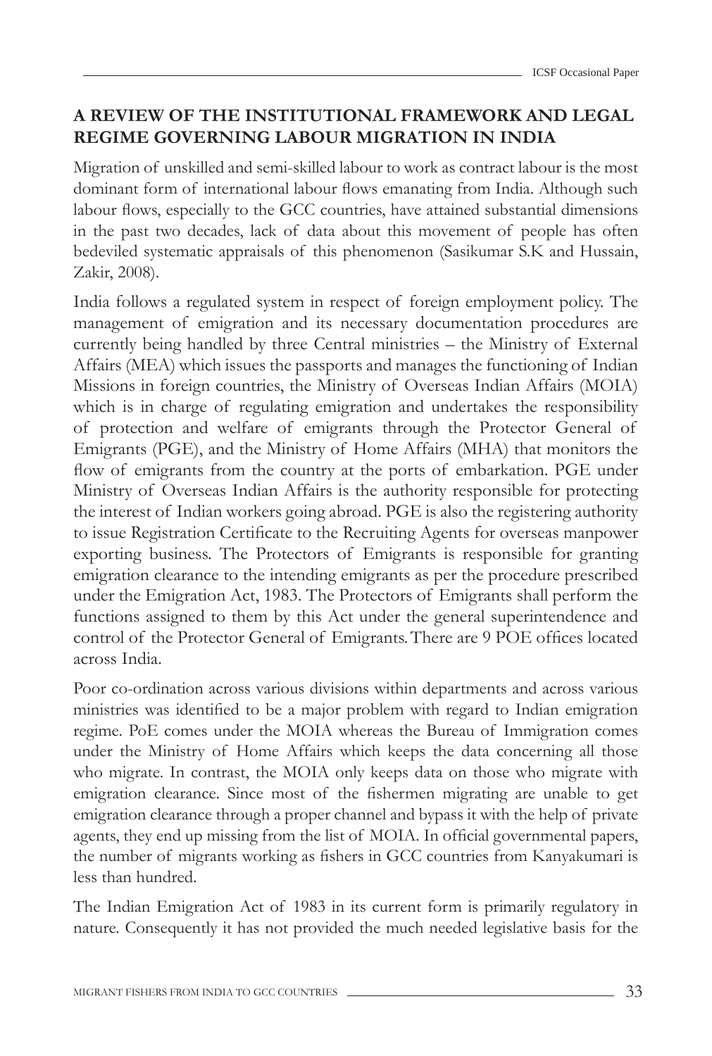## A REVIEW OF THE INSTITUTIONAL FRAMEWORK AND LEGAL REGIME GOVERNING LABOUR MIGRATION IN INDIA

Migration of unskilled and semi-skilled labour to work as contract labour is the most dominant form of international labour flows emanating from India. Although such labour flows, especially to the GCC countries, have attained substantial dimensions in the past two decades, lack of data about this movement of people has often bedeviled systematic appraisals of this phenomenon (Sasikumar S.K and Hussain, Zakir, 2008).

India follows a regulated system in respect of foreign employment policy. The management of emigration and its necessary documentation procedures are currently being handled by three Central ministries – the Ministry of External Affairs (MEA) which issues the passports and manages the functioning of Indian Missions in foreign countries, the Ministry of Overseas Indian Affairs (MOIA) which is in charge of regulating emigration and undertakes the responsibility of protection and welfare of emigrants through the Protector General of Emigrants (PGE), and the Ministry of Home Affairs (MHA) that monitors the flow of emigrants from the country at the ports of embarkation. PGE under Ministry of Overseas Indian Affairs is the authority responsible for protecting the interest of Indian workers going abroad. PGE is also the registering authority to issue Registration Certificate to the Recruiting Agents for overseas manpower exporting business. The Protectors of Emigrants is responsible for granting emigration clearance to the intending emigrants as per the procedure prescribed under the Emigration Act, 1983. The Protectors of Emigrants shall perform the functions assigned to them by this Act under the general superintendence and control of the Protector General of Emigrants. There are 9 POE offices located across India.

Poor co-ordination across various divisions within departments and across various ministries was identified to be a major problem with regard to Indian emigration regime. PoE comes under the MOIA whereas the Bureau of Immigration comes under the Ministry of Home Affairs which keeps the data concerning all those who migrate. In contrast, the MOIA only keeps data on those who migrate with emigration clearance. Since most of the fishermen migrating are unable to get emigration clearance through a proper channel and bypass it with the help of private agents, they end up missing from the list of MOIA. In official governmental papers, the number of migrants working as fishers in GCC countries from Kanyakumari is less than hundred.

The Indian Emigration Act of 1983 in its current form is primarily regulatory in nature. Consequently it has not provided the much needed legislative basis for the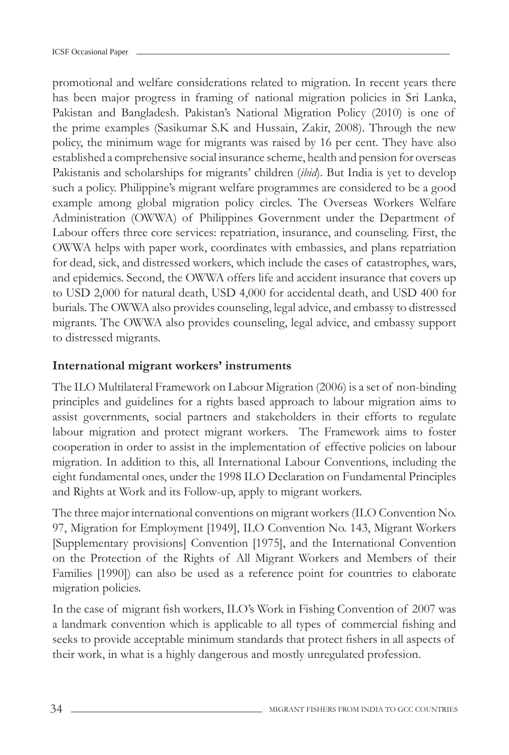promotional and welfare considerations related to migration. In recent years there has been major progress in framing of national migration policies in Sri Lanka, Pakistan and Bangladesh. Pakistan's National Migration Policy (2010) is one of the prime examples (Sasikumar S.K and Hussain, Zakir, 2008). Through the new policy, the minimum wage for migrants was raised by 16 per cent. They have also established a comprehensive social insurance scheme, health and pension for overseas Pakistanis and scholarships for migrants' children (*ibid*). But India is yet to develop such a policy. Philippine's migrant welfare programmes are considered to be a good example among global migration policy circles. The Overseas Workers Welfare Administration (OWWA) of Philippines Government under the Department of Labour offers three core services: repatriation, insurance, and counseling. First, the OWWA helps with paper work, coordinates with embassies, and plans repatriation for dead, sick, and distressed workers, which include the cases of catastrophes, wars, and epidemics. Second, the OWWA offers life and accident insurance that covers up to USD 2,000 for natural death, USD 4,000 for accidental death, and USD 400 for burials. The OWWA also provides counseling, legal advice, and embassy to distressed migrants. The OWWA also provides counseling, legal advice, and embassy support to distressed migrants.

## International migrant workers' instruments

The ILO Multilateral Framework on Labour Migration (2006) is a set of non-binding principles and guidelines for a rights based approach to labour migration aims to assist governments, social partners and stakeholders in their efforts to regulate labour migration and protect migrant workers. The Framework aims to foster cooperation in order to assist in the implementation of effective policies on labour migration. In addition to this, all International Labour Conventions, including the eight fundamental ones, under the 1998 ILO Declaration on Fundamental Principles and Rights at Work and its Follow-up, apply to migrant workers.

The three major international conventions on migrant workers (ILO Convention No. 97, Migration for Employment [1949], ILO Convention No. 143, Migrant Workers [Supplementary provisions] Convention [1975], and the International Convention on the Protection of the Rights of All Migrant Workers and Members of their Families [1990]) can also be used as a reference point for countries to elaborate migration policies.

In the case of migrant fish workers, ILO's Work in Fishing Convention of 2007 was a landmark convention which is applicable to all types of commercial fishing and seeks to provide acceptable minimum standards that protect fishers in all aspects of their work, in what is a highly dangerous and mostly unregulated profession.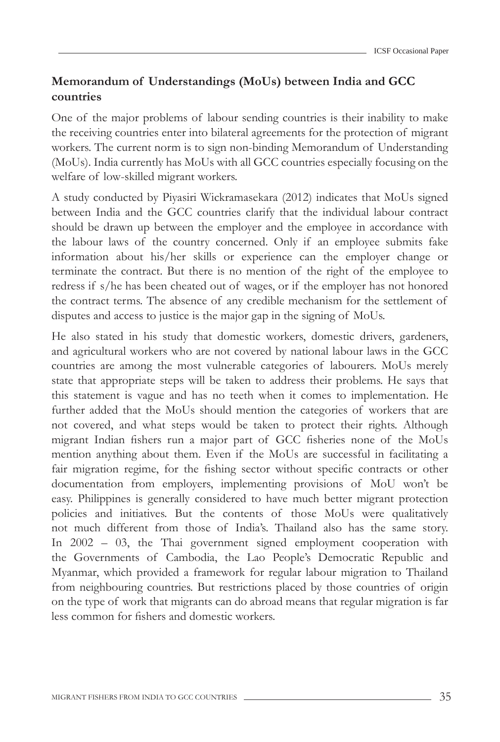## Memorandum of Understandings (MoUs) between India and GCC countries

One of the major problems of labour sending countries is their inability to make the receiving countries enter into bilateral agreements for the protection of migrant workers. The current norm is to sign non-binding Memorandum of Understanding (MoUs). India currently has MoUs with all GCC countries especially focusing on the welfare of low-skilled migrant workers.

A study conducted by Piyasiri Wickramasekara (2012) indicates that MoUs signed between India and the GCC countries clarify that the individual labour contract should be drawn up between the employer and the employee in accordance with the labour laws of the country concerned. Only if an employee submits fake information about his/her skills or experience can the employer change or terminate the contract. But there is no mention of the right of the employee to redress if s/he has been cheated out of wages, or if the employer has not honored the contract terms. The absence of any credible mechanism for the settlement of disputes and access to justice is the major gap in the signing of MoUs.

He also stated in his study that domestic workers, domestic drivers, gardeners, and agricultural workers who are not covered by national labour laws in the GCC countries are among the most vulnerable categories of labourers. MoUs merely state that appropriate steps will be taken to address their problems. He says that this statement is vague and has no teeth when it comes to implementation. He further added that the MoUs should mention the categories of workers that are not covered, and what steps would be taken to protect their rights. Although migrant Indian fishers run a major part of GCC fisheries none of the MoUs mention anything about them. Even if the MoUs are successful in facilitating a fair migration regime, for the fishing sector without specific contracts or other documentation from employers, implementing provisions of MoU won't be easy. Philippines is generally considered to have much better migrant protection policies and initiatives. But the contents of those MoUs were qualitatively not much different from those of India's. Thailand also has the same story. In 2002 – 03, the Thai government signed employment cooperation with the Governments of Cambodia, the Lao People's Democratic Republic and Myanmar, which provided a framework for regular labour migration to Thailand from neighbouring countries. But restrictions placed by those countries of origin on the type of work that migrants can do abroad means that regular migration is far less common for fishers and domestic workers.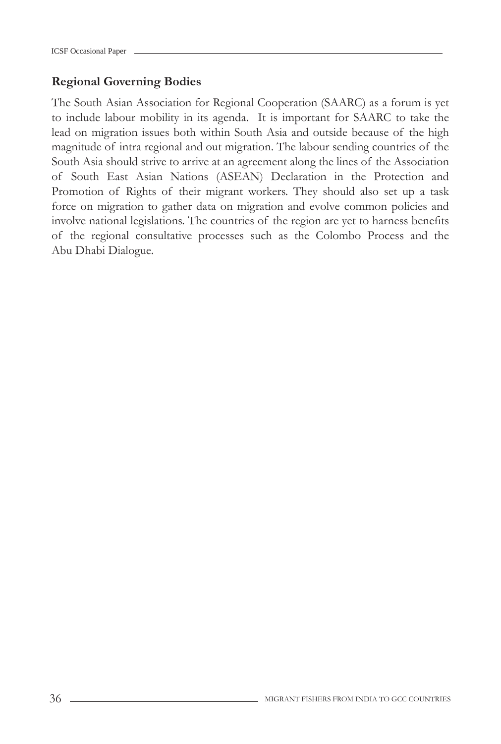### Regional Governing Bodies

The South Asian Association for Regional Cooperation (SAARC) as a forum is yet to include labour mobility in its agenda. It is important for SAARC to take the lead on migration issues both within South Asia and outside because of the high magnitude of intra regional and out migration. The labour sending countries of the South Asia should strive to arrive at an agreement along the lines of the Association of South East Asian Nations (ASEAN) Declaration in the Protection and Promotion of Rights of their migrant workers. They should also set up a task force on migration to gather data on migration and evolve common policies and involve national legislations. The countries of the region are yet to harness benefits of the regional consultative processes such as the Colombo Process and the Abu Dhabi Dialogue.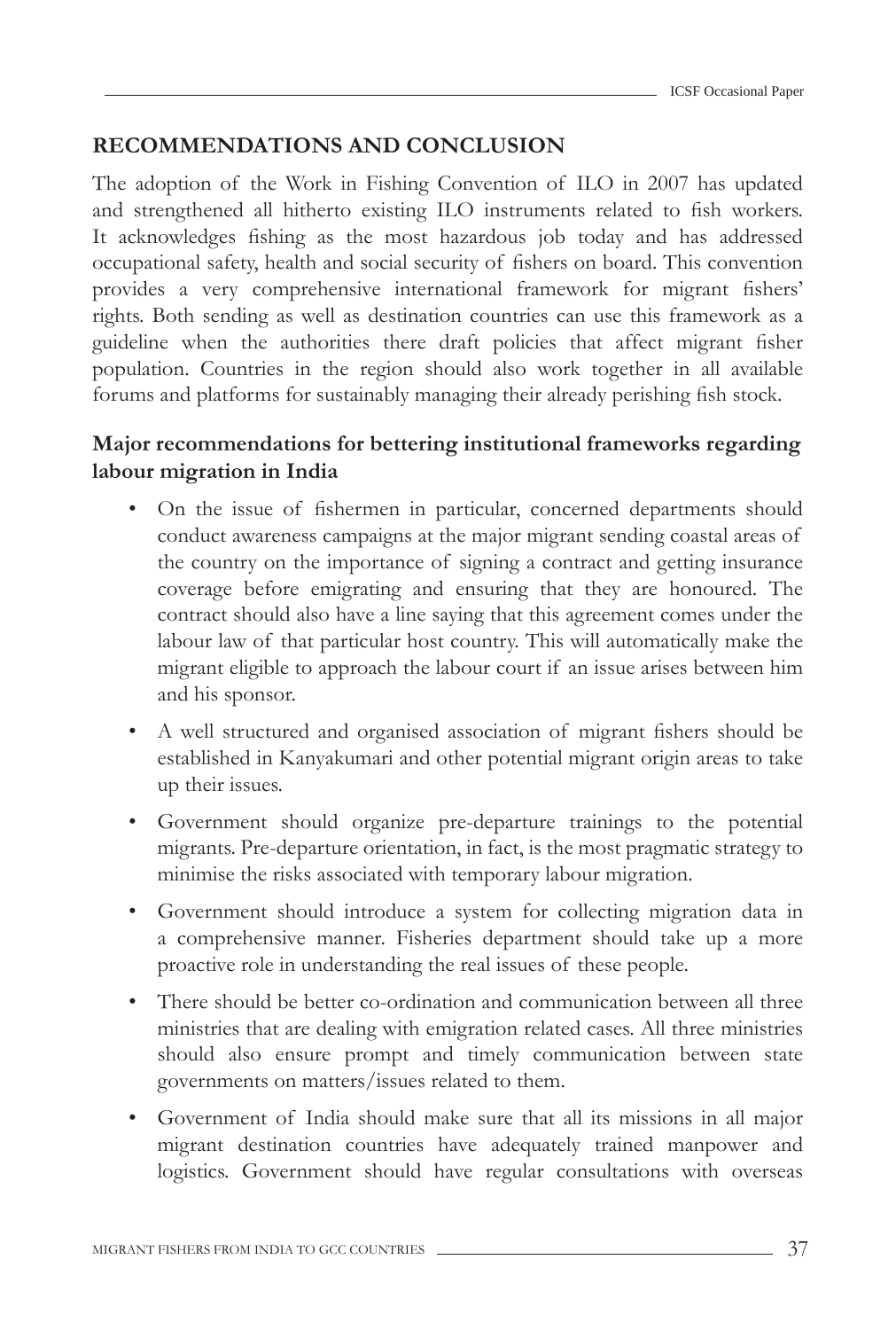## RECOMMENDATIONS AND CONCLUSION

The adoption of the Work in Fishing Convention of ILO in 2007 has updated and strengthened all hitherto existing ILO instruments related to fish workers. It acknowledges fishing as the most hazardous job today and has addressed occupational safety, health and social security of fishers on board. This convention provides a very comprehensive international framework for migrant fishers' rights. Both sending as well as destination countries can use this framework as a guideline when the authorities there draft policies that affect migrant fisher population. Countries in the region should also work together in all available forums and platforms for sustainably managing their already perishing fish stock.

### Major recommendations for bettering institutional frameworks regarding labour migration in India

- On the issue of fishermen in particular, concerned departments should conduct awareness campaigns at the major migrant sending coastal areas of the country on the importance of signing a contract and getting insurance coverage before emigrating and ensuring that they are honoured. The contract should also have a line saying that this agreement comes under the labour law of that particular host country. This will automatically make the migrant eligible to approach the labour court if an issue arises between him and his sponsor.
- A well structured and organised association of migrant fishers should be established in Kanyakumari and other potential migrant origin areas to take up their issues.
- Government should organize pre-departure trainings to the potential migrants. Pre-departure orientation, in fact, is the most pragmatic strategy to minimise the risks associated with temporary labour migration.
- Government should introduce a system for collecting migration data in a comprehensive manner. Fisheries department should take up a more proactive role in understanding the real issues of these people.
- There should be better co-ordination and communication between all three ministries that are dealing with emigration related cases. All three ministries should also ensure prompt and timely communication between state governments on matters/issues related to them.
- Government of India should make sure that all its missions in all major migrant destination countries have adequately trained manpower and logistics. Government should have regular consultations with overseas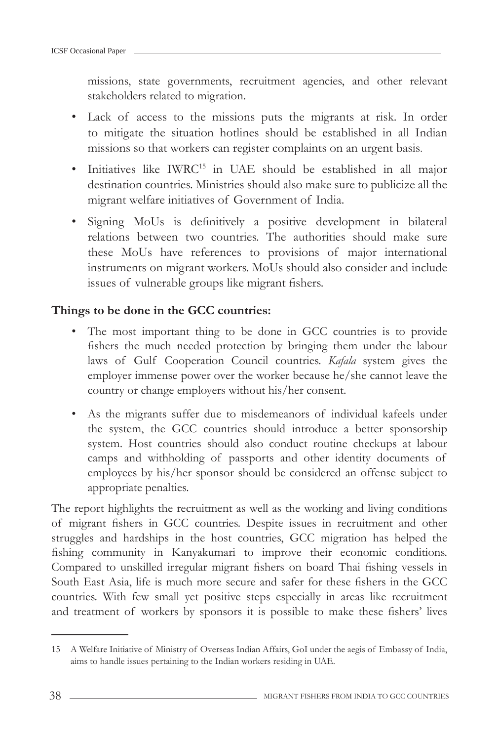missions, state governments, recruitment agencies, and other relevant stakeholders related to migration.

- Lack of access to the missions puts the migrants at risk. In order to mitigate the situation hotlines should be established in all Indian missions so that workers can register complaints on an urgent basis.
- Initiatives like IWRC[15] in UAE should be established in all major destination countries. Ministries should also make sure to publicize all the migrant welfare initiatives of Government of India.
- Signing MoUs is definitively a positive development in bilateral relations between two countries. The authorities should make sure these MoUs have references to provisions of major international instruments on migrant workers. MoUs should also consider and include issues of vulnerable groups like migrant fishers.

**Things to be done in the GCC countries:**

- The most important thing to be done in GCC countries is to provide fishers the much needed protection by bringing them under the labour laws of Gulf Cooperation Council countries. *Kafala* system gives the employer immense power over the worker because he/she cannot leave the country or change employers without his/her consent.
- As the migrants suffer due to misdemeanors of individual kafeels under the system, the GCC countries should introduce a better sponsorship system. Host countries should also conduct routine checkups at labour camps and withholding of passports and other identity documents of employees by his/her sponsor should be considered an offense subject to appropriate penalties.

The report highlights the recruitment as well as the working and living conditions of migrant fishers in GCC countries. Despite issues in recruitment and other struggles and hardships in the host countries, GCC migration has helped the fishing community in Kanyakumari to improve their economic conditions. Compared to unskilled irregular migrant fishers on board Thai fishing vessels in South East Asia, life is much more secure and safer for these fishers in the GCC countries. With few small yet positive steps especially in areas like recruitment and treatment of workers by sponsors it is possible to make these fishers' lives

---

15 A Welfare Initiative of Ministry of Overseas Indian Affairs, GoI under the aegis of Embassy of India, aims to handle issues pertaining to the Indian workers residing in UAE.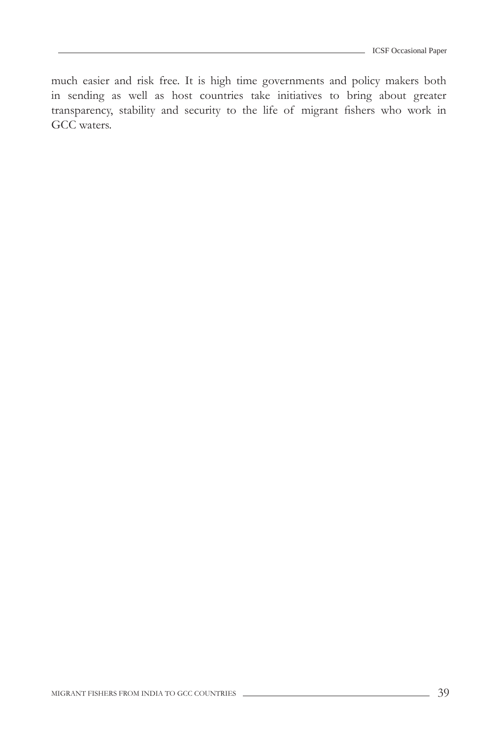much easier and risk free. It is high time governments and policy makers both in sending as well as host countries take initiatives to bring about greater transparency, stability and security to the life of migrant fishers who work in GCC waters.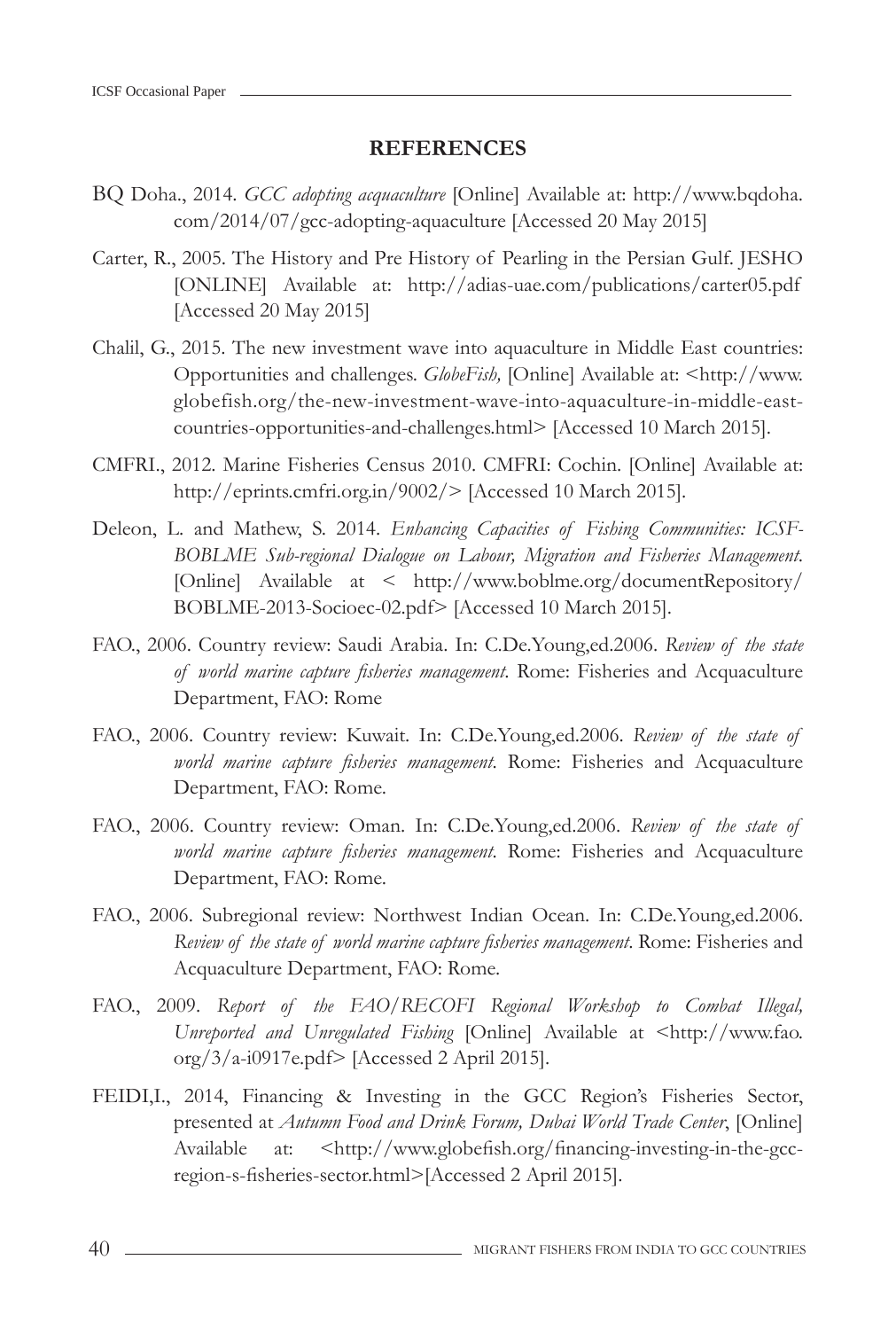## REFERENCES

BQ Doha., 2014. *GCC adopting acquaculture* [Online] Available at: http://www.bqdoha.com/2014/07/gcc-adopting-aquaculture [Accessed 20 May 2015]

Carter, R., 2005. The History and Pre History of Pearling in the Persian Gulf. JESHO [ONLINE] Available at: http://adias-uae.com/publications/carter05.pdf [Accessed 20 May 2015]

Chalil, G., 2015. The new investment wave into aquaculture in Middle East countries: Opportunities and challenges. *GlobeFish,* [Online] Available at: <http://www.globefish.org/the-new-investment-wave-into-aquaculture-in-middle-east-countries-opportunities-and-challenges.html> [Accessed 10 March 2015].

CMFRI., 2012. Marine Fisheries Census 2010. CMFRI: Cochin. [Online] Available at: http://eprints.cmfri.org.in/9002/> [Accessed 10 March 2015].

Deleon, L. and Mathew, S. 2014. *Enhancing Capacities of Fishing Communities: ICSF-BOBLME Sub-regional Dialogue on Labour, Migration and Fisheries Management.* [Online] Available at < http://www.boblme.org/documentRepository/BOBLME-2013-Socioec-02.pdf> [Accessed 10 March 2015].

FAO., 2006. Country review: Saudi Arabia. In: C.De.Young,ed.2006. *Review of the state of world marine capture fisheries management.* Rome: Fisheries and Acquaculture Department, FAO: Rome

FAO., 2006. Country review: Kuwait. In: C.De.Young,ed.2006. *Review of the state of world marine capture fisheries management.* Rome: Fisheries and Acquaculture Department, FAO: Rome.

FAO., 2006. Country review: Oman. In: C.De.Young,ed.2006. *Review of the state of world marine capture fisheries management.* Rome: Fisheries and Acquaculture Department, FAO: Rome.

FAO., 2006. Subregional review: Northwest Indian Ocean. In: C.De.Young,ed.2006. *Review of the state of world marine capture fisheries management.* Rome: Fisheries and Acquaculture Department, FAO: Rome.

FAO., 2009. *Report of the FAO/RECOFI Regional Workshop to Combat Illegal, Unreported and Unregulated Fishing* [Online] Available at <http://www.fao.org/3/a-i0917e.pdf> [Accessed 2 April 2015].

FEIDI,I., 2014, Financing & Investing in the GCC Region's Fisheries Sector, presented at *Autumn Food and Drink Forum, Dubai World Trade Center*, [Online] Available at: <http://www.globefish.org/financing-investing-in-the-gcc-region-s-fisheries-sector.html>[Accessed 2 April 2015].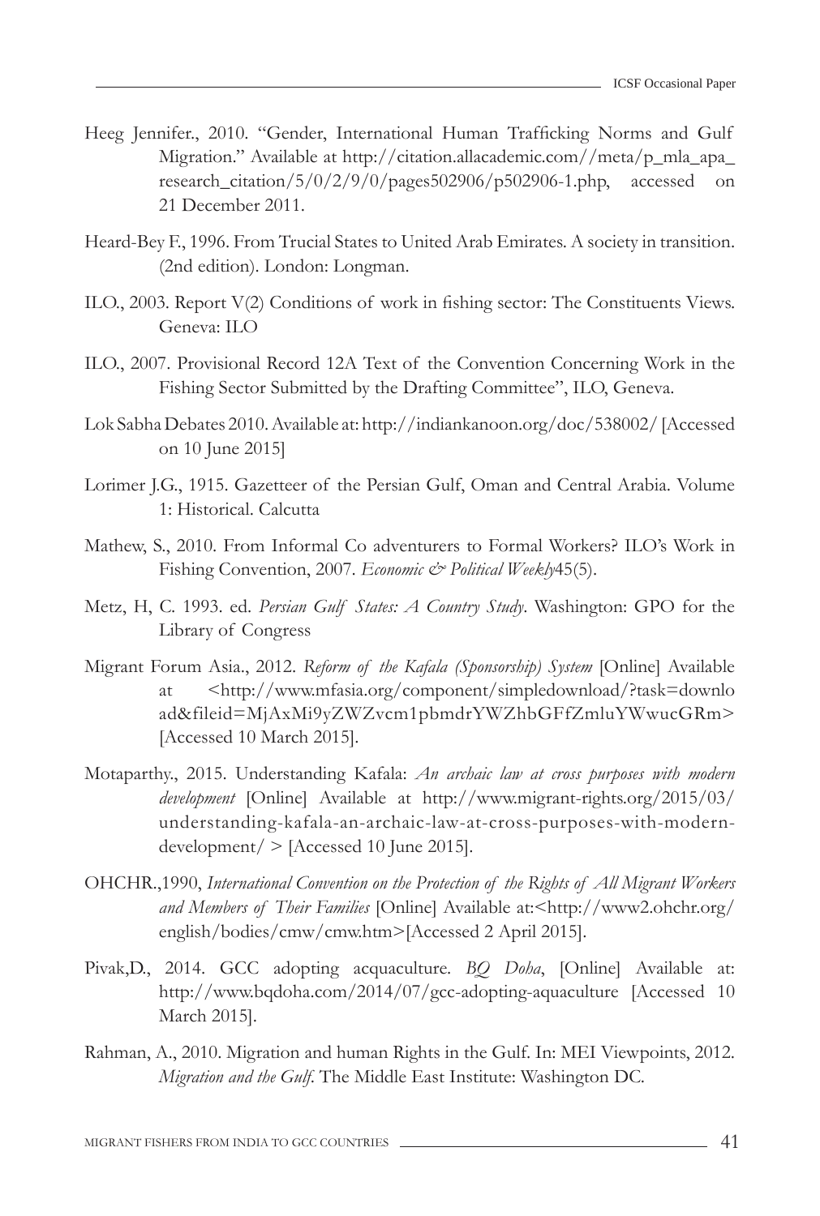Heeg Jennifer., 2010. "Gender, International Human Trafficking Norms and Gulf Migration." Available at http://citation.allacademic.com//meta/p_mla_apa_research_citation/5/0/2/9/0/pages502906/p502906-1.php, accessed on 21 December 2011.

Heard-Bey F., 1996. From Trucial States to United Arab Emirates. A society in transition. (2nd edition). London: Longman.

ILO., 2003. Report V(2) Conditions of work in fishing sector: The Constituents Views. Geneva: ILO

ILO., 2007. Provisional Record 12A Text of the Convention Concerning Work in the Fishing Sector Submitted by the Drafting Committee", ILO, Geneva.

Lok Sabha Debates 2010. Available at: http://indiankanoon.org/doc/538002/ [Accessed on 10 June 2015]

Lorimer J.G., 1915. Gazetteer of the Persian Gulf, Oman and Central Arabia. Volume 1: Historical. Calcutta

Mathew, S., 2010. From Informal Co adventurers to Formal Workers? ILO's Work in Fishing Convention, 2007. *Economic & Political Weekly*45(5).

Metz, H, C. 1993. ed. *Persian Gulf States: A Country Study*. Washington: GPO for the Library of Congress

Migrant Forum Asia., 2012. *Reform of the Kafala (Sponsorship) System* [Online] Available at <http://www.mfasia.org/component/simpledownload/?task=download&fileid=MjAxMi9yZWZvcm1pbmdrYWZhbGFfZmluYWwucGRm> [Accessed 10 March 2015].

Motaparthy., 2015. Understanding Kafala: *An archaic law at cross purposes with modern development* [Online] Available at http://www.migrant-rights.org/2015/03/understanding-kafala-an-archaic-law-at-cross-purposes-with-modern-development/ > [Accessed 10 June 2015].

OHCHR.,1990, *International Convention on the Protection of the Rights of All Migrant Workers and Members of Their Families* [Online] Available at:<http://www2.ohchr.org/english/bodies/cmw/cmw.htm>[Accessed 2 April 2015].

Pivak,D., 2014. GCC adopting acquaculture. *BQ Doha*, [Online] Available at: http://www.bqdoha.com/2014/07/gcc-adopting-aquaculture [Accessed 10 March 2015].

Rahman, A., 2010. Migration and human Rights in the Gulf. In: MEI Viewpoints, 2012. *Migration and the Gulf*. The Middle East Institute: Washington DC.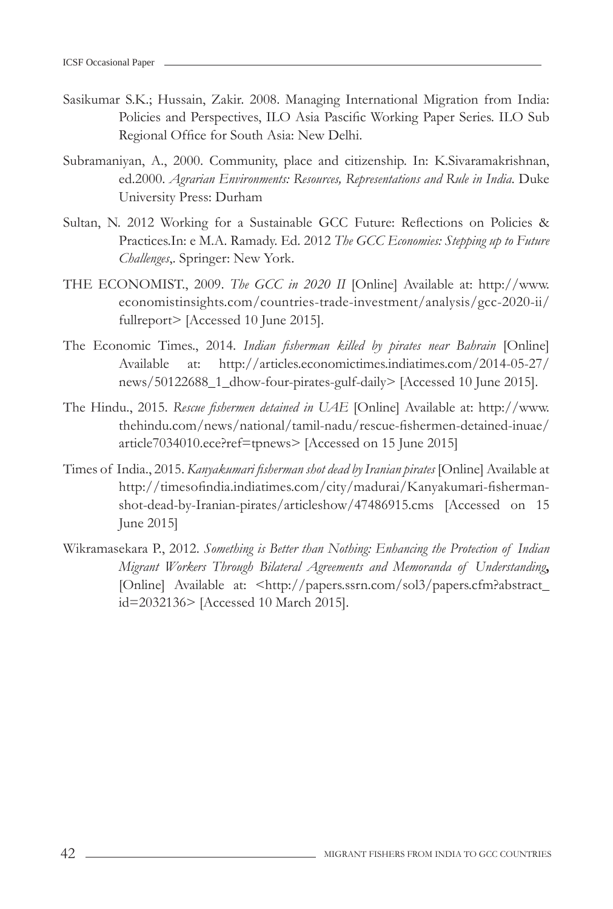Sasikumar S.K.; Hussain, Zakir. 2008. Managing International Migration from India: Policies and Perspectives, ILO Asia Pascific Working Paper Series. ILO Sub Regional Office for South Asia: New Delhi.

Subramaniyan, A., 2000. Community, place and citizenship. In: K.Sivaramakrishnan, ed.2000. *Agrarian Environments: Resources, Representations and Rule in India.* Duke University Press: Durham

Sultan, N. 2012 Working for a Sustainable GCC Future: Reflections on Policies & Practices.In: e M.A. Ramady. Ed. 2012 *The GCC Economies: Stepping up to Future Challenges*,. Springer: New York.

THE ECONOMIST., 2009. *The GCC in 2020 II* [Online] Available at: http://www.economistinsights.com/countries-trade-investment/analysis/gcc-2020-ii/fullreport> [Accessed 10 June 2015].

The Economic Times., 2014. *Indian fisherman killed by pirates near Bahrain* [Online] Available at: http://articles.economictimes.indiatimes.com/2014-05-27/news/50122688_1_dhow-four-pirates-gulf-daily> [Accessed 10 June 2015].

The Hindu., 2015. *Rescue fishermen detained in UAE* [Online] Available at: http://www.thehindu.com/news/national/tamil-nadu/rescue-fishermen-detained-inuae/article7034010.ece?ref=tpnews> [Accessed on 15 June 2015]

Times of India., 2015. *Kanyakumari fisherman shot dead by Iranian pirates* [Online] Available at http://timesofindia.indiatimes.com/city/madurai/Kanyakumari-fisherman-shot-dead-by-Iranian-pirates/articleshow/47486915.cms [Accessed on 15 June 2015]

Wikramasekara P., 2012. *Something is Better than Nothing: Enhancing the Protection of Indian Migrant Workers Through Bilateral Agreements and Memoranda of Understanding***,** [Online] Available at: <http://papers.ssrn.com/sol3/papers.cfm?abstract_id=2032136> [Accessed 10 March 2015].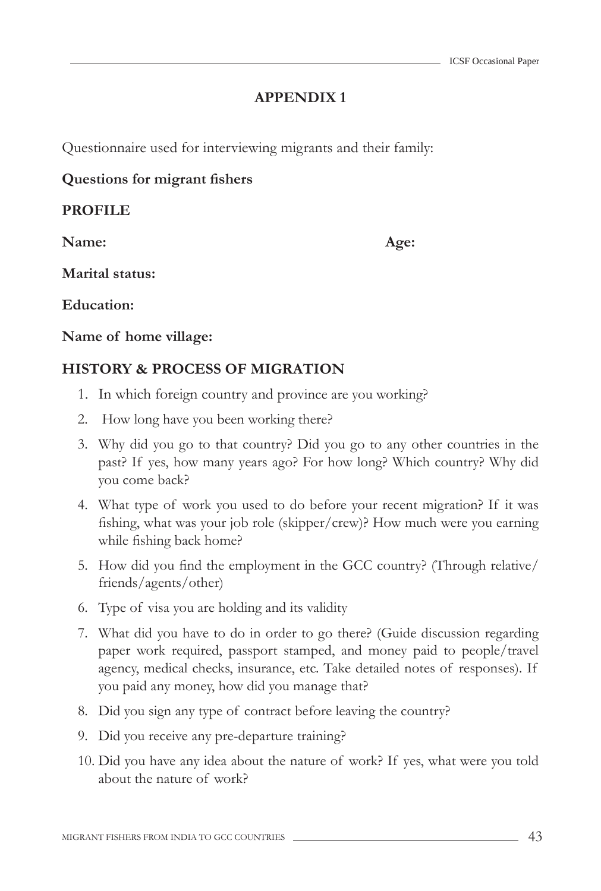# APPENDIX 1

Questionnaire used for interviewing migrants and their family:

**Questions for migrant fishers**

**PROFILE**

**Name:** **Age:**

**Marital status:**

**Education:**

**Name of home village:**

**HISTORY & PROCESS OF MIGRATION**

1. In which foreign country and province are you working?
2. How long have you been working there?
3. Why did you go to that country? Did you go to any other countries in the past? If yes, how many years ago? For how long? Which country? Why did you come back?
4. What type of work you used to do before your recent migration? If it was fishing, what was your job role (skipper/crew)? How much were you earning while fishing back home?
5. How did you find the employment in the GCC country? (Through relative/friends/agents/other)
6. Type of visa you are holding and its validity
7. What did you have to do in order to go there? (Guide discussion regarding paper work required, passport stamped, and money paid to people/travel agency, medical checks, insurance, etc. Take detailed notes of responses). If you paid any money, how did you manage that?
8. Did you sign any type of contract before leaving the country?
9. Did you receive any pre-departure training?
10. Did you have any idea about the nature of work? If yes, what were you told about the nature of work?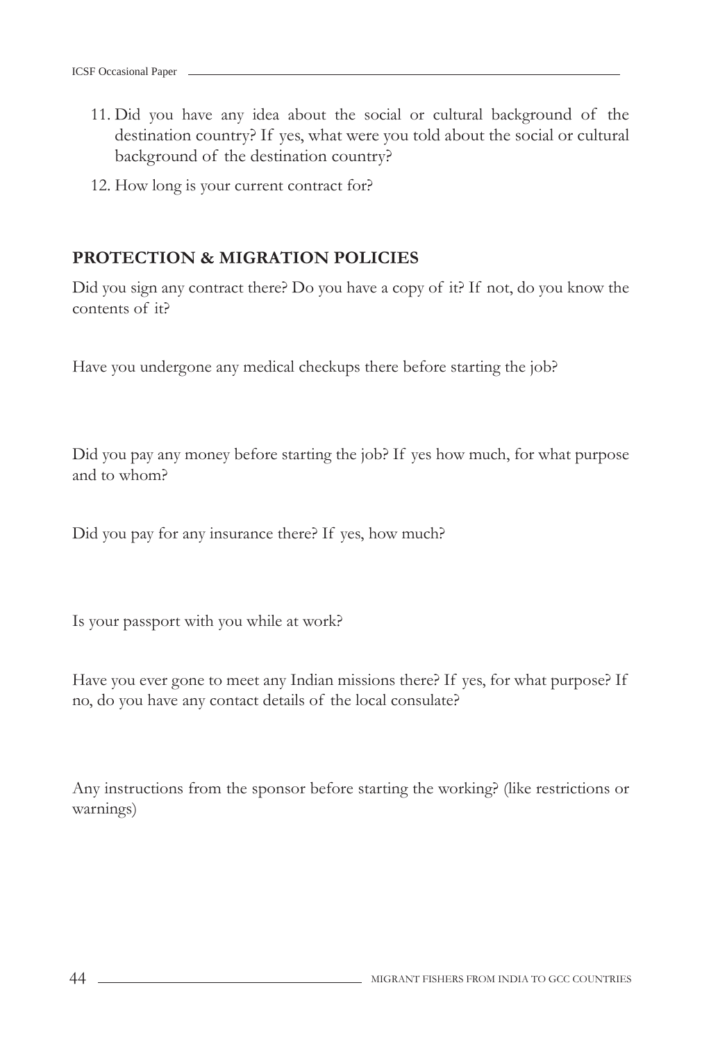11. Did you have any idea about the social or cultural background of the destination country? If yes, what were you told about the social or cultural background of the destination country?
12. How long is your current contract for?

### PROTECTION & MIGRATION POLICIES

Did you sign any contract there? Do you have a copy of it? If not, do you know the contents of it?

Have you undergone any medical checkups there before starting the job?

Did you pay any money before starting the job? If yes how much, for what purpose and to whom?

Did you pay for any insurance there? If yes, how much?

Is your passport with you while at work?

Have you ever gone to meet any Indian missions there? If yes, for what purpose? If no, do you have any contact details of the local consulate?

Any instructions from the sponsor before starting the working? (like restrictions or warnings)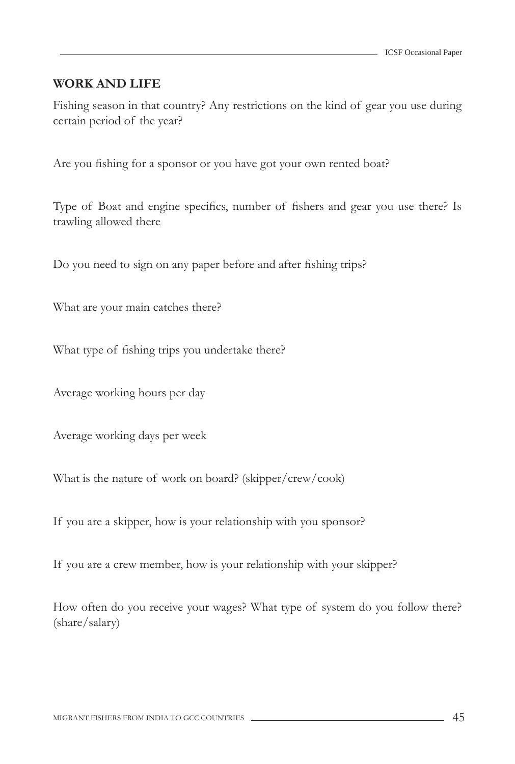**WORK AND LIFE**

Fishing season in that country? Any restrictions on the kind of gear you use during certain period of the year?

Are you fishing for a sponsor or you have got your own rented boat?

Type of Boat and engine specifics, number of fishers and gear you use there? Is trawling allowed there

Do you need to sign on any paper before and after fishing trips?

What are your main catches there?

What type of fishing trips you undertake there?

Average working hours per day

Average working days per week

What is the nature of work on board? (skipper/crew/cook)

If you are a skipper, how is your relationship with you sponsor?

If you are a crew member, how is your relationship with your skipper?

How often do you receive your wages? What type of system do you follow there? (share/salary)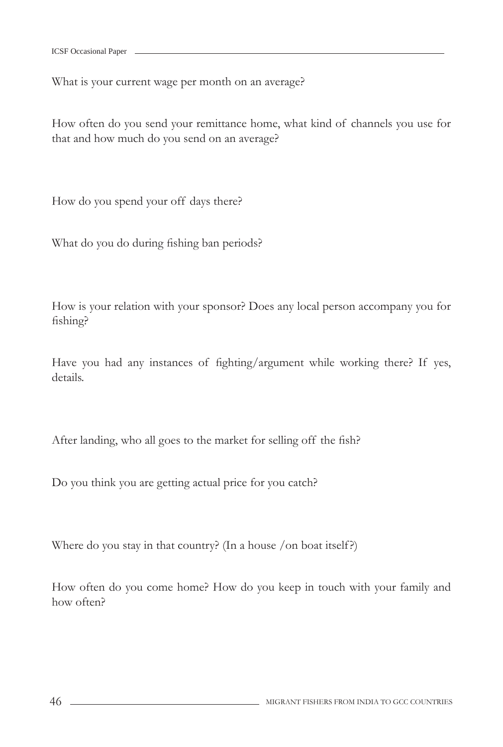What is your current wage per month on an average?

How often do you send your remittance home, what kind of channels you use for that and how much do you send on an average?

How do you spend your off days there?

What do you do during fishing ban periods?

How is your relation with your sponsor? Does any local person accompany you for fishing?

Have you had any instances of fighting/argument while working there? If yes, details.

After landing, who all goes to the market for selling off the fish?

Do you think you are getting actual price for you catch?

Where do you stay in that country? (In a house /on boat itself?)

How often do you come home? How do you keep in touch with your family and how often?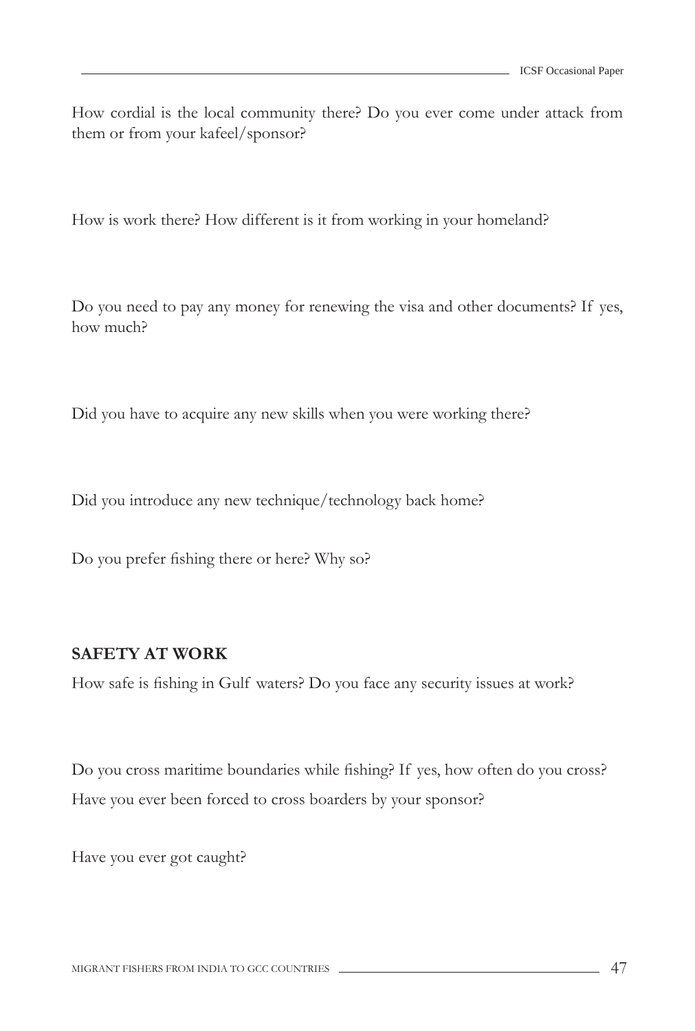How cordial is the local community there? Do you ever come under attack from them or from your kafeel/sponsor?

How is work there? How different is it from working in your homeland?

Do you need to pay any money for renewing the visa and other documents? If yes, how much?

Did you have to acquire any new skills when you were working there?

Did you introduce any new technique/technology back home?

Do you prefer fishing there or here? Why so?

**SAFETY AT WORK**

How safe is fishing in Gulf waters? Do you face any security issues at work?

Do you cross maritime boundaries while fishing? If yes, how often do you cross?

Have you ever been forced to cross boarders by your sponsor?

Have you ever got caught?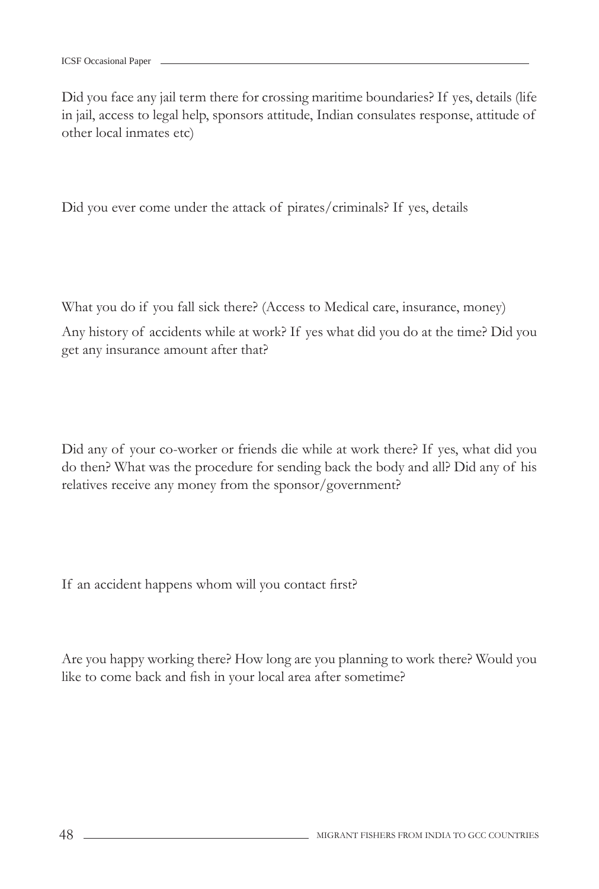Did you face any jail term there for crossing maritime boundaries? If yes, details (life in jail, access to legal help, sponsors attitude, Indian consulates response, attitude of other local inmates etc)

Did you ever come under the attack of pirates/criminals? If yes, details

What you do if you fall sick there? (Access to Medical care, insurance, money)

Any history of accidents while at work? If yes what did you do at the time? Did you get any insurance amount after that?

Did any of your co-worker or friends die while at work there? If yes, what did you do then? What was the procedure for sending back the body and all? Did any of his relatives receive any money from the sponsor/government?

If an accident happens whom will you contact first?

Are you happy working there? How long are you planning to work there? Would you like to come back and fish in your local area after sometime?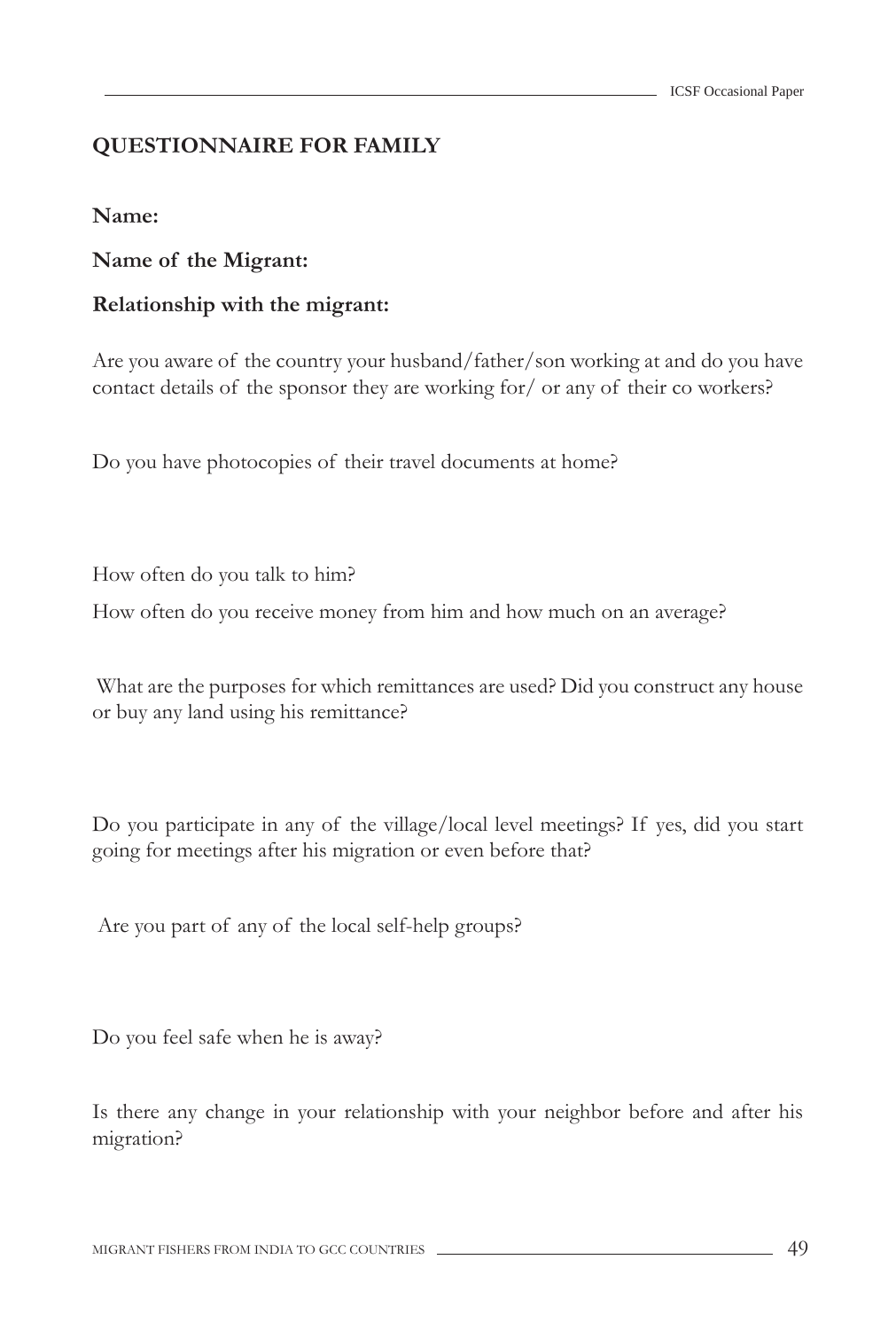## QUESTIONNAIRE FOR FAMILY

**Name:**

**Name of the Migrant:**

**Relationship with the migrant:**

Are you aware of the country your husband/father/son working at and do you have contact details of the sponsor they are working for/ or any of their co workers?

Do you have photocopies of their travel documents at home?

How often do you talk to him?

How often do you receive money from him and how much on an average?

What are the purposes for which remittances are used? Did you construct any house or buy any land using his remittance?

Do you participate in any of the village/local level meetings? If yes, did you start going for meetings after his migration or even before that?

Are you part of any of the local self-help groups?

Do you feel safe when he is away?

Is there any change in your relationship with your neighbor before and after his migration?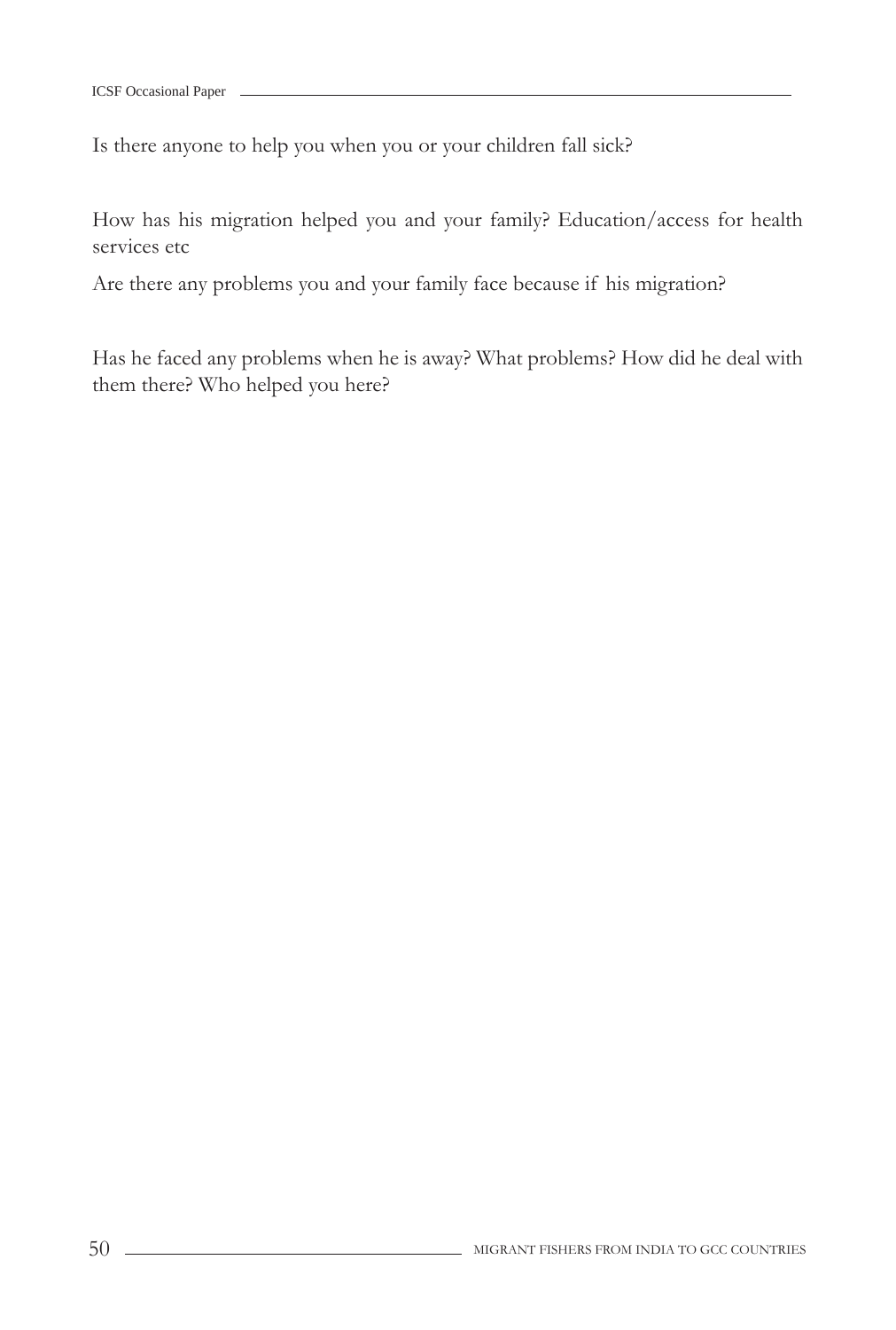Is there anyone to help you when you or your children fall sick?

How has his migration helped you and your family? Education/access for health services etc

Are there any problems you and your family face because if his migration?

Has he faced any problems when he is away? What problems? How did he deal with them there? Who helped you here?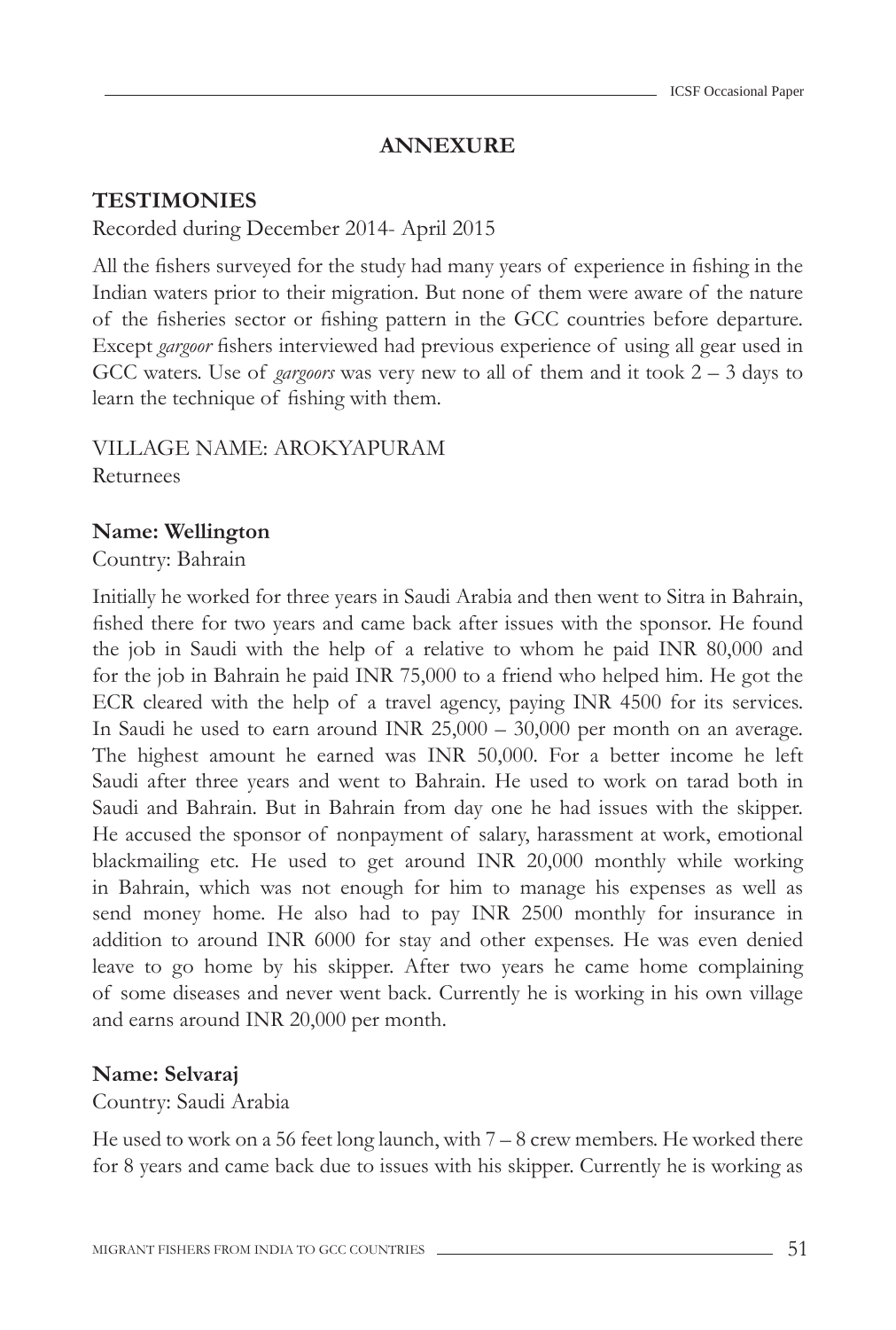## ANNEXURE

### TESTIMONIES

Recorded during December 2014- April 2015

All the fishers surveyed for the study had many years of experience in fishing in the Indian waters prior to their migration. But none of them were aware of the nature of the fisheries sector or fishing pattern in the GCC countries before departure. Except *gargoor* fishers interviewed had previous experience of using all gear used in GCC waters. Use of *gargoors* was very new to all of them and it took 2 – 3 days to learn the technique of fishing with them.

VILLAGE NAME: AROKYAPURAM
Returnees

**Name: Wellington**
Country: Bahrain

Initially he worked for three years in Saudi Arabia and then went to Sitra in Bahrain, fished there for two years and came back after issues with the sponsor. He found the job in Saudi with the help of a relative to whom he paid INR 80,000 and for the job in Bahrain he paid INR 75,000 to a friend who helped him. He got the ECR cleared with the help of a travel agency, paying INR 4500 for its services. In Saudi he used to earn around INR 25,000 – 30,000 per month on an average. The highest amount he earned was INR 50,000. For a better income he left Saudi after three years and went to Bahrain. He used to work on tarad both in Saudi and Bahrain. But in Bahrain from day one he had issues with the skipper. He accused the sponsor of nonpayment of salary, harassment at work, emotional blackmailing etc. He used to get around INR 20,000 monthly while working in Bahrain, which was not enough for him to manage his expenses as well as send money home. He also had to pay INR 2500 monthly for insurance in addition to around INR 6000 for stay and other expenses. He was even denied leave to go home by his skipper. After two years he came home complaining of some diseases and never went back. Currently he is working in his own village and earns around INR 20,000 per month.

**Name: Selvaraj**
Country: Saudi Arabia

He used to work on a 56 feet long launch, with 7 – 8 crew members. He worked there for 8 years and came back due to issues with his skipper. Currently he is working as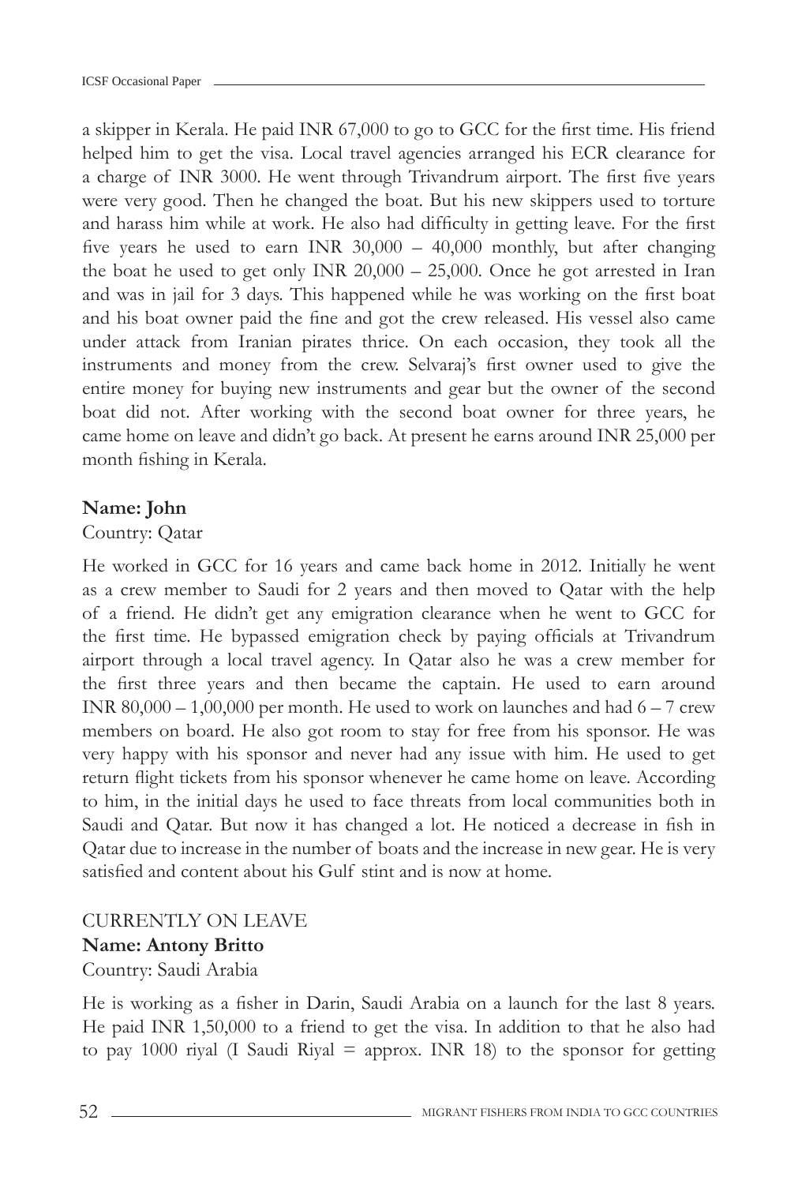a skipper in Kerala. He paid INR 67,000 to go to GCC for the first time. His friend helped him to get the visa. Local travel agencies arranged his ECR clearance for a charge of INR 3000. He went through Trivandrum airport. The first five years were very good. Then he changed the boat. But his new skippers used to torture and harass him while at work. He also had difficulty in getting leave. For the first five years he used to earn INR 30,000 – 40,000 monthly, but after changing the boat he used to get only INR 20,000 – 25,000. Once he got arrested in Iran and was in jail for 3 days. This happened while he was working on the first boat and his boat owner paid the fine and got the crew released. His vessel also came under attack from Iranian pirates thrice. On each occasion, they took all the instruments and money from the crew. Selvaraj's first owner used to give the entire money for buying new instruments and gear but the owner of the second boat did not. After working with the second boat owner for three years, he came home on leave and didn't go back. At present he earns around INR 25,000 per month fishing in Kerala.

**Name: John**

Country: Qatar

He worked in GCC for 16 years and came back home in 2012. Initially he went as a crew member to Saudi for 2 years and then moved to Qatar with the help of a friend. He didn't get any emigration clearance when he went to GCC for the first time. He bypassed emigration check by paying officials at Trivandrum airport through a local travel agency. In Qatar also he was a crew member for the first three years and then became the captain. He used to earn around INR 80,000 – 1,00,000 per month. He used to work on launches and had 6 – 7 crew members on board. He also got room to stay for free from his sponsor. He was very happy with his sponsor and never had any issue with him. He used to get return flight tickets from his sponsor whenever he came home on leave. According to him, in the initial days he used to face threats from local communities both in Saudi and Qatar. But now it has changed a lot. He noticed a decrease in fish in Qatar due to increase in the number of boats and the increase in new gear. He is very satisfied and content about his Gulf stint and is now at home.

CURRENTLY ON LEAVE

**Name: Antony Britto**

Country: Saudi Arabia

He is working as a fisher in Darin, Saudi Arabia on a launch for the last 8 years. He paid INR 1,50,000 to a friend to get the visa. In addition to that he also had to pay 1000 riyal (I Saudi Riyal = approx. INR 18) to the sponsor for getting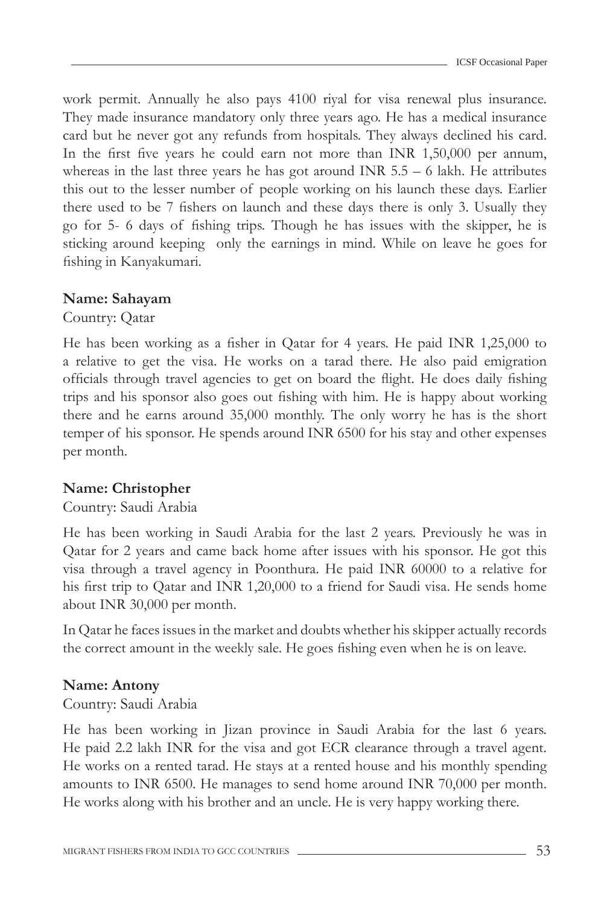work permit. Annually he also pays 4100 riyal for visa renewal plus insurance. They made insurance mandatory only three years ago. He has a medical insurance card but he never got any refunds from hospitals. They always declined his card. In the first five years he could earn not more than INR 1,50,000 per annum, whereas in the last three years he has got around INR 5.5 – 6 lakh. He attributes this out to the lesser number of people working on his launch these days. Earlier there used to be 7 fishers on launch and these days there is only 3. Usually they go for 5- 6 days of fishing trips. Though he has issues with the skipper, he is sticking around keeping only the earnings in mind. While on leave he goes for fishing in Kanyakumari.

**Name: Sahayam**

Country: Qatar

He has been working as a fisher in Qatar for 4 years. He paid INR 1,25,000 to a relative to get the visa. He works on a tarad there. He also paid emigration officials through travel agencies to get on board the flight. He does daily fishing trips and his sponsor also goes out fishing with him. He is happy about working there and he earns around 35,000 monthly. The only worry he has is the short temper of his sponsor. He spends around INR 6500 for his stay and other expenses per month.

**Name: Christopher**

Country: Saudi Arabia

He has been working in Saudi Arabia for the last 2 years. Previously he was in Qatar for 2 years and came back home after issues with his sponsor. He got this visa through a travel agency in Poonthura. He paid INR 60000 to a relative for his first trip to Qatar and INR 1,20,000 to a friend for Saudi visa. He sends home about INR 30,000 per month.

In Qatar he faces issues in the market and doubts whether his skipper actually records the correct amount in the weekly sale. He goes fishing even when he is on leave.

**Name: Antony**

Country: Saudi Arabia

He has been working in Jizan province in Saudi Arabia for the last 6 years. He paid 2.2 lakh INR for the visa and got ECR clearance through a travel agent. He works on a rented tarad. He stays at a rented house and his monthly spending amounts to INR 6500. He manages to send home around INR 70,000 per month. He works along with his brother and an uncle. He is very happy working there.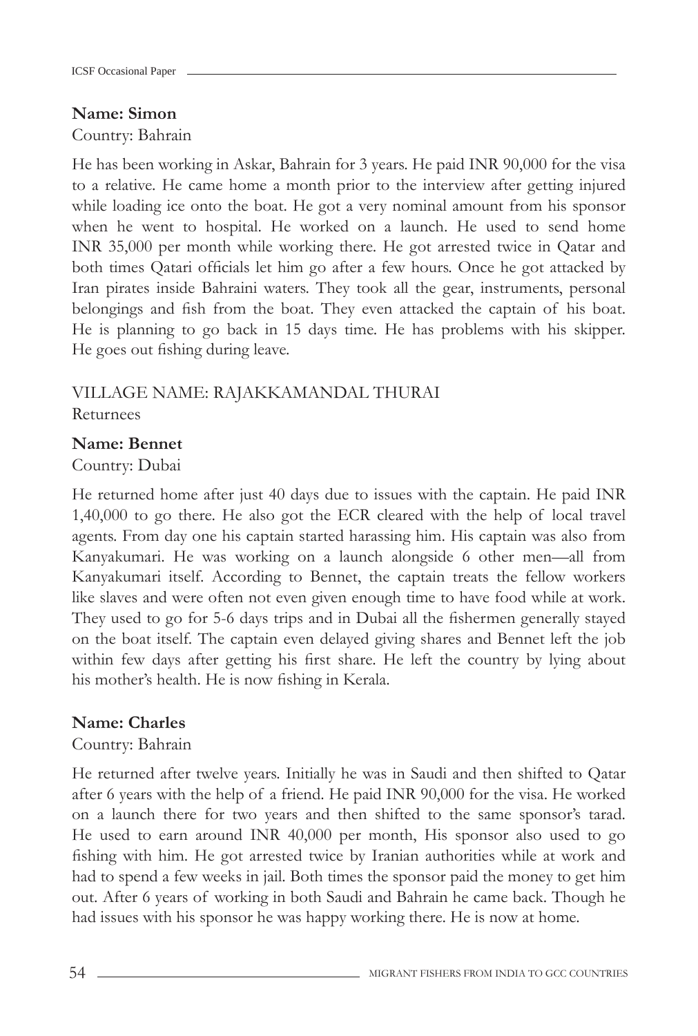**Name: Simon**

Country: Bahrain

He has been working in Askar, Bahrain for 3 years. He paid INR 90,000 for the visa to a relative. He came home a month prior to the interview after getting injured while loading ice onto the boat. He got a very nominal amount from his sponsor when he went to hospital. He worked on a launch. He used to send home INR 35,000 per month while working there. He got arrested twice in Qatar and both times Qatari officials let him go after a few hours. Once he got attacked by Iran pirates inside Bahraini waters. They took all the gear, instruments, personal belongings and fish from the boat. They even attacked the captain of his boat. He is planning to go back in 15 days time. He has problems with his skipper. He goes out fishing during leave.

VILLAGE NAME: RAJAKKAMANDAL THURAI

Returnees

**Name: Bennet**

Country: Dubai

He returned home after just 40 days due to issues with the captain. He paid INR 1,40,000 to go there. He also got the ECR cleared with the help of local travel agents. From day one his captain started harassing him. His captain was also from Kanyakumari. He was working on a launch alongside 6 other men—all from Kanyakumari itself. According to Bennet, the captain treats the fellow workers like slaves and were often not even given enough time to have food while at work. They used to go for 5-6 days trips and in Dubai all the fishermen generally stayed on the boat itself. The captain even delayed giving shares and Bennet left the job within few days after getting his first share. He left the country by lying about his mother's health. He is now fishing in Kerala.

**Name: Charles**

Country: Bahrain

He returned after twelve years. Initially he was in Saudi and then shifted to Qatar after 6 years with the help of a friend. He paid INR 90,000 for the visa. He worked on a launch there for two years and then shifted to the same sponsor's tarad. He used to earn around INR 40,000 per month, His sponsor also used to go fishing with him. He got arrested twice by Iranian authorities while at work and had to spend a few weeks in jail. Both times the sponsor paid the money to get him out. After 6 years of working in both Saudi and Bahrain he came back. Though he had issues with his sponsor he was happy working there. He is now at home.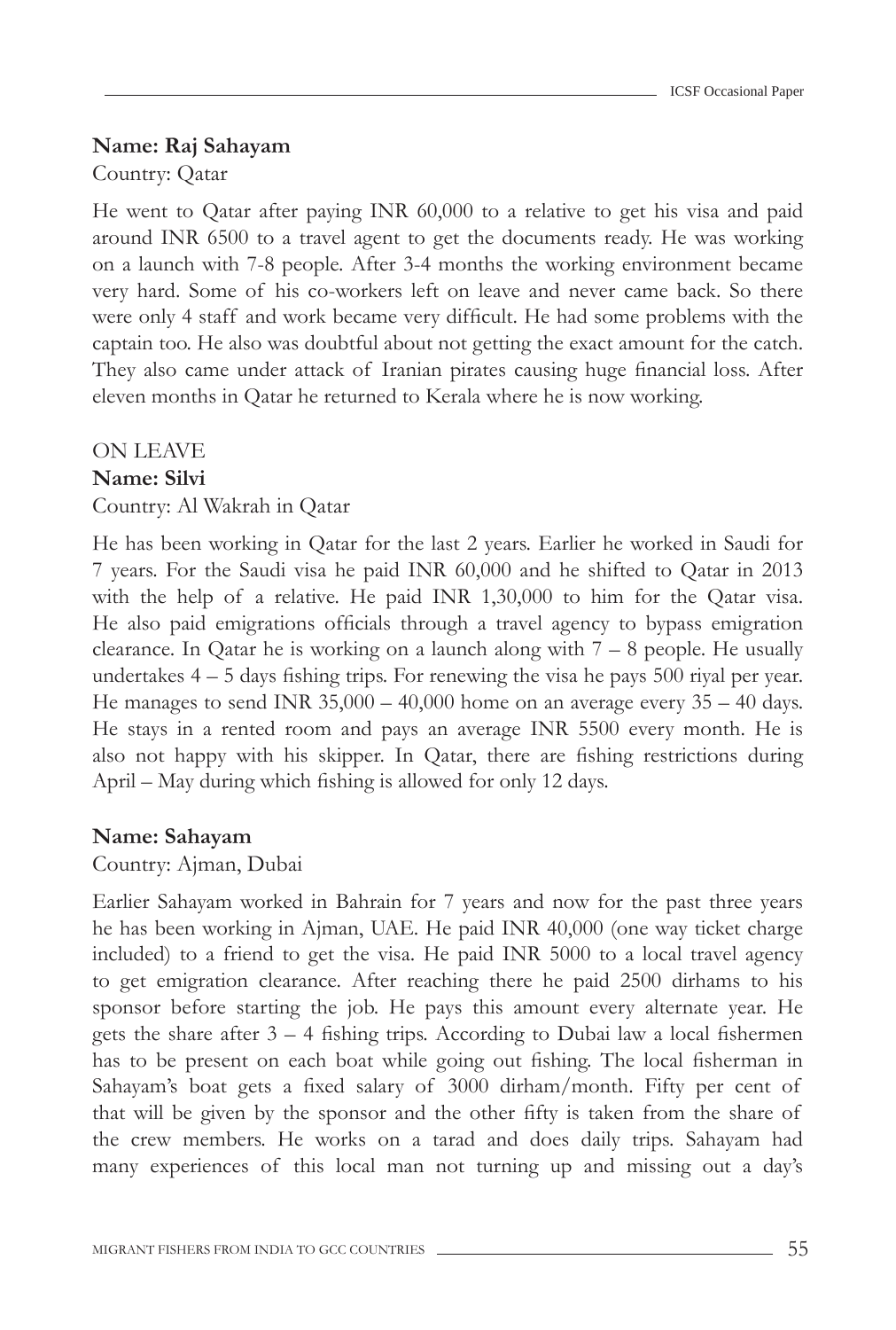**Name: Raj Sahayam**

Country: Qatar

He went to Qatar after paying INR 60,000 to a relative to get his visa and paid around INR 6500 to a travel agent to get the documents ready. He was working on a launch with 7-8 people. After 3-4 months the working environment became very hard. Some of his co-workers left on leave and never came back. So there were only 4 staff and work became very difficult. He had some problems with the captain too. He also was doubtful about not getting the exact amount for the catch. They also came under attack of Iranian pirates causing huge financial loss. After eleven months in Qatar he returned to Kerala where he is now working.

ON LEAVE

**Name: Silvi**

Country: Al Wakrah in Qatar

He has been working in Qatar for the last 2 years. Earlier he worked in Saudi for 7 years. For the Saudi visa he paid INR 60,000 and he shifted to Qatar in 2013 with the help of a relative. He paid INR 1,30,000 to him for the Qatar visa. He also paid emigrations officials through a travel agency to bypass emigration clearance. In Qatar he is working on a launch along with 7 – 8 people. He usually undertakes 4 – 5 days fishing trips. For renewing the visa he pays 500 riyal per year. He manages to send INR 35,000 – 40,000 home on an average every 35 – 40 days. He stays in a rented room and pays an average INR 5500 every month. He is also not happy with his skipper. In Qatar, there are fishing restrictions during April – May during which fishing is allowed for only 12 days.

**Name: Sahayam**

Country: Ajman, Dubai

Earlier Sahayam worked in Bahrain for 7 years and now for the past three years he has been working in Ajman, UAE. He paid INR 40,000 (one way ticket charge included) to a friend to get the visa. He paid INR 5000 to a local travel agency to get emigration clearance. After reaching there he paid 2500 dirhams to his sponsor before starting the job. He pays this amount every alternate year. He gets the share after 3 – 4 fishing trips. According to Dubai law a local fishermen has to be present on each boat while going out fishing. The local fisherman in Sahayam's boat gets a fixed salary of 3000 dirham/month. Fifty per cent of that will be given by the sponsor and the other fifty is taken from the share of the crew members. He works on a tarad and does daily trips. Sahayam had many experiences of this local man not turning up and missing out a day's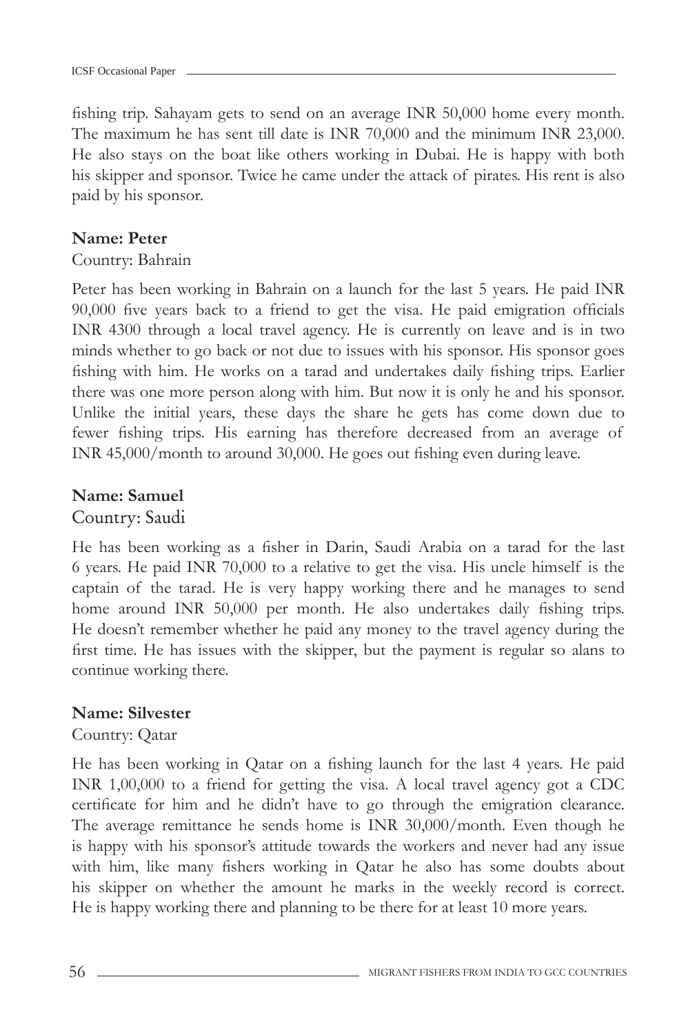fishing trip. Sahayam gets to send on an average INR 50,000 home every month. The maximum he has sent till date is INR 70,000 and the minimum INR 23,000. He also stays on the boat like others working in Dubai. He is happy with both his skipper and sponsor. Twice he came under the attack of pirates. His rent is also paid by his sponsor.

**Name: Peter**

Country: Bahrain

Peter has been working in Bahrain on a launch for the last 5 years. He paid INR 90,000 five years back to a friend to get the visa. He paid emigration officials INR 4300 through a local travel agency. He is currently on leave and is in two minds whether to go back or not due to issues with his sponsor. His sponsor goes fishing with him. He works on a tarad and undertakes daily fishing trips. Earlier there was one more person along with him. But now it is only he and his sponsor. Unlike the initial years, these days the share he gets has come down due to fewer fishing trips. His earning has therefore decreased from an average of INR 45,000/month to around 30,000. He goes out fishing even during leave.

**Name: Samuel**

Country: Saudi

He has been working as a fisher in Darin, Saudi Arabia on a tarad for the last 6 years. He paid INR 70,000 to a relative to get the visa. His uncle himself is the captain of the tarad. He is very happy working there and he manages to send home around INR 50,000 per month. He also undertakes daily fishing trips. He doesn't remember whether he paid any money to the travel agency during the first time. He has issues with the skipper, but the payment is regular so alans to continue working there.

**Name: Silvester**

Country: Qatar

He has been working in Qatar on a fishing launch for the last 4 years. He paid INR 1,00,000 to a friend for getting the visa. A local travel agency got a CDC certificate for him and he didn't have to go through the emigration clearance. The average remittance he sends home is INR 30,000/month. Even though he is happy with his sponsor's attitude towards the workers and never had any issue with him, like many fishers working in Qatar he also has some doubts about his skipper on whether the amount he marks in the weekly record is correct. He is happy working there and planning to be there for at least 10 more years.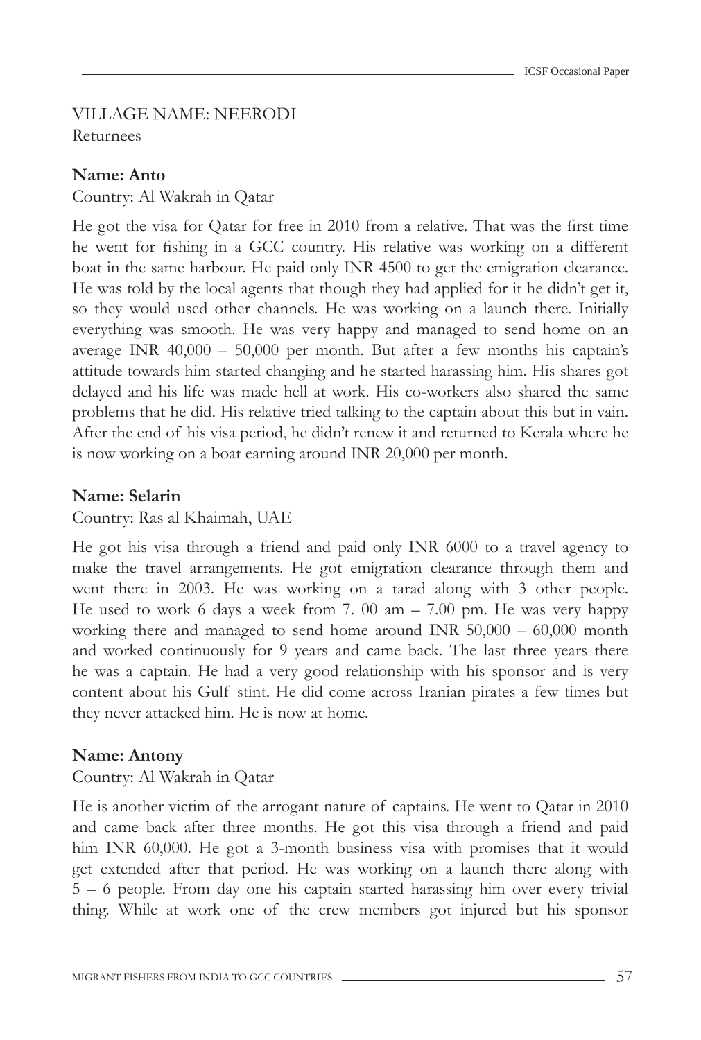VILLAGE NAME: NEERODI
Returnees

**Name: Anto**

Country: Al Wakrah in Qatar

He got the visa for Qatar for free in 2010 from a relative. That was the first time he went for fishing in a GCC country. His relative was working on a different boat in the same harbour. He paid only INR 4500 to get the emigration clearance. He was told by the local agents that though they had applied for it he didn't get it, so they would used other channels. He was working on a launch there. Initially everything was smooth. He was very happy and managed to send home on an average INR 40,000 – 50,000 per month. But after a few months his captain's attitude towards him started changing and he started harassing him. His shares got delayed and his life was made hell at work. His co-workers also shared the same problems that he did. His relative tried talking to the captain about this but in vain. After the end of his visa period, he didn't renew it and returned to Kerala where he is now working on a boat earning around INR 20,000 per month.

**Name: Selarin**

Country: Ras al Khaimah, UAE

He got his visa through a friend and paid only INR 6000 to a travel agency to make the travel arrangements. He got emigration clearance through them and went there in 2003. He was working on a tarad along with 3 other people. He used to work 6 days a week from 7. 00 am – 7.00 pm. He was very happy working there and managed to send home around INR 50,000 – 60,000 month and worked continuously for 9 years and came back. The last three years there he was a captain. He had a very good relationship with his sponsor and is very content about his Gulf stint. He did come across Iranian pirates a few times but they never attacked him. He is now at home.

**Name: Antony**

Country: Al Wakrah in Qatar

He is another victim of the arrogant nature of captains. He went to Qatar in 2010 and came back after three months. He got this visa through a friend and paid him INR 60,000. He got a 3-month business visa with promises that it would get extended after that period. He was working on a launch there along with 5 – 6 people. From day one his captain started harassing him over every trivial thing. While at work one of the crew members got injured but his sponsor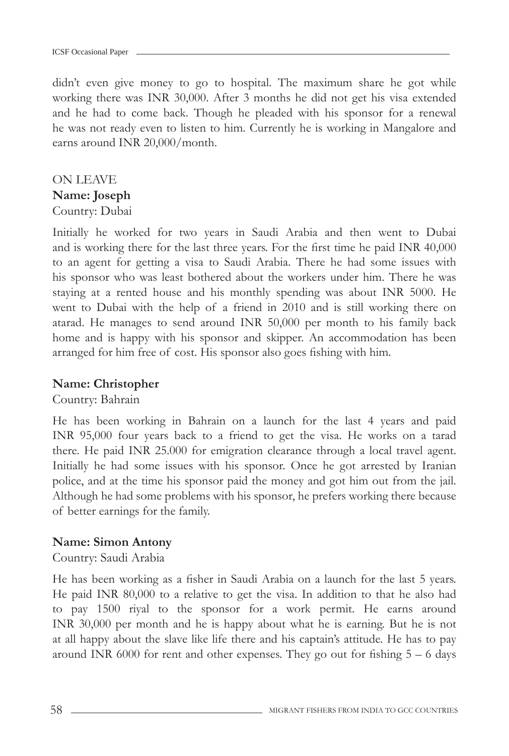didn't even give money to go to hospital. The maximum share he got while working there was INR 30,000. After 3 months he did not get his visa extended and he had to come back. Though he pleaded with his sponsor for a renewal he was not ready even to listen to him. Currently he is working in Mangalore and earns around INR 20,000/month.

ON LEAVE

**Name: Joseph**

Country: Dubai

Initially he worked for two years in Saudi Arabia and then went to Dubai and is working there for the last three years. For the first time he paid INR 40,000 to an agent for getting a visa to Saudi Arabia. There he had some issues with his sponsor who was least bothered about the workers under him. There he was staying at a rented house and his monthly spending was about INR 5000. He went to Dubai with the help of a friend in 2010 and is still working there on atarad. He manages to send around INR 50,000 per month to his family back home and is happy with his sponsor and skipper. An accommodation has been arranged for him free of cost. His sponsor also goes fishing with him.

**Name: Christopher**

Country: Bahrain

He has been working in Bahrain on a launch for the last 4 years and paid INR 95,000 four years back to a friend to get the visa. He works on a tarad there. He paid INR 25.000 for emigration clearance through a local travel agent. Initially he had some issues with his sponsor. Once he got arrested by Iranian police, and at the time his sponsor paid the money and got him out from the jail. Although he had some problems with his sponsor, he prefers working there because of better earnings for the family.

**Name: Simon Antony**

Country: Saudi Arabia

He has been working as a fisher in Saudi Arabia on a launch for the last 5 years. He paid INR 80,000 to a relative to get the visa. In addition to that he also had to pay 1500 riyal to the sponsor for a work permit. He earns around INR 30,000 per month and he is happy about what he is earning. But he is not at all happy about the slave like life there and his captain's attitude. He has to pay around INR 6000 for rent and other expenses. They go out for fishing 5 – 6 days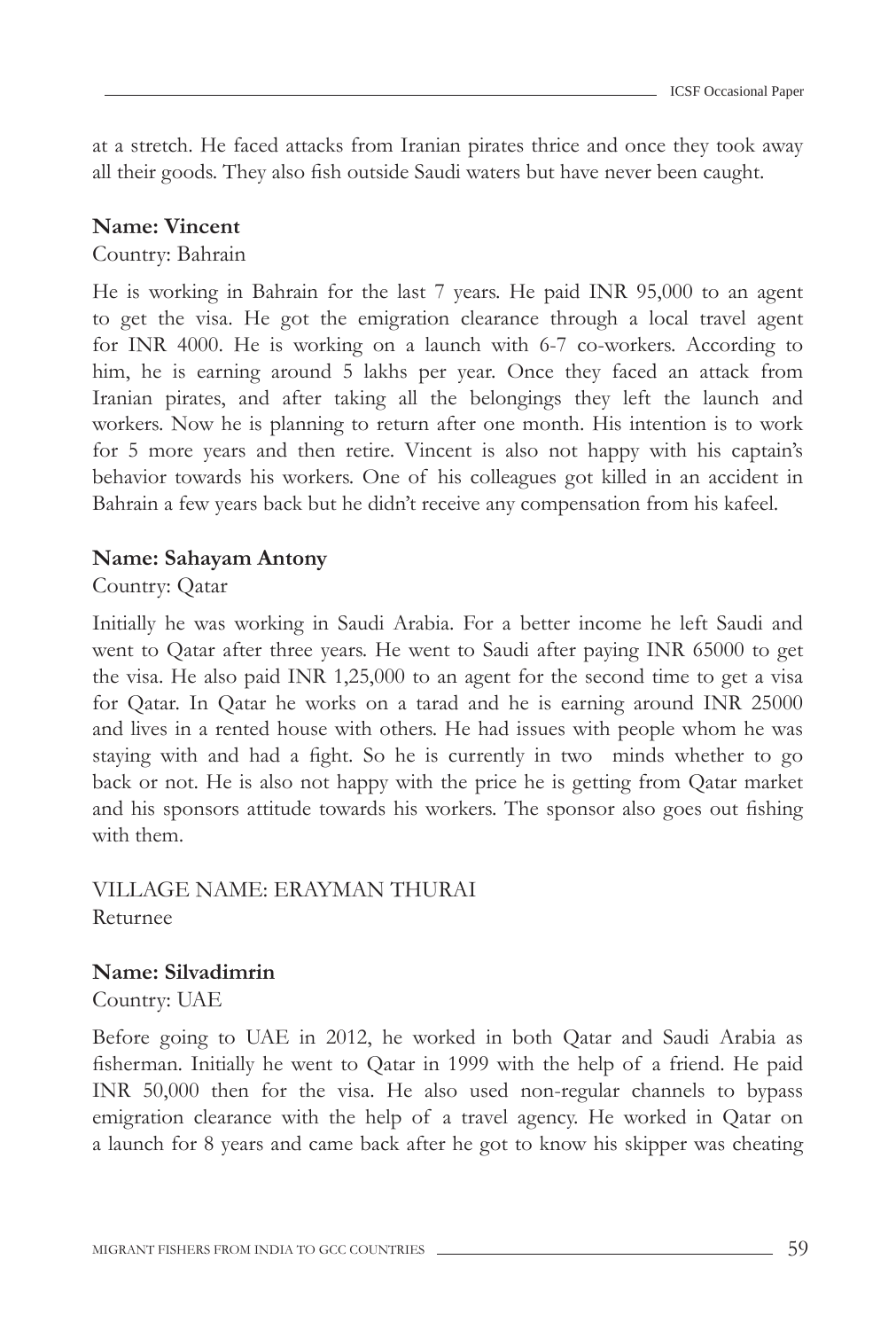at a stretch. He faced attacks from Iranian pirates thrice and once they took away all their goods. They also fish outside Saudi waters but have never been caught.

**Name: Vincent**

Country: Bahrain

He is working in Bahrain for the last 7 years. He paid INR 95,000 to an agent to get the visa. He got the emigration clearance through a local travel agent for INR 4000. He is working on a launch with 6-7 co-workers. According to him, he is earning around 5 lakhs per year. Once they faced an attack from Iranian pirates, and after taking all the belongings they left the launch and workers. Now he is planning to return after one month. His intention is to work for 5 more years and then retire. Vincent is also not happy with his captain's behavior towards his workers. One of his colleagues got killed in an accident in Bahrain a few years back but he didn't receive any compensation from his kafeel.

**Name: Sahayam Antony**

Country: Qatar

Initially he was working in Saudi Arabia. For a better income he left Saudi and went to Qatar after three years. He went to Saudi after paying INR 65000 to get the visa. He also paid INR 1,25,000 to an agent for the second time to get a visa for Qatar. In Qatar he works on a tarad and he is earning around INR 25000 and lives in a rented house with others. He had issues with people whom he was staying with and had a fight. So he is currently in two minds whether to go back or not. He is also not happy with the price he is getting from Qatar market and his sponsors attitude towards his workers. The sponsor also goes out fishing with them.

VILLAGE NAME: ERAYMAN THURAI

Returnee

**Name: Silvadimrin**

Country: UAE

Before going to UAE in 2012, he worked in both Qatar and Saudi Arabia as fisherman. Initially he went to Qatar in 1999 with the help of a friend. He paid INR 50,000 then for the visa. He also used non-regular channels to bypass emigration clearance with the help of a travel agency. He worked in Qatar on a launch for 8 years and came back after he got to know his skipper was cheating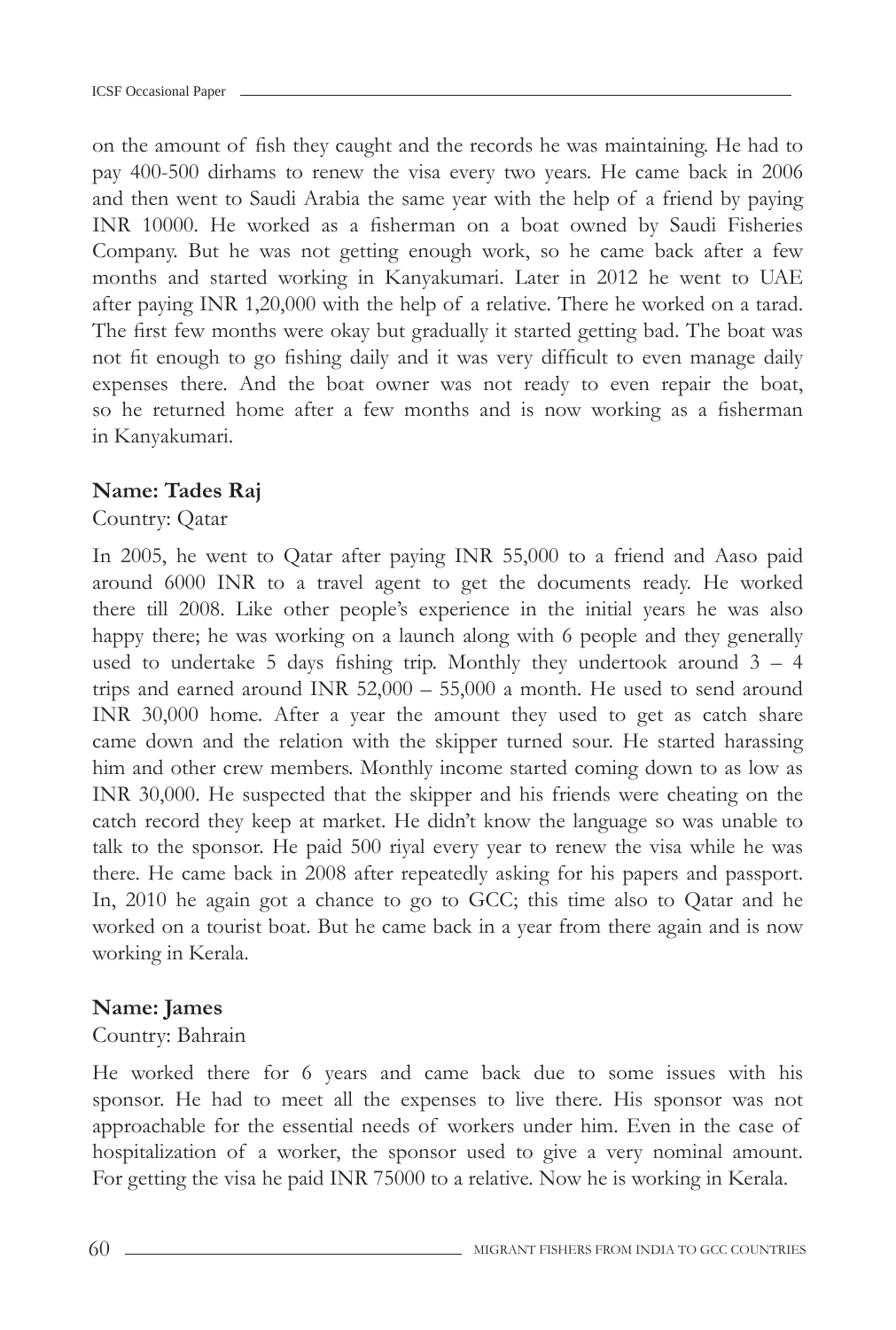on the amount of fish they caught and the records he was maintaining. He had to pay 400-500 dirhams to renew the visa every two years. He came back in 2006 and then went to Saudi Arabia the same year with the help of a friend by paying INR 10000. He worked as a fisherman on a boat owned by Saudi Fisheries Company. But he was not getting enough work, so he came back after a few months and started working in Kanyakumari. Later in 2012 he went to UAE after paying INR 1,20,000 with the help of a relative. There he worked on a tarad. The first few months were okay but gradually it started getting bad. The boat was not fit enough to go fishing daily and it was very difficult to even manage daily expenses there. And the boat owner was not ready to even repair the boat, so he returned home after a few months and is now working as a fisherman in Kanyakumari.

**Name: Tades Raj**

Country: Qatar

In 2005, he went to Qatar after paying INR 55,000 to a friend and Aaso paid around 6000 INR to a travel agent to get the documents ready. He worked there till 2008. Like other people's experience in the initial years he was also happy there; he was working on a launch along with 6 people and they generally used to undertake 5 days fishing trip. Monthly they undertook around 3 – 4 trips and earned around INR 52,000 – 55,000 a month. He used to send around INR 30,000 home. After a year the amount they used to get as catch share came down and the relation with the skipper turned sour. He started harassing him and other crew members. Monthly income started coming down to as low as INR 30,000. He suspected that the skipper and his friends were cheating on the catch record they keep at market. He didn't know the language so was unable to talk to the sponsor. He paid 500 riyal every year to renew the visa while he was there. He came back in 2008 after repeatedly asking for his papers and passport. In, 2010 he again got a chance to go to GCC; this time also to Qatar and he worked on a tourist boat. But he came back in a year from there again and is now working in Kerala.

**Name: James**

Country: Bahrain

He worked there for 6 years and came back due to some issues with his sponsor. He had to meet all the expenses to live there. His sponsor was not approachable for the essential needs of workers under him. Even in the case of hospitalization of a worker, the sponsor used to give a very nominal amount. For getting the visa he paid INR 75000 to a relative. Now he is working in Kerala.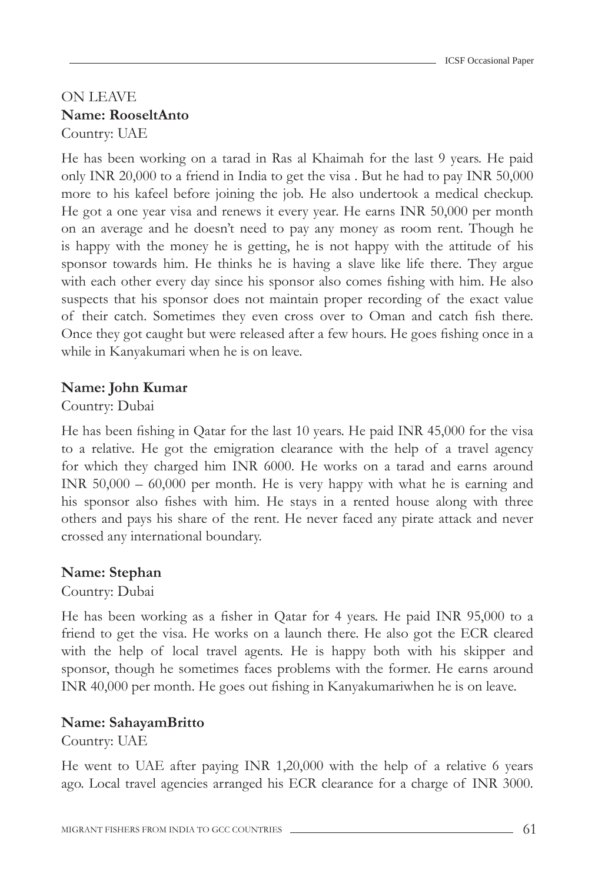ON LEAVE

**Name: RooseltAnto**

Country: UAE

He has been working on a tarad in Ras al Khaimah for the last 9 years. He paid only INR 20,000 to a friend in India to get the visa . But he had to pay INR 50,000 more to his kafeel before joining the job. He also undertook a medical checkup. He got a one year visa and renews it every year. He earns INR 50,000 per month on an average and he doesn't need to pay any money as room rent. Though he is happy with the money he is getting, he is not happy with the attitude of his sponsor towards him. He thinks he is having a slave like life there. They argue with each other every day since his sponsor also comes fishing with him. He also suspects that his sponsor does not maintain proper recording of the exact value of their catch. Sometimes they even cross over to Oman and catch fish there. Once they got caught but were released after a few hours. He goes fishing once in a while in Kanyakumari when he is on leave.

**Name: John Kumar**

Country: Dubai

He has been fishing in Qatar for the last 10 years. He paid INR 45,000 for the visa to a relative. He got the emigration clearance with the help of a travel agency for which they charged him INR 6000. He works on a tarad and earns around INR 50,000 – 60,000 per month. He is very happy with what he is earning and his sponsor also fishes with him. He stays in a rented house along with three others and pays his share of the rent. He never faced any pirate attack and never crossed any international boundary.

**Name: Stephan**

Country: Dubai

He has been working as a fisher in Qatar for 4 years. He paid INR 95,000 to a friend to get the visa. He works on a launch there. He also got the ECR cleared with the help of local travel agents. He is happy both with his skipper and sponsor, though he sometimes faces problems with the former. He earns around INR 40,000 per month. He goes out fishing in Kanyakumariwhen he is on leave.

**Name: SahayamBritto**

Country: UAE

He went to UAE after paying INR 1,20,000 with the help of a relative 6 years ago. Local travel agencies arranged his ECR clearance for a charge of INR 3000.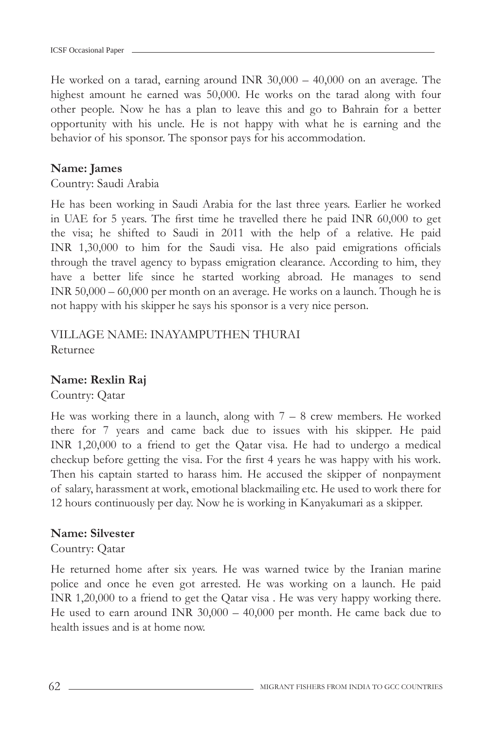He worked on a tarad, earning around INR 30,000 – 40,000 on an average. The highest amount he earned was 50,000. He works on the tarad along with four other people. Now he has a plan to leave this and go to Bahrain for a better opportunity with his uncle. He is not happy with what he is earning and the behavior of his sponsor. The sponsor pays for his accommodation.

**Name: James**

Country: Saudi Arabia

He has been working in Saudi Arabia for the last three years. Earlier he worked in UAE for 5 years. The first time he travelled there he paid INR 60,000 to get the visa; he shifted to Saudi in 2011 with the help of a relative. He paid INR 1,30,000 to him for the Saudi visa. He also paid emigrations officials through the travel agency to bypass emigration clearance. According to him, they have a better life since he started working abroad. He manages to send INR 50,000 – 60,000 per month on an average. He works on a launch. Though he is not happy with his skipper he says his sponsor is a very nice person.

VILLAGE NAME: INAYAMPUTHEN THURAI

Returnee

**Name: Rexlin Raj**

Country: Qatar

He was working there in a launch, along with 7 – 8 crew members. He worked there for 7 years and came back due to issues with his skipper. He paid INR 1,20,000 to a friend to get the Qatar visa. He had to undergo a medical checkup before getting the visa. For the first 4 years he was happy with his work. Then his captain started to harass him. He accused the skipper of nonpayment of salary, harassment at work, emotional blackmailing etc. He used to work there for 12 hours continuously per day. Now he is working in Kanyakumari as a skipper.

**Name: Silvester**

Country: Qatar

He returned home after six years. He was warned twice by the Iranian marine police and once he even got arrested. He was working on a launch. He paid INR 1,20,000 to a friend to get the Qatar visa . He was very happy working there. He used to earn around INR 30,000 – 40,000 per month. He came back due to health issues and is at home now.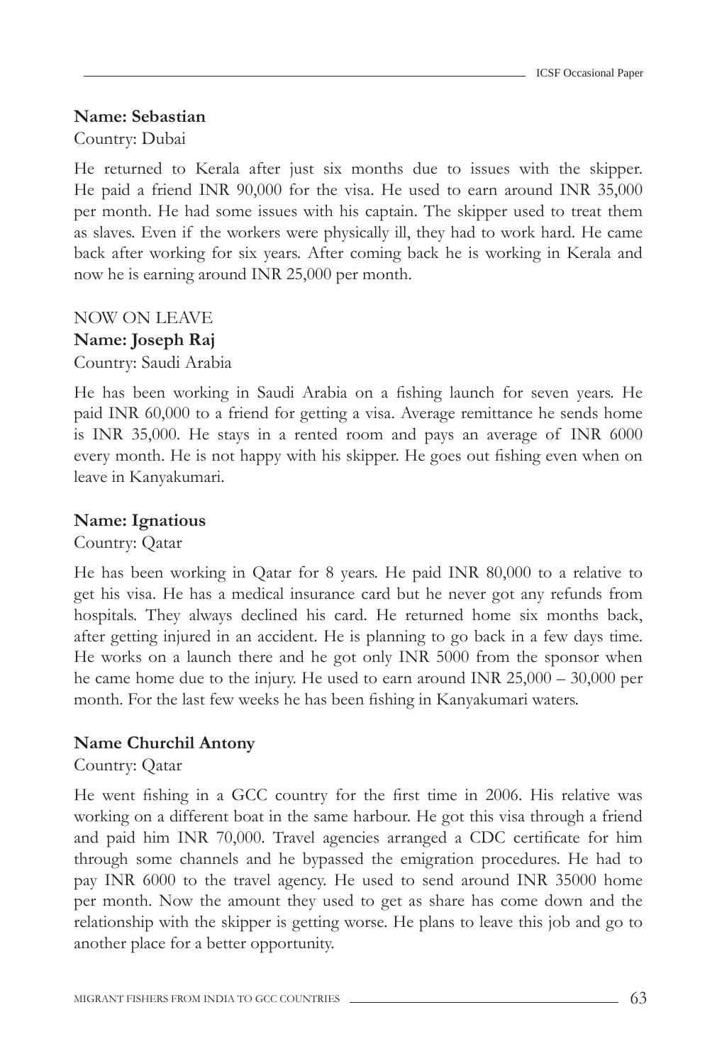**Name: Sebastian**

Country: Dubai

He returned to Kerala after just six months due to issues with the skipper. He paid a friend INR 90,000 for the visa. He used to earn around INR 35,000 per month. He had some issues with his captain. The skipper used to treat them as slaves. Even if the workers were physically ill, they had to work hard. He came back after working for six years. After coming back he is working in Kerala and now he is earning around INR 25,000 per month.

NOW ON LEAVE

**Name: Joseph Raj**

Country: Saudi Arabia

He has been working in Saudi Arabia on a fishing launch for seven years. He paid INR 60,000 to a friend for getting a visa. Average remittance he sends home is INR 35,000. He stays in a rented room and pays an average of INR 6000 every month. He is not happy with his skipper. He goes out fishing even when on leave in Kanyakumari.

**Name: Ignatious**

Country: Qatar

He has been working in Qatar for 8 years. He paid INR 80,000 to a relative to get his visa. He has a medical insurance card but he never got any refunds from hospitals. They always declined his card. He returned home six months back, after getting injured in an accident. He is planning to go back in a few days time. He works on a launch there and he got only INR 5000 from the sponsor when he came home due to the injury. He used to earn around INR 25,000 – 30,000 per month. For the last few weeks he has been fishing in Kanyakumari waters.

**Name Churchil Antony**

Country: Qatar

He went fishing in a GCC country for the first time in 2006. His relative was working on a different boat in the same harbour. He got this visa through a friend and paid him INR 70,000. Travel agencies arranged a CDC certificate for him through some channels and he bypassed the emigration procedures. He had to pay INR 6000 to the travel agency. He used to send around INR 35000 home per month. Now the amount they used to get as share has come down and the relationship with the skipper is getting worse. He plans to leave this job and go to another place for a better opportunity.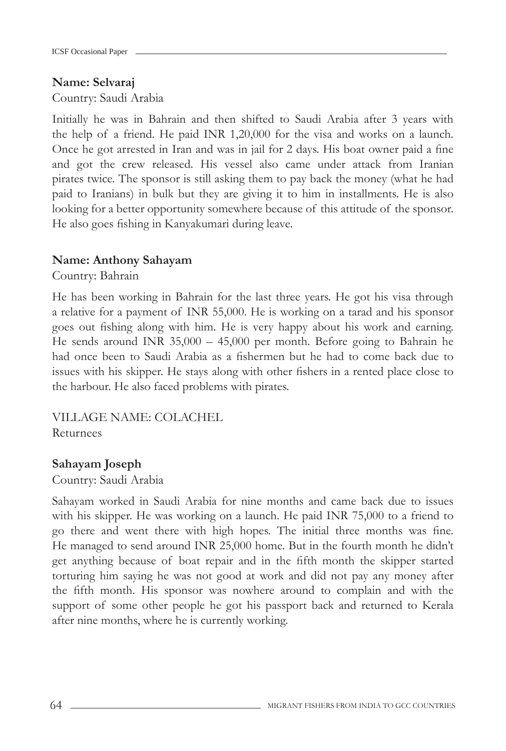**Name: Selvaraj**

Country: Saudi Arabia

Initially he was in Bahrain and then shifted to Saudi Arabia after 3 years with the help of a friend. He paid INR 1,20,000 for the visa and works on a launch. Once he got arrested in Iran and was in jail for 2 days. His boat owner paid a fine and got the crew released. His vessel also came under attack from Iranian pirates twice. The sponsor is still asking them to pay back the money (what he had paid to Iranians) in bulk but they are giving it to him in installments. He is also looking for a better opportunity somewhere because of this attitude of the sponsor. He also goes fishing in Kanyakumari during leave.

**Name: Anthony Sahayam**

Country: Bahrain

He has been working in Bahrain for the last three years. He got his visa through a relative for a payment of INR 55,000. He is working on a tarad and his sponsor goes out fishing along with him. He is very happy about his work and earning. He sends around INR 35,000 – 45,000 per month. Before going to Bahrain he had once been to Saudi Arabia as a fishermen but he had to come back due to issues with his skipper. He stays along with other fishers in a rented place close to the harbour. He also faced problems with pirates.

VILLAGE NAME: COLACHEL

Returnees

**Sahayam Joseph**

Country: Saudi Arabia

Sahayam worked in Saudi Arabia for nine months and came back due to issues with his skipper. He was working on a launch. He paid INR 75,000 to a friend to go there and went there with high hopes. The initial three months was fine. He managed to send around INR 25,000 home. But in the fourth month he didn't get anything because of boat repair and in the fifth month the skipper started torturing him saying he was not good at work and did not pay any money after the fifth month. His sponsor was nowhere around to complain and with the support of some other people he got his passport back and returned to Kerala after nine months, where he is currently working.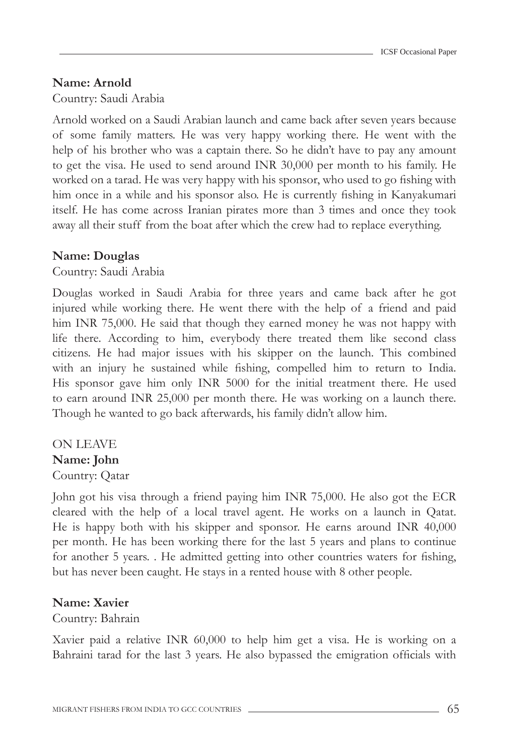**Name: Arnold**

Country: Saudi Arabia

Arnold worked on a Saudi Arabian launch and came back after seven years because of some family matters. He was very happy working there. He went with the help of his brother who was a captain there. So he didn't have to pay any amount to get the visa. He used to send around INR 30,000 per month to his family. He worked on a tarad. He was very happy with his sponsor, who used to go fishing with him once in a while and his sponsor also. He is currently fishing in Kanyakumari itself. He has come across Iranian pirates more than 3 times and once they took away all their stuff from the boat after which the crew had to replace everything.

**Name: Douglas**

Country: Saudi Arabia

Douglas worked in Saudi Arabia for three years and came back after he got injured while working there. He went there with the help of a friend and paid him INR 75,000. He said that though they earned money he was not happy with life there. According to him, everybody there treated them like second class citizens. He had major issues with his skipper on the launch. This combined with an injury he sustained while fishing, compelled him to return to India. His sponsor gave him only INR 5000 for the initial treatment there. He used to earn around INR 25,000 per month there. He was working on a launch there. Though he wanted to go back afterwards, his family didn't allow him.

ON LEAVE

**Name: John**

Country: Qatar

John got his visa through a friend paying him INR 75,000. He also got the ECR cleared with the help of a local travel agent. He works on a launch in Qatat. He is happy both with his skipper and sponsor. He earns around INR 40,000 per month. He has been working there for the last 5 years and plans to continue for another 5 years. . He admitted getting into other countries waters for fishing, but has never been caught. He stays in a rented house with 8 other people.

**Name: Xavier**

Country: Bahrain

Xavier paid a relative INR 60,000 to help him get a visa. He is working on a Bahraini tarad for the last 3 years. He also bypassed the emigration officials with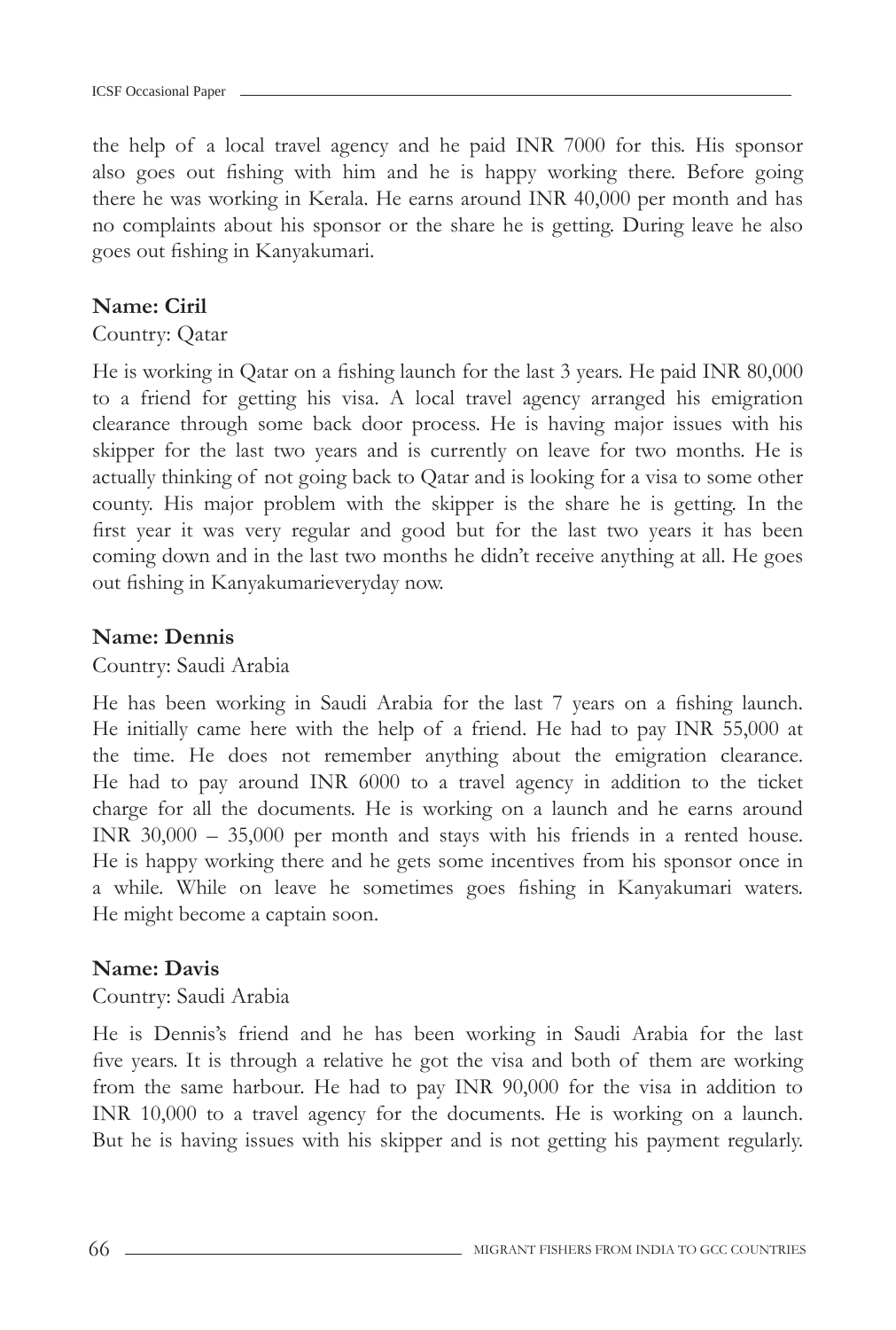the help of a local travel agency and he paid INR 7000 for this. His sponsor also goes out fishing with him and he is happy working there. Before going there he was working in Kerala. He earns around INR 40,000 per month and has no complaints about his sponsor or the share he is getting. During leave he also goes out fishing in Kanyakumari.

**Name: Ciril**

Country: Qatar

He is working in Qatar on a fishing launch for the last 3 years. He paid INR 80,000 to a friend for getting his visa. A local travel agency arranged his emigration clearance through some back door process. He is having major issues with his skipper for the last two years and is currently on leave for two months. He is actually thinking of not going back to Qatar and is looking for a visa to some other county. His major problem with the skipper is the share he is getting. In the first year it was very regular and good but for the last two years it has been coming down and in the last two months he didn't receive anything at all. He goes out fishing in Kanyakumarieveryday now.

**Name: Dennis**

Country: Saudi Arabia

He has been working in Saudi Arabia for the last 7 years on a fishing launch. He initially came here with the help of a friend. He had to pay INR 55,000 at the time. He does not remember anything about the emigration clearance. He had to pay around INR 6000 to a travel agency in addition to the ticket charge for all the documents. He is working on a launch and he earns around INR 30,000 – 35,000 per month and stays with his friends in a rented house. He is happy working there and he gets some incentives from his sponsor once in a while. While on leave he sometimes goes fishing in Kanyakumari waters. He might become a captain soon.

**Name: Davis**

Country: Saudi Arabia

He is Dennis's friend and he has been working in Saudi Arabia for the last five years. It is through a relative he got the visa and both of them are working from the same harbour. He had to pay INR 90,000 for the visa in addition to INR 10,000 to a travel agency for the documents. He is working on a launch. But he is having issues with his skipper and is not getting his payment regularly.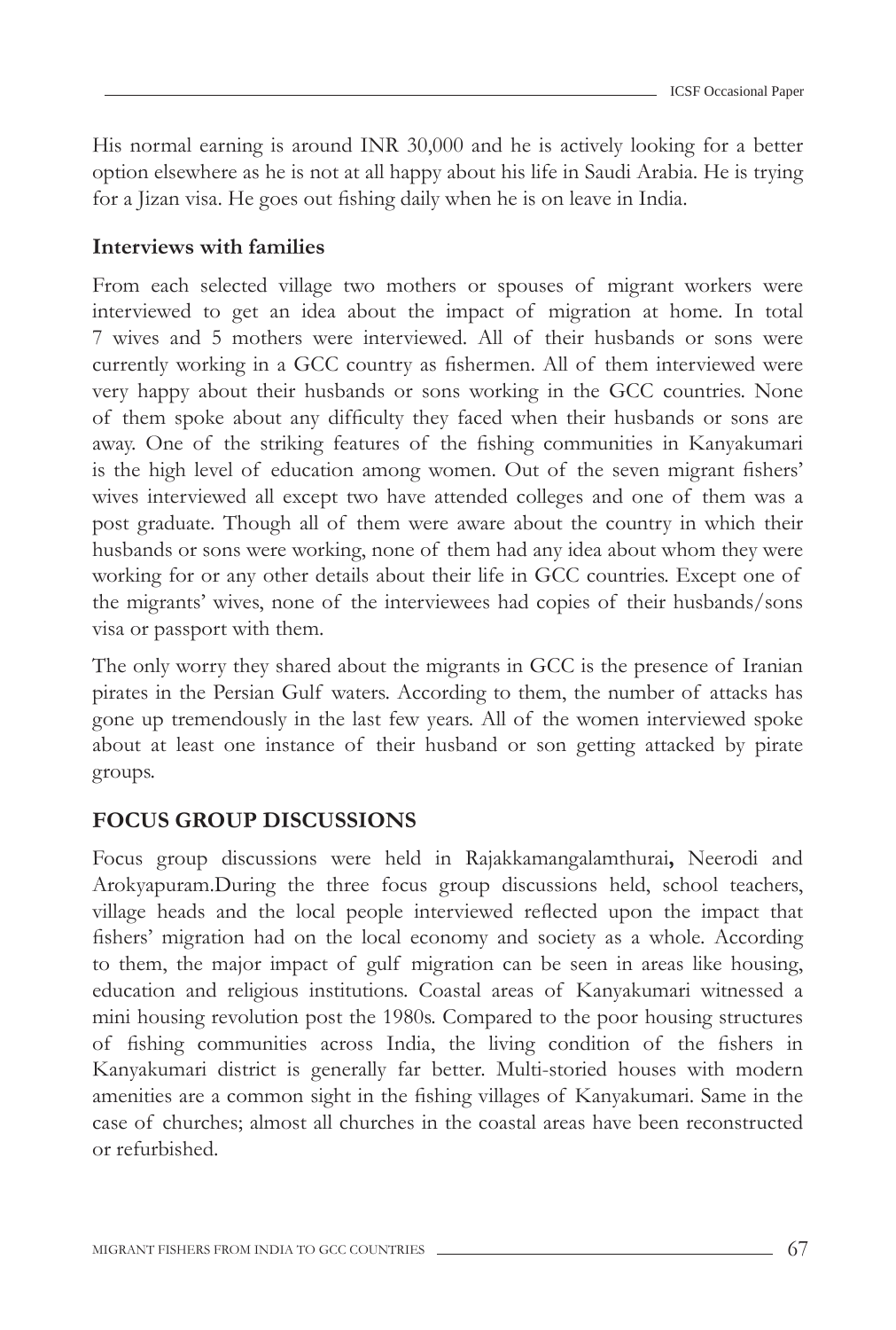His normal earning is around INR 30,000 and he is actively looking for a better option elsewhere as he is not at all happy about his life in Saudi Arabia. He is trying for a Jizan visa. He goes out fishing daily when he is on leave in India.

### Interviews with families

From each selected village two mothers or spouses of migrant workers were interviewed to get an idea about the impact of migration at home. In total 7 wives and 5 mothers were interviewed. All of their husbands or sons were currently working in a GCC country as fishermen. All of them interviewed were very happy about their husbands or sons working in the GCC countries. None of them spoke about any difficulty they faced when their husbands or sons are away. One of the striking features of the fishing communities in Kanyakumari is the high level of education among women. Out of the seven migrant fishers' wives interviewed all except two have attended colleges and one of them was a post graduate. Though all of them were aware about the country in which their husbands or sons were working, none of them had any idea about whom they were working for or any other details about their life in GCC countries. Except one of the migrants' wives, none of the interviewees had copies of their husbands/sons visa or passport with them.

The only worry they shared about the migrants in GCC is the presence of Iranian pirates in the Persian Gulf waters. According to them, the number of attacks has gone up tremendously in the last few years. All of the women interviewed spoke about at least one instance of their husband or son getting attacked by pirate groups.

## FOCUS GROUP DISCUSSIONS

Focus group discussions were held in Rajakkamangalamthurai**,** Neerodi and Arokyapuram.During the three focus group discussions held, school teachers, village heads and the local people interviewed reflected upon the impact that fishers' migration had on the local economy and society as a whole. According to them, the major impact of gulf migration can be seen in areas like housing, education and religious institutions. Coastal areas of Kanyakumari witnessed a mini housing revolution post the 1980s. Compared to the poor housing structures of fishing communities across India, the living condition of the fishers in Kanyakumari district is generally far better. Multi-storied houses with modern amenities are a common sight in the fishing villages of Kanyakumari. Same in the case of churches; almost all churches in the coastal areas have been reconstructed or refurbished.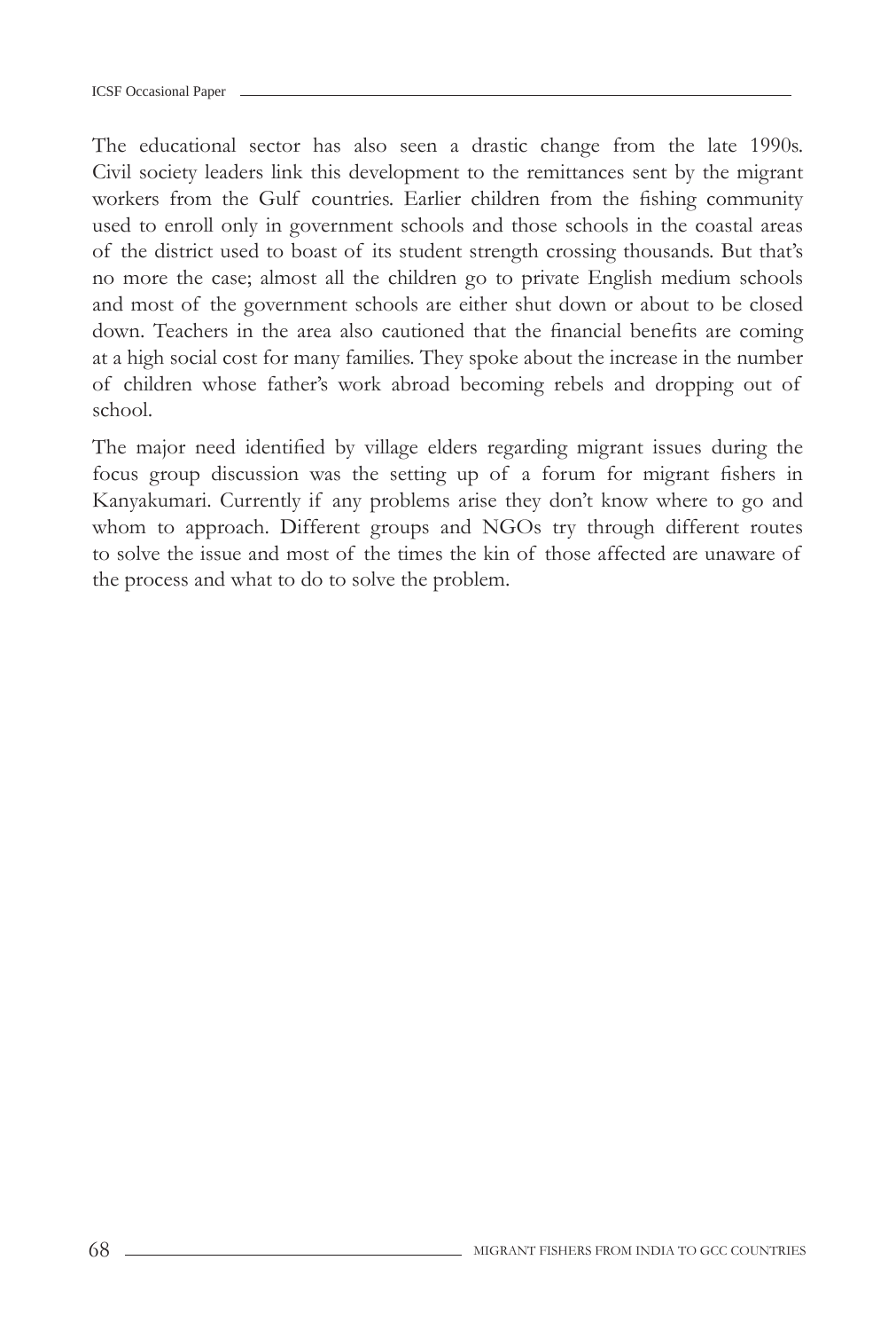The educational sector has also seen a drastic change from the late 1990s. Civil society leaders link this development to the remittances sent by the migrant workers from the Gulf countries. Earlier children from the fishing community used to enroll only in government schools and those schools in the coastal areas of the district used to boast of its student strength crossing thousands. But that's no more the case; almost all the children go to private English medium schools and most of the government schools are either shut down or about to be closed down. Teachers in the area also cautioned that the financial benefits are coming at a high social cost for many families. They spoke about the increase in the number of children whose father's work abroad becoming rebels and dropping out of school.

The major need identified by village elders regarding migrant issues during the focus group discussion was the setting up of a forum for migrant fishers in Kanyakumari. Currently if any problems arise they don't know where to go and whom to approach. Different groups and NGOs try through different routes to solve the issue and most of the times the kin of those affected are unaware of the process and what to do to solve the problem.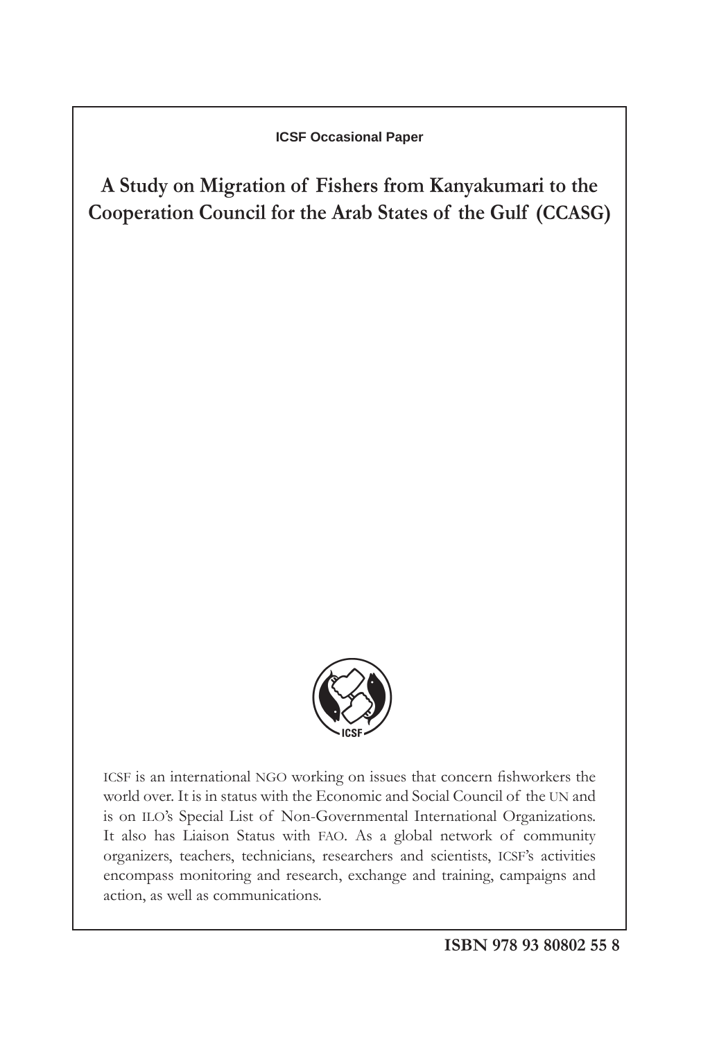**ICSF Occasional Paper**

# A Study on Migration of Fishers from Kanyakumari to the Cooperation Council for the Arab States of the Gulf (CCASG)

ICSF is an international NGO working on issues that concern fishworkers the world over. It is in status with the Economic and Social Council of the UN and is on ILO's Special List of Non-Governmental International Organizations. It also has Liaison Status with FAO. As a global network of community organizers, teachers, technicians, researchers and scientists, ICSF's activities encompass monitoring and research, exchange and training, campaigns and action, as well as communications.

**ISBN 978 93 80802 55 8**